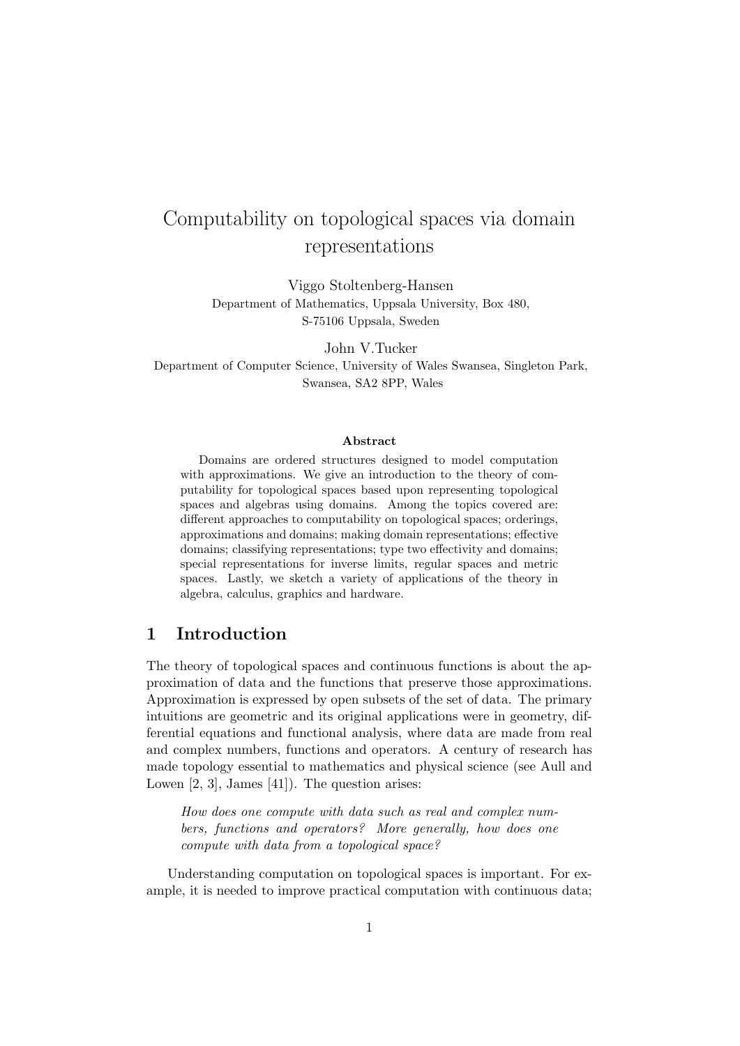# Computability on topological spaces via domain representations

Viggo Stoltenberg-Hansen
Department of Mathematics, Uppsala University, Box 480,
S-75106 Uppsala, Sweden

John V.Tucker
Department of Computer Science, University of Wales Swansea, Singleton Park,
Swansea, SA2 8PP, Wales

**Abstract**

Domains are ordered structures designed to model computation with approximations. We give an introduction to the theory of computability for topological spaces based upon representing topological spaces and algebras using domains. Among the topics covered are: different approaches to computability on topological spaces; orderings, approximations and domains; making domain representations; effective domains; classifying representations; type two effectivity and domains; special representations for inverse limits, regular spaces and metric spaces. Lastly, we sketch a variety of applications of the theory in algebra, calculus, graphics and hardware.

## 1 Introduction

The theory of topological spaces and continuous functions is about the approximation of data and the functions that preserve those approximations. Approximation is expressed by open subsets of the set of data. The primary intuitions are geometric and its original applications were in geometry, differential equations and functional analysis, where data are made from real and complex numbers, functions and operators. A century of research has made topology essential to mathematics and physical science (see Aull and Lowen [2, 3], James [41]). The question arises:

> *How does one compute with data such as real and complex numbers, functions and operators? More generally, how does one compute with data from a topological space?*

Understanding computation on topological spaces is important. For example, it is needed to improve practical computation with continuous data;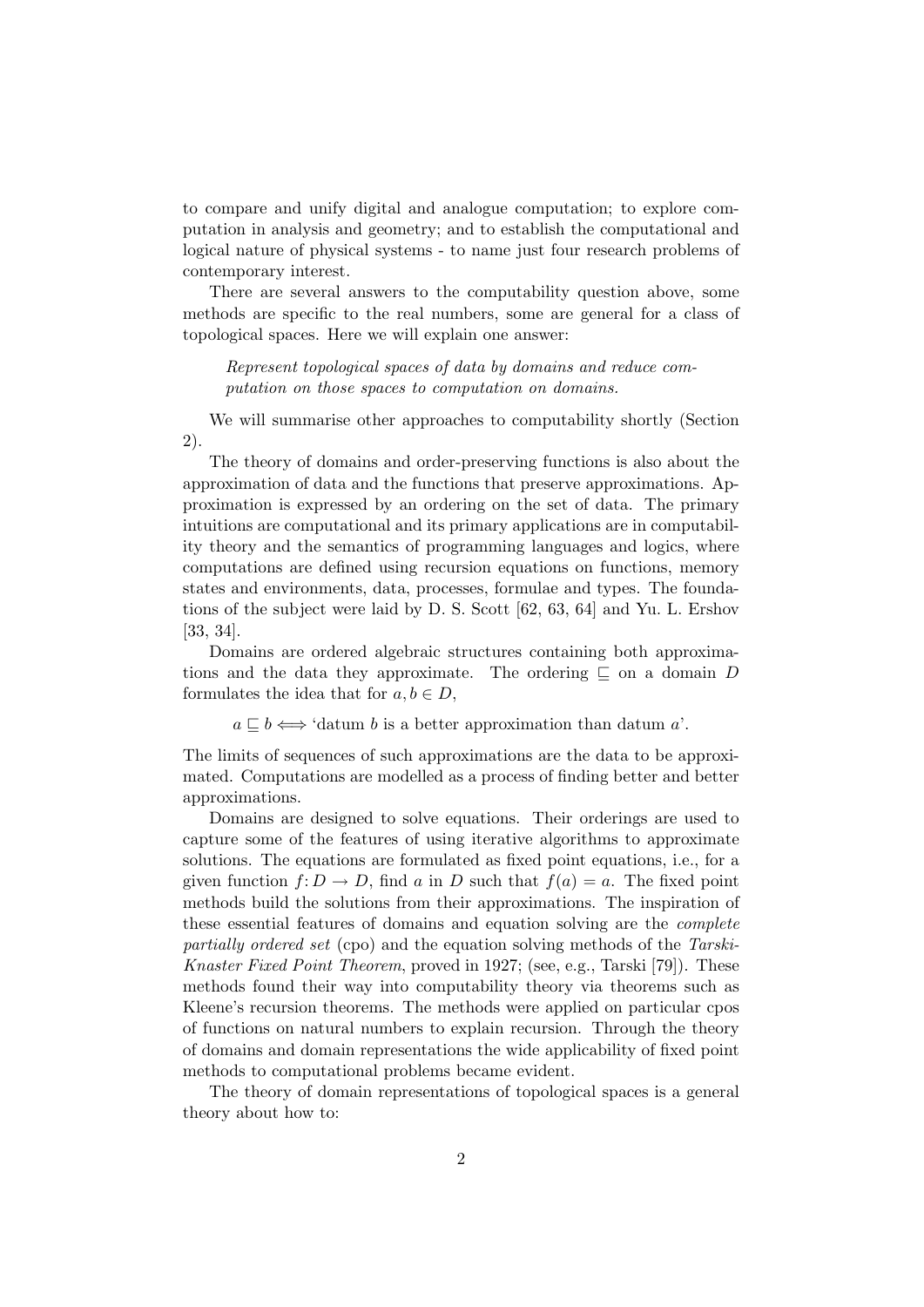to compare and unify digital and analogue computation; to explore computation in analysis and geometry; and to establish the computational and logical nature of physical systems - to name just four research problems of contemporary interest.

There are several answers to the computability question above, some methods are specific to the real numbers, some are general for a class of topological spaces. Here we will explain one answer:

> *Represent topological spaces of data by domains and reduce computation on those spaces to computation on domains.*

We will summarise other approaches to computability shortly (Section 2).

The theory of domains and order-preserving functions is also about the approximation of data and the functions that preserve approximations. Approximation is expressed by an ordering on the set of data. The primary intuitions are computational and its primary applications are in computability theory and the semantics of programming languages and logics, where computations are defined using recursion equations on functions, memory states and environments, data, processes, formulae and types. The foundations of the subject were laid by D. S. Scott [62, 63, 64] and Yu. L. Ershov [33, 34].

Domains are ordered algebraic structures containing both approximations and the data they approximate. The ordering $\sqsubseteq$ on a domain $D$ formulates the idea that for $a, b \in D$,

$$a \sqsubseteq b \iff \text{'datum } b \text{ is a better approximation than datum } a\text{'}.$$

The limits of sequences of such approximations are the data to be approximated. Computations are modelled as a process of finding better and better approximations.

Domains are designed to solve equations. Their orderings are used to capture some of the features of using iterative algorithms to approximate solutions. The equations are formulated as fixed point equations, i.e., for a given function $f : D \to D$, find $a$ in $D$ such that $f(a) = a$. The fixed point methods build the solutions from their approximations. The inspiration of these essential features of domains and equation solving are the *complete partially ordered set* (cpo) and the equation solving methods of the *Tarski-Knaster Fixed Point Theorem*, proved in 1927; (see, e.g., Tarski [79]). These methods found their way into computability theory via theorems such as Kleene's recursion theorems. The methods were applied on particular cpos of functions on natural numbers to explain recursion. Through the theory of domains and domain representations the wide applicability of fixed point methods to computational problems became evident.

The theory of domain representations of topological spaces is a general theory about how to: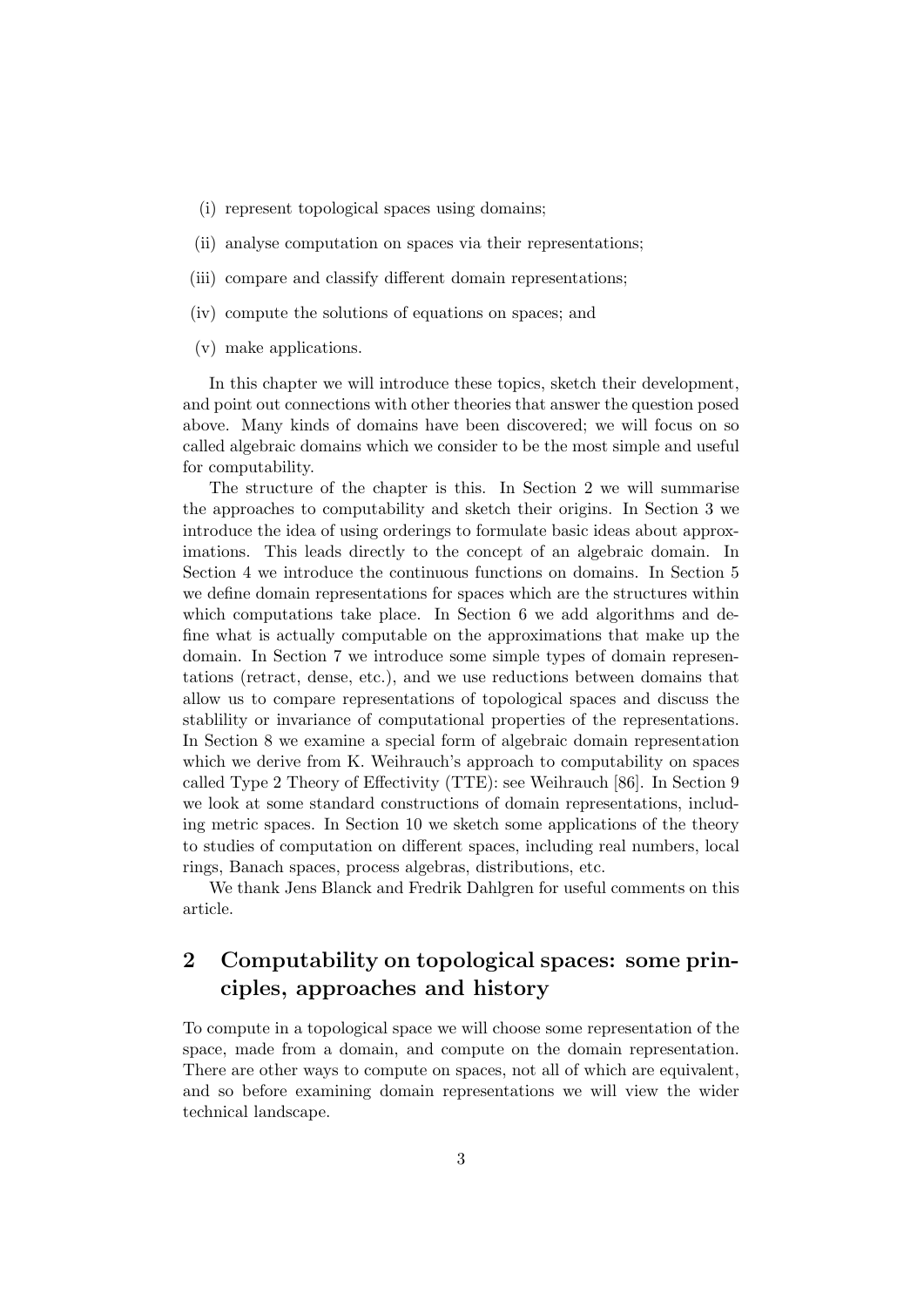(i) represent topological spaces using domains;

(ii) analyse computation on spaces via their representations;

(iii) compare and classify different domain representations;

(iv) compute the solutions of equations on spaces; and

(v) make applications.

In this chapter we will introduce these topics, sketch their development, and point out connections with other theories that answer the question posed above. Many kinds of domains have been discovered; we will focus on so called algebraic domains which we consider to be the most simple and useful for computability.

The structure of the chapter is this. In Section 2 we will summarise the approaches to computability and sketch their origins. In Section 3 we introduce the idea of using orderings to formulate basic ideas about approximations. This leads directly to the concept of an algebraic domain. In Section 4 we introduce the continuous functions on domains. In Section 5 we define domain representations for spaces which are the structures within which computations take place. In Section 6 we add algorithms and define what is actually computable on the approximations that make up the domain. In Section 7 we introduce some simple types of domain representations (retract, dense, etc.), and we use reductions between domains that allow us to compare representations of topological spaces and discuss the stablility or invariance of computational properties of the representations. In Section 8 we examine a special form of algebraic domain representation which we derive from K. Weihrauch's approach to computability on spaces called Type 2 Theory of Effectivity (TTE): see Weihrauch [86]. In Section 9 we look at some standard constructions of domain representations, including metric spaces. In Section 10 we sketch some applications of the theory to studies of computation on different spaces, including real numbers, local rings, Banach spaces, process algebras, distributions, etc.

We thank Jens Blanck and Fredrik Dahlgren for useful comments on this article.

## 2 Computability on topological spaces: some principles, approaches and history

To compute in a topological space we will choose some representation of the space, made from a domain, and compute on the domain representation. There are other ways to compute on spaces, not all of which are equivalent, and so before examining domain representations we will view the wider technical landscape.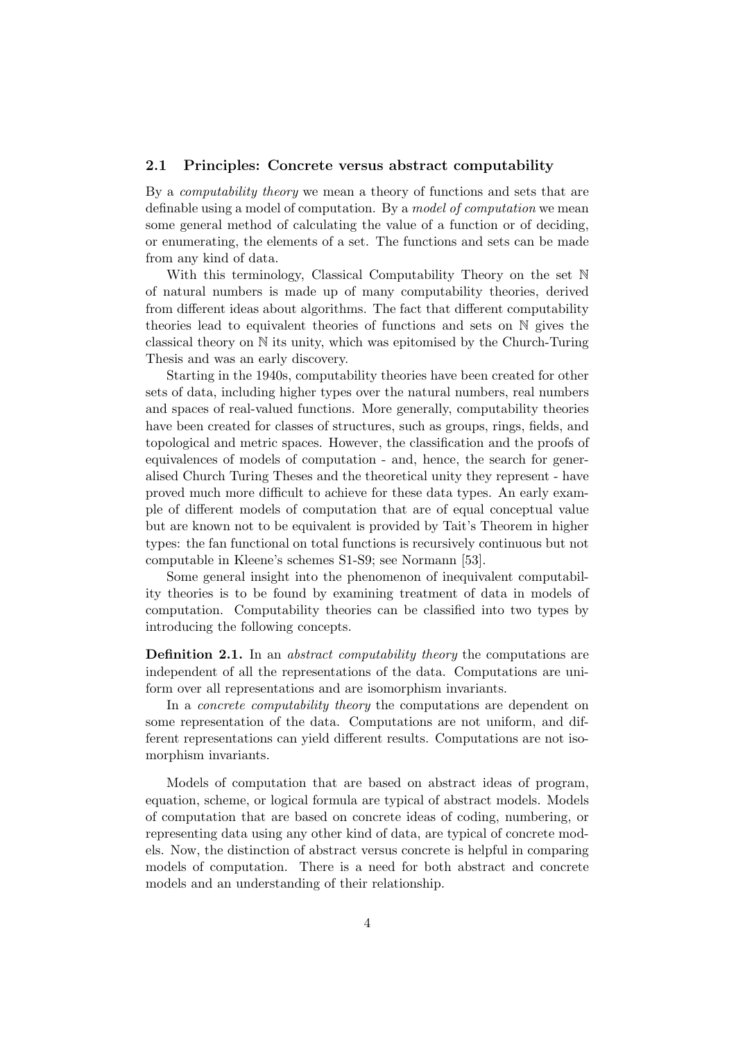### 2.1 Principles: Concrete versus abstract computability

By a *computability theory* we mean a theory of functions and sets that are definable using a model of computation. By a *model of computation* we mean some general method of calculating the value of a function or of deciding, or enumerating, the elements of a set. The functions and sets can be made from any kind of data.

With this terminology, Classical Computability Theory on the set $\mathbb{N}$ of natural numbers is made up of many computability theories, derived from different ideas about algorithms. The fact that different computability theories lead to equivalent theories of functions and sets on $\mathbb{N}$ gives the classical theory on $\mathbb{N}$ its unity, which was epitomised by the Church-Turing Thesis and was an early discovery.

Starting in the 1940s, computability theories have been created for other sets of data, including higher types over the natural numbers, real numbers and spaces of real-valued functions. More generally, computability theories have been created for classes of structures, such as groups, rings, fields, and topological and metric spaces. However, the classification and the proofs of equivalences of models of computation - and, hence, the search for generalised Church Turing Theses and the theoretical unity they represent - have proved much more difficult to achieve for these data types. An early example of different models of computation that are of equal conceptual value but are known not to be equivalent is provided by Tait's Theorem in higher types: the fan functional on total functions is recursively continuous but not computable in Kleene's schemes S1-S9; see Normann [53].

Some general insight into the phenomenon of inequivalent computability theories is to be found by examining treatment of data in models of computation. Computability theories can be classified into two types by introducing the following concepts.

**Definition 2.1.** In an *abstract computability theory* the computations are independent of all the representations of the data. Computations are uniform over all representations and are isomorphism invariants.

In a *concrete computability theory* the computations are dependent on some representation of the data. Computations are not uniform, and different representations can yield different results. Computations are not isomorphism invariants.

Models of computation that are based on abstract ideas of program, equation, scheme, or logical formula are typical of abstract models. Models of computation that are based on concrete ideas of coding, numbering, or representing data using any other kind of data, are typical of concrete models. Now, the distinction of abstract versus concrete is helpful in comparing models of computation. There is a need for both abstract and concrete models and an understanding of their relationship.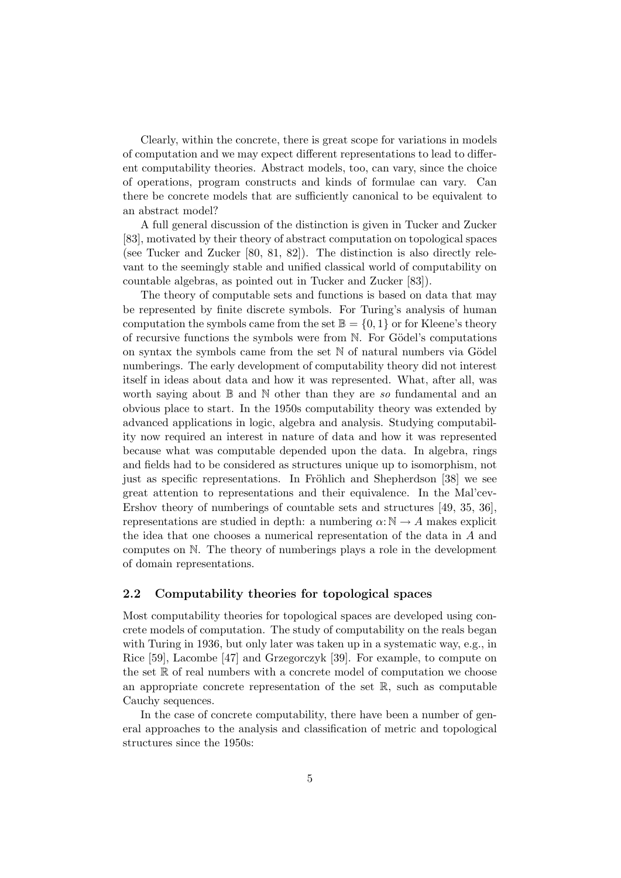Clearly, within the concrete, there is great scope for variations in models of computation and we may expect different representations to lead to different computability theories. Abstract models, too, can vary, since the choice of operations, program constructs and kinds of formulae can vary. Can there be concrete models that are sufficiently canonical to be equivalent to an abstract model?

A full general discussion of the distinction is given in Tucker and Zucker [83], motivated by their theory of abstract computation on topological spaces (see Tucker and Zucker [80, 81, 82]). The distinction is also directly relevant to the seemingly stable and unified classical world of computability on countable algebras, as pointed out in Tucker and Zucker [83]).

The theory of computable sets and functions is based on data that may be represented by finite discrete symbols. For Turing's analysis of human computation the symbols came from the set $\mathbb{B} = \{0, 1\}$ or for Kleene's theory of recursive functions the symbols were from $\mathbb{N}$. For Gödel's computations on syntax the symbols came from the set $\mathbb{N}$ of natural numbers via Gödel numberings. The early development of computability theory did not interest itself in ideas about data and how it was represented. What, after all, was worth saying about $\mathbb{B}$ and $\mathbb{N}$ other than they are *so* fundamental and an obvious place to start. In the 1950s computability theory was extended by advanced applications in logic, algebra and analysis. Studying computability now required an interest in nature of data and how it was represented because what was computable depended upon the data. In algebra, rings and fields had to be considered as structures unique up to isomorphism, not just as specific representations. In Fröhlich and Shepherdson [38] we see great attention to representations and their equivalence. In the Mal'cev-Ershov theory of numberings of countable sets and structures [49, 35, 36], representations are studied in depth: a numbering $\alpha\colon \mathbb{N} \to A$ makes explicit the idea that one chooses a numerical representation of the data in $A$ and computes on $\mathbb{N}$. The theory of numberings plays a role in the development of domain representations.

## 2.2 Computability theories for topological spaces

Most computability theories for topological spaces are developed using concrete models of computation. The study of computability on the reals began with Turing in 1936, but only later was taken up in a systematic way, e.g., in Rice [59], Lacombe [47] and Grzegorczyk [39]. For example, to compute on the set $\mathbb{R}$ of real numbers with a concrete model of computation we choose an appropriate concrete representation of the set $\mathbb{R}$, such as computable Cauchy sequences.

In the case of concrete computability, there have been a number of general approaches to the analysis and classification of metric and topological structures since the 1950s: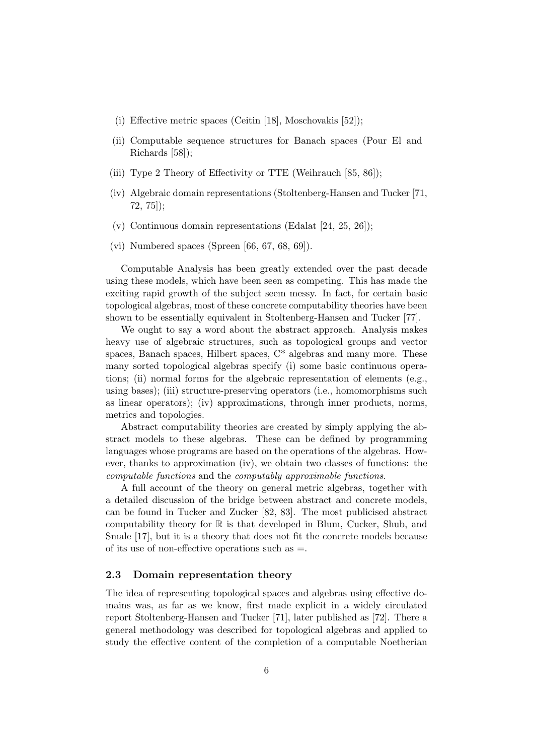(i) Effective metric spaces (Ceitin [18], Moschovakis [52]);

(ii) Computable sequence structures for Banach spaces (Pour El and Richards [58]);

(iii) Type 2 Theory of Effectivity or TTE (Weihrauch [85, 86]);

(iv) Algebraic domain representations (Stoltenberg-Hansen and Tucker [71, 72, 75]);

(v) Continuous domain representations (Edalat [24, 25, 26]);

(vi) Numbered spaces (Spreen [66, 67, 68, 69]).

Computable Analysis has been greatly extended over the past decade using these models, which have been seen as competing. This has made the exciting rapid growth of the subject seem messy. In fact, for certain basic topological algebras, most of these concrete computability theories have been shown to be essentially equivalent in Stoltenberg-Hansen and Tucker [77].

We ought to say a word about the abstract approach. Analysis makes heavy use of algebraic structures, such as topological groups and vector spaces, Banach spaces, Hilbert spaces, C* algebras and many more. These many sorted topological algebras specify (i) some basic continuous operations; (ii) normal forms for the algebraic representation of elements (e.g., using bases); (iii) structure-preserving operators (i.e., homomorphisms such as linear operators); (iv) approximations, through inner products, norms, metrics and topologies.

Abstract computability theories are created by simply applying the abstract models to these algebras. These can be defined by programming languages whose programs are based on the operations of the algebras. However, thanks to approximation (iv), we obtain two classes of functions: the *computable functions* and the *computably approximable functions*.

A full account of the theory on general metric algebras, together with a detailed discussion of the bridge between abstract and concrete models, can be found in Tucker and Zucker [82, 83]. The most publicised abstract computability theory for $\mathbb{R}$ is that developed in Blum, Cucker, Shub, and Smale [17], but it is a theory that does not fit the concrete models because of its use of non-effective operations such as $=$.

### 2.3 Domain representation theory

The idea of representing topological spaces and algebras using effective domains was, as far as we know, first made explicit in a widely circulated report Stoltenberg-Hansen and Tucker [71], later published as [72]. There a general methodology was described for topological algebras and applied to study the effective content of the completion of a computable Noetherian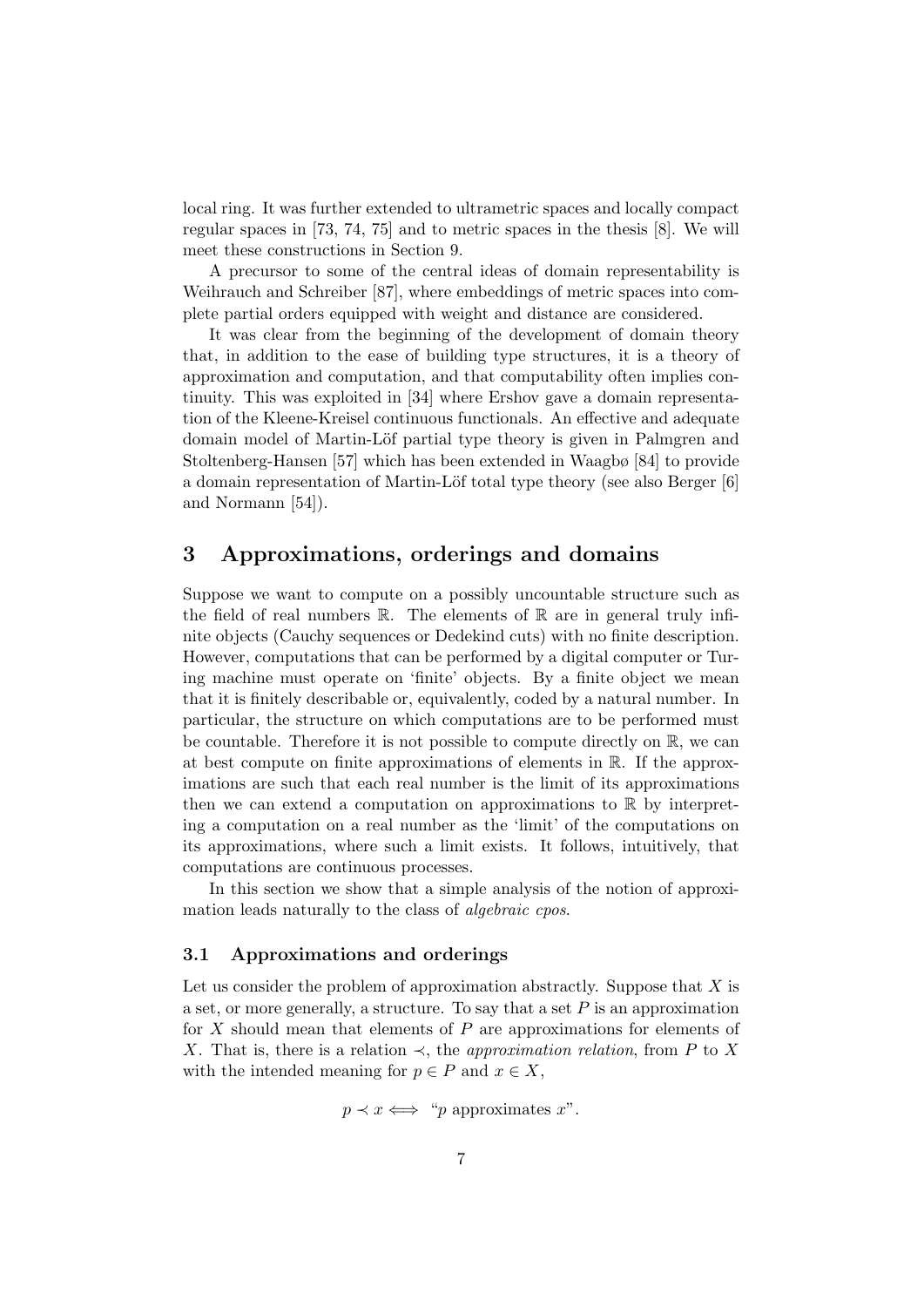local ring. It was further extended to ultrametric spaces and locally compact regular spaces in [73, 74, 75] and to metric spaces in the thesis [8]. We will meet these constructions in Section 9.

A precursor to some of the central ideas of domain representability is Weihrauch and Schreiber [87], where embeddings of metric spaces into complete partial orders equipped with weight and distance are considered.

It was clear from the beginning of the development of domain theory that, in addition to the ease of building type structures, it is a theory of approximation and computation, and that computability often implies continuity. This was exploited in [34] where Ershov gave a domain representation of the Kleene-Kreisel continuous functionals. An effective and adequate domain model of Martin-Löf partial type theory is given in Palmgren and Stoltenberg-Hansen [57] which has been extended in Waagbø [84] to provide a domain representation of Martin-Löf total type theory (see also Berger [6] and Normann [54]).

## 3 Approximations, orderings and domains

Suppose we want to compute on a possibly uncountable structure such as the field of real numbers $\mathbb{R}$. The elements of $\mathbb{R}$ are in general truly infinite objects (Cauchy sequences or Dedekind cuts) with no finite description. However, computations that can be performed by a digital computer or Turing machine must operate on 'finite' objects. By a finite object we mean that it is finitely describable or, equivalently, coded by a natural number. In particular, the structure on which computations are to be performed must be countable. Therefore it is not possible to compute directly on $\mathbb{R}$, we can at best compute on finite approximations of elements in $\mathbb{R}$. If the approximations are such that each real number is the limit of its approximations then we can extend a computation on approximations to $\mathbb{R}$ by interpreting a computation on a real number as the 'limit' of the computations on its approximations, where such a limit exists. It follows, intuitively, that computations are continuous processes.

In this section we show that a simple analysis of the notion of approximation leads naturally to the class of *algebraic cpos*.

### 3.1 Approximations and orderings

Let us consider the problem of approximation abstractly. Suppose that $X$ is a set, or more generally, a structure. To say that a set $P$ is an approximation for $X$ should mean that elements of $P$ are approximations for elements of $X$. That is, there is a relation $\prec$, the *approximation relation*, from $P$ to $X$ with the intended meaning for $p \in P$ and $x \in X$,

$$p \prec x \iff \text{“}p \text{ approximates } x\text{”}.$$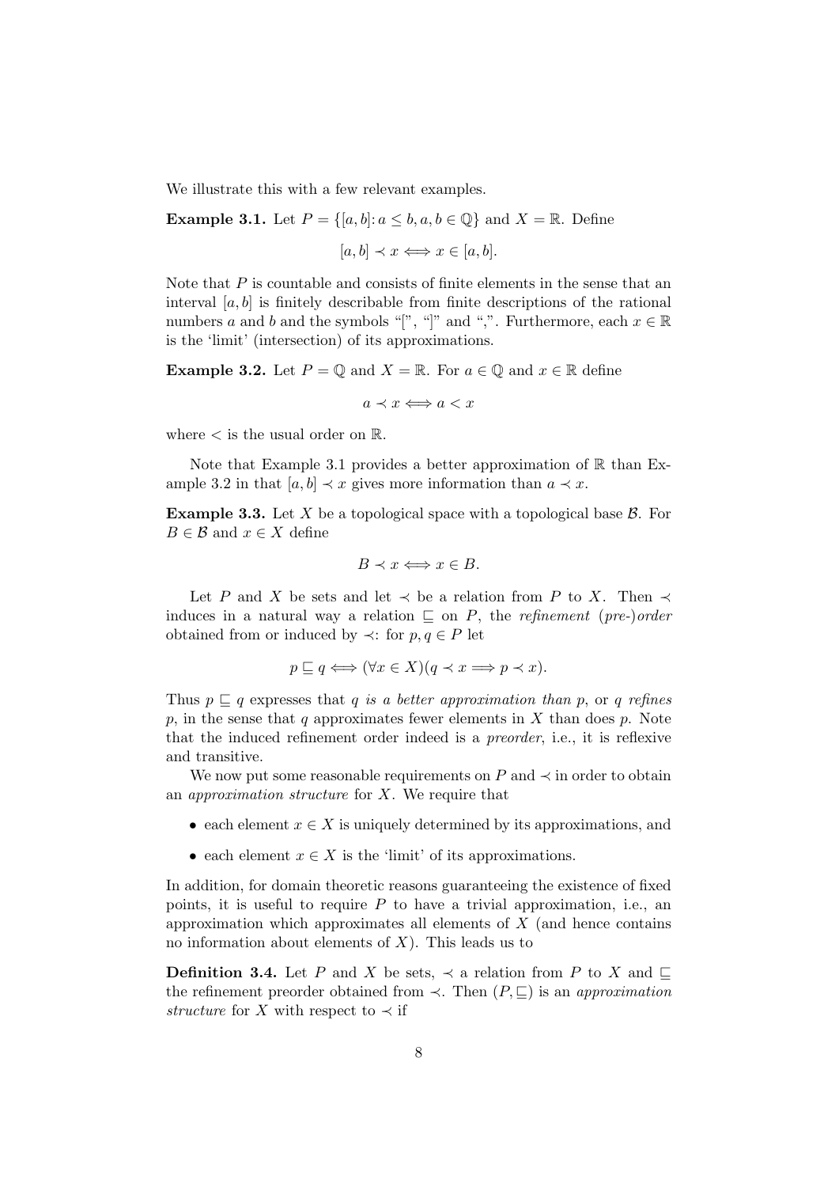We illustrate this with a few relevant examples.

**Example 3.1.** Let $P = \{[a, b] \colon a \leq b, a, b \in \mathbb{Q}\}$ and $X = \mathbb{R}$. Define

$$[a, b] \prec x \Longleftrightarrow x \in [a, b].$$

Note that $P$ is countable and consists of finite elements in the sense that an interval $[a, b]$ is finitely describable from finite descriptions of the rational numbers $a$ and $b$ and the symbols "[", "]" and ",". Furthermore, each $x \in \mathbb{R}$ is the 'limit' (intersection) of its approximations.

**Example 3.2.** Let $P = \mathbb{Q}$ and $X = \mathbb{R}$. For $a \in \mathbb{Q}$ and $x \in \mathbb{R}$ define

$$a \prec x \Longleftrightarrow a < x$$

where $<$ is the usual order on $\mathbb{R}$.

Note that Example 3.1 provides a better approximation of $\mathbb{R}$ than Example 3.2 in that $[a, b] \prec x$ gives more information than $a \prec x$.

**Example 3.3.** Let $X$ be a topological space with a topological base $\mathcal{B}$. For $B \in \mathcal{B}$ and $x \in X$ define

$$B \prec x \Longleftrightarrow x \in B.$$

Let $P$ and $X$ be sets and let $\prec$ be a relation from $P$ to $X$. Then $\prec$ induces in a natural way a relation $\sqsubseteq$ on $P$, the *refinement (pre-)order* obtained from or induced by $\prec$: for $p, q \in P$ let

$$p \sqsubseteq q \Longleftrightarrow (\forall x \in X)(q \prec x \Longrightarrow p \prec x).$$

Thus $p \sqsubseteq q$ expresses that *$q$ is a better approximation than $p$*, or *$q$ refines $p$*, in the sense that $q$ approximates fewer elements in $X$ than does $p$. Note that the induced refinement order indeed is a *preorder*, i.e., it is reflexive and transitive.

We now put some reasonable requirements on $P$ and $\prec$ in order to obtain an *approximation structure* for $X$. We require that

- each element $x \in X$ is uniquely determined by its approximations, and
- each element $x \in X$ is the 'limit' of its approximations.

In addition, for domain theoretic reasons guaranteeing the existence of fixed points, it is useful to require $P$ to have a trivial approximation, i.e., an approximation which approximates all elements of $X$ (and hence contains no information about elements of $X$). This leads us to

**Definition 3.4.** Let $P$ and $X$ be sets, $\prec$ a relation from $P$ to $X$ and $\sqsubseteq$ the refinement preorder obtained from $\prec$. Then $(P, \sqsubseteq)$ is an *approximation structure* for $X$ with respect to $\prec$ if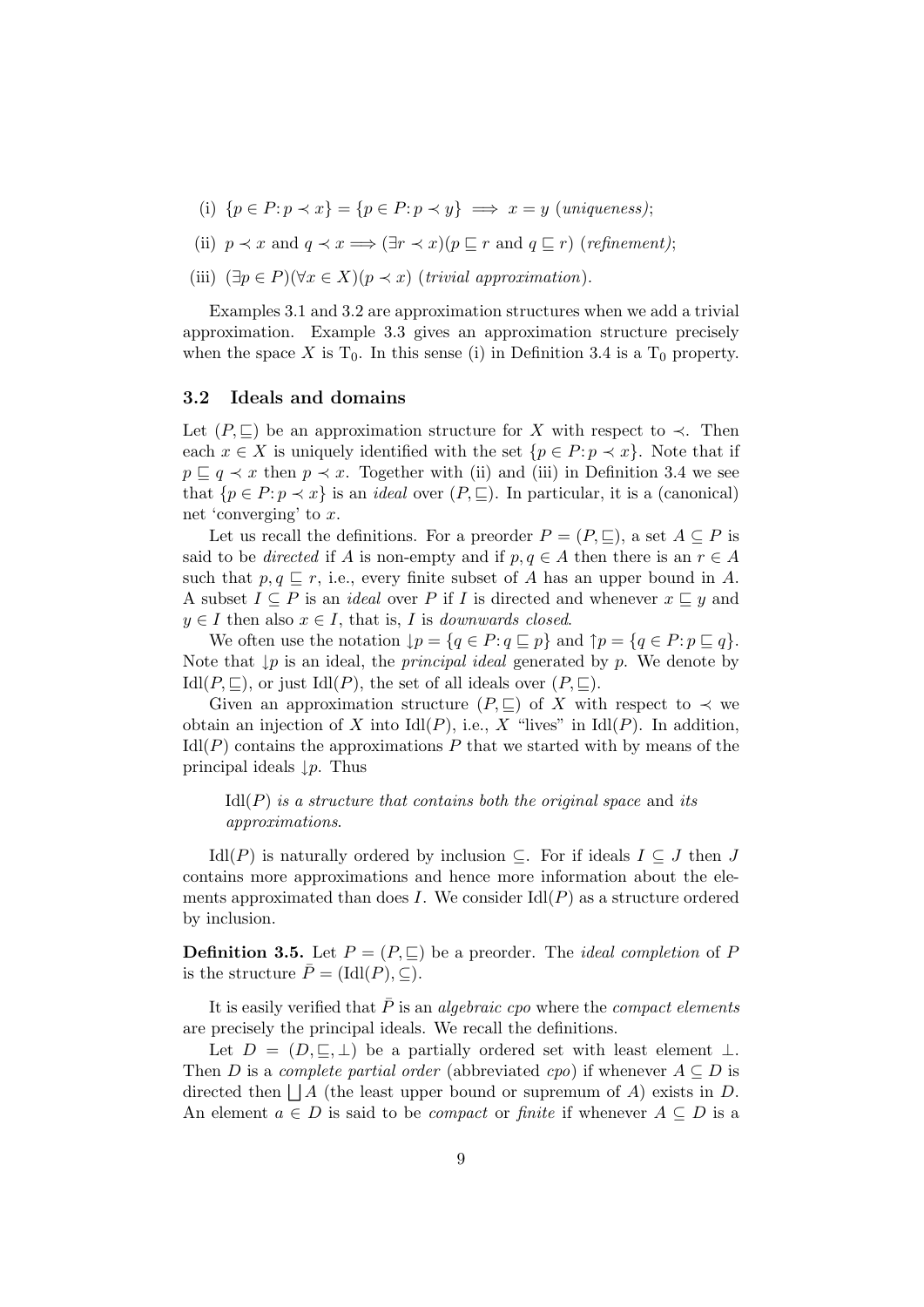(i) $\{p \in P \colon p \prec x\} = \{p \in P \colon p \prec y\} \implies x = y$ (*uniqueness*);

(ii) $p \prec x$ and $q \prec x \Longrightarrow (\exists r \prec x)(p \sqsubseteq r \text{ and } q \sqsubseteq r)$ (*refinement*);

(iii) $(\exists p \in P)(\forall x \in X)(p \prec x)$ (*trivial approximation*).

Examples 3.1 and 3.2 are approximation structures when we add a trivial approximation. Example 3.3 gives an approximation structure precisely when the space $X$ is $\mathrm{T}_0$. In this sense (i) in Definition 3.4 is a $\mathrm{T}_0$ property.

### 3.2 Ideals and domains

Let $(P, \sqsubseteq)$ be an approximation structure for $X$ with respect to $\prec$. Then each $x \in X$ is uniquely identified with the set $\{p \in P \colon p \prec x\}$. Note that if $p \sqsubseteq q \prec x$ then $p \prec x$. Together with (ii) and (iii) in Definition 3.4 we see that $\{p \in P \colon p \prec x\}$ is an *ideal* over $(P, \sqsubseteq)$. In particular, it is a (canonical) net 'converging' to $x$.

Let us recall the definitions. For a preorder $P = (P, \sqsubseteq)$, a set $A \subseteq P$ is said to be *directed* if $A$ is non-empty and if $p, q \in A$ then there is an $r \in A$ such that $p, q \sqsubseteq r$, i.e., every finite subset of $A$ has an upper bound in $A$. A subset $I \subseteq P$ is an *ideal* over $P$ if $I$ is directed and whenever $x \sqsubseteq y$ and $y \in I$ then also $x \in I$, that is, $I$ is *downwards closed*.

We often use the notation $\downarrow p = \{q \in P \colon q \sqsubseteq p\}$ and $\uparrow p = \{q \in P \colon p \sqsubseteq q\}$. Note that $\downarrow p$ is an ideal, the *principal ideal* generated by $p$. We denote by $\mathrm{Idl}(P, \sqsubseteq)$, or just $\mathrm{Idl}(P)$, the set of all ideals over $(P, \sqsubseteq)$.

Given an approximation structure $(P, \sqsubseteq)$ of $X$ with respect to $\prec$ we obtain an injection of $X$ into $\mathrm{Idl}(P)$, i.e., $X$ "lives" in $\mathrm{Idl}(P)$. In addition, $\mathrm{Idl}(P)$ contains the approximations $P$ that we started with by means of the principal ideals $\downarrow p$. Thus

> $\mathrm{Idl}(P)$ *is a structure that contains both the original space* and *its approximations*.

$\mathrm{Idl}(P)$ is naturally ordered by inclusion $\subseteq$. For if ideals $I \subseteq J$ then $J$ contains more approximations and hence more information about the elements approximated than does $I$. We consider $\mathrm{Idl}(P)$ as a structure ordered by inclusion.

**Definition 3.5.** Let $P = (P, \sqsubseteq)$ be a preorder. The *ideal completion* of $P$ is the structure $\bar{P} = (\mathrm{Idl}(P), \subseteq)$.

It is easily verified that $\bar{P}$ is an *algebraic cpo* where the *compact elements* are precisely the principal ideals. We recall the definitions.

Let $D = (D, \sqsubseteq, \bot)$ be a partially ordered set with least element $\bot$. Then $D$ is a *complete partial order* (abbreviated *cpo*) if whenever $A \subseteq D$ is directed then $\bigsqcup A$ (the least upper bound or supremum of $A$) exists in $D$. An element $a \in D$ is said to be *compact* or *finite* if whenever $A \subseteq D$ is a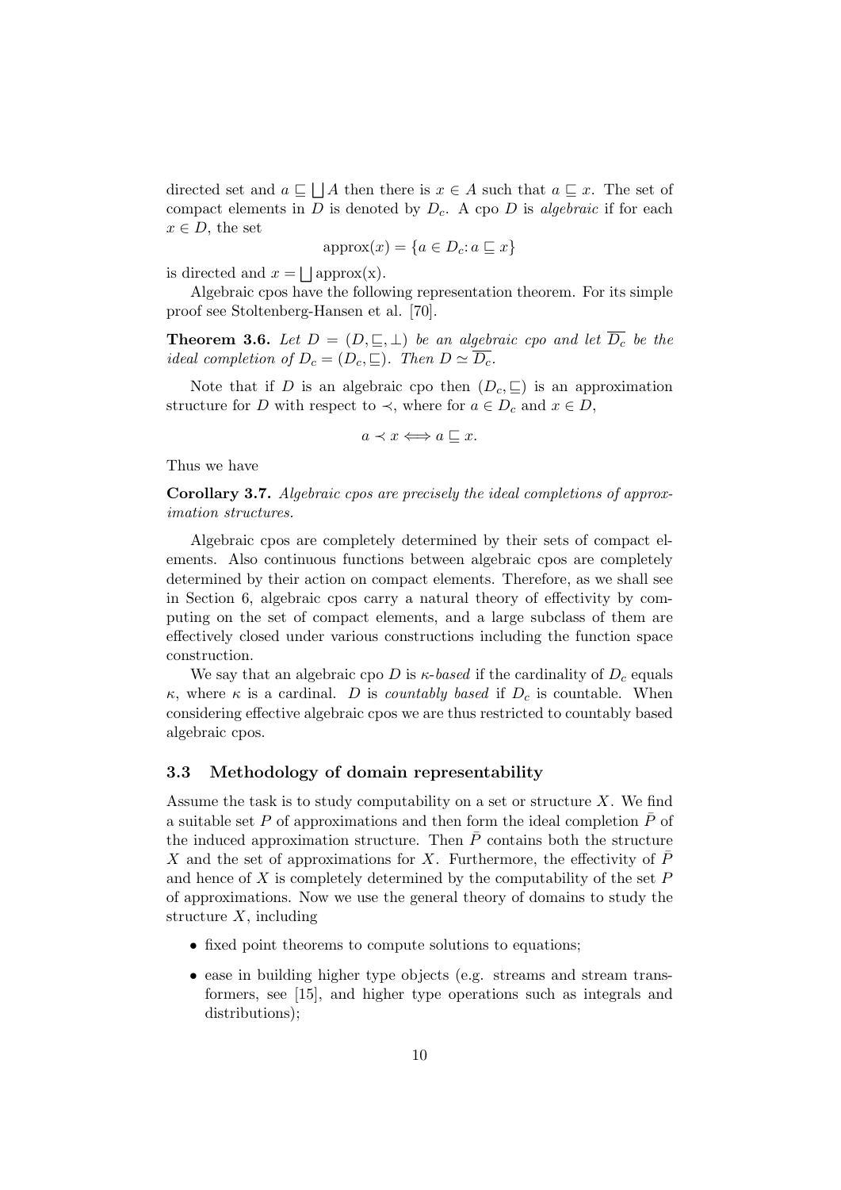directed set and $a \sqsubseteq \bigsqcup A$ then there is $x \in A$ such that $a \sqsubseteq x$. The set of compact elements in $D$ is denoted by $D_c$. A cpo $D$ is *algebraic* if for each $x \in D$, the set

$$\text{approx}(x) = \{a \in D_c : a \sqsubseteq x\}$$

is directed and $x = \bigsqcup \text{approx(x)}$.

Algebraic cpos have the following representation theorem. For its simple proof see Stoltenberg-Hansen et al. [70].

**Theorem 3.6.** *Let $D = (D, \sqsubseteq, \bot)$ be an algebraic cpo and let $\overline{D_c}$ be the ideal completion of $D_c = (D_c, \sqsubseteq)$. Then $D \simeq \overline{D_c}$.*

Note that if $D$ is an algebraic cpo then $(D_c, \sqsubseteq)$ is an approximation structure for $D$ with respect to $\prec$, where for $a \in D_c$ and $x \in D$,

$$a \prec x \iff a \sqsubseteq x.$$

Thus we have

**Corollary 3.7.** *Algebraic cpos are precisely the ideal completions of approximation structures.*

Algebraic cpos are completely determined by their sets of compact elements. Also continuous functions between algebraic cpos are completely determined by their action on compact elements. Therefore, as we shall see in Section 6, algebraic cpos carry a natural theory of effectivity by computing on the set of compact elements, and a large subclass of them are effectively closed under various constructions including the function space construction.

We say that an algebraic cpo $D$ is *$\kappa$-based* if the cardinality of $D_c$ equals $\kappa$, where $\kappa$ is a cardinal. $D$ is *countably based* if $D_c$ is countable. When considering effective algebraic cpos we are thus restricted to countably based algebraic cpos.

### 3.3 Methodology of domain representability

Assume the task is to study computability on a set or structure $X$. We find a suitable set $P$ of approximations and then form the ideal completion $\bar{P}$ of the induced approximation structure. Then $\bar{P}$ contains both the structure $X$ and the set of approximations for $X$. Furthermore, the effectivity of $\bar{P}$ and hence of $X$ is completely determined by the computability of the set $P$ of approximations. Now we use the general theory of domains to study the structure $X$, including

- fixed point theorems to compute solutions to equations;
- ease in building higher type objects (e.g. streams and stream transformers, see [15], and higher type operations such as integrals and distributions);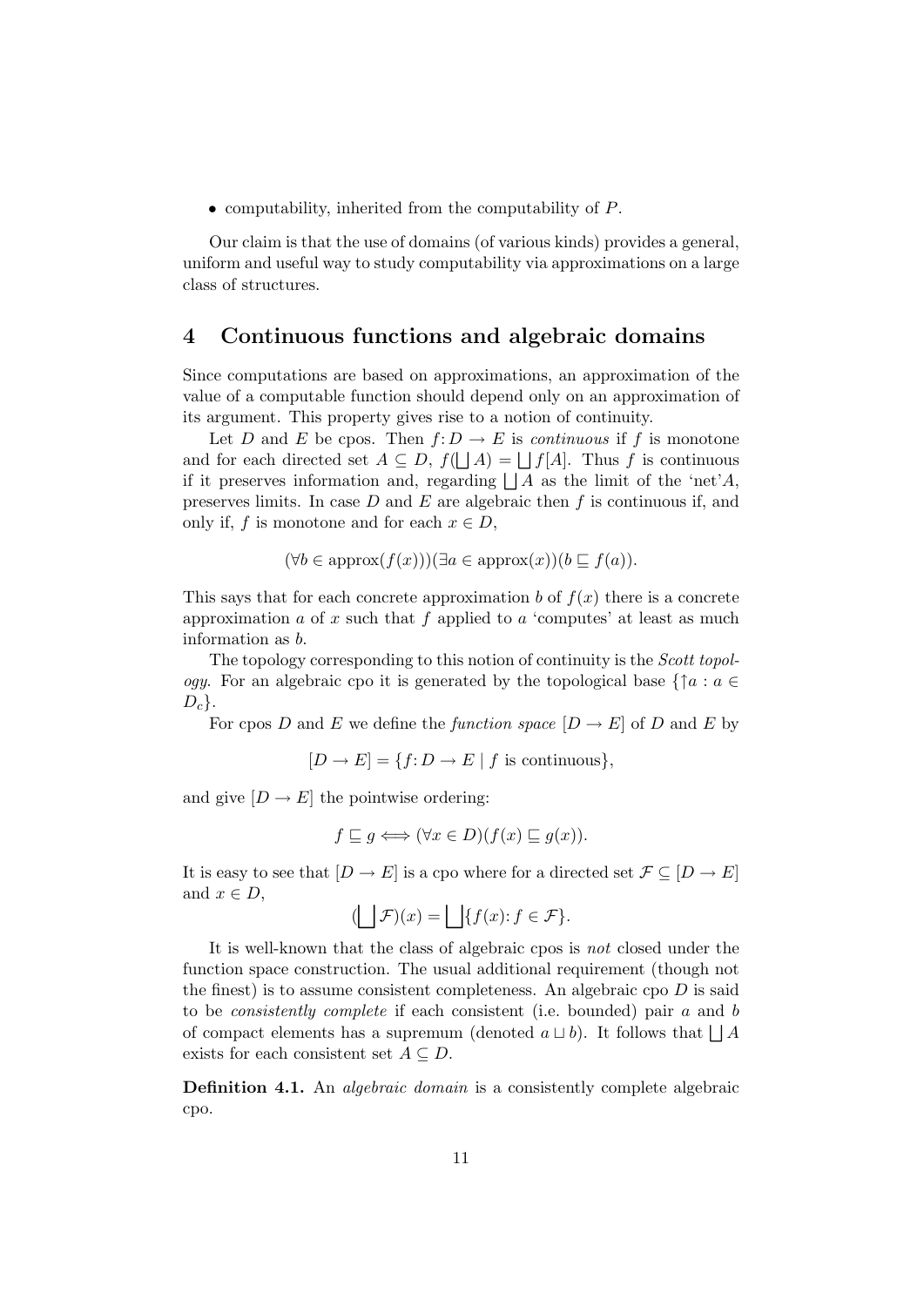- computability, inherited from the computability of $P$.

Our claim is that the use of domains (of various kinds) provides a general, uniform and useful way to study computability via approximations on a large class of structures.

## 4 Continuous functions and algebraic domains

Since computations are based on approximations, an approximation of the value of a computable function should depend only on an approximation of its argument. This property gives rise to a notion of continuity.

Let $D$ and $E$ be cpos. Then $f\colon D \to E$ is *continuous* if $f$ is monotone and for each directed set $A \subseteq D$, $f(\bigsqcup A) = \bigsqcup f[A]$. Thus $f$ is continuous if it preserves information and, regarding $\bigsqcup A$ as the limit of the 'net'$A$, preserves limits. In case $D$ and $E$ are algebraic then $f$ is continuous if, and only if, $f$ is monotone and for each $x \in D$,

$$(\forall b \in \text{approx}(f(x)))(\exists a \in \text{approx}(x))(b \sqsubseteq f(a)).$$

This says that for each concrete approximation $b$ of $f(x)$ there is a concrete approximation $a$ of $x$ such that $f$ applied to $a$ 'computes' at least as much information as $b$.

The topology corresponding to this notion of continuity is the *Scott topology*. For an algebraic cpo it is generated by the topological base $\{\uparrow a : a \in D_c\}$.

For cpos $D$ and $E$ we define the *function space* $[D \to E]$ of $D$ and $E$ by

$$[D \to E] = \{f\colon D \to E \mid f \text{ is continuous}\},$$

and give $[D \to E]$ the pointwise ordering:

$$f \sqsubseteq g \iff (\forall x \in D)(f(x) \sqsubseteq g(x)).$$

It is easy to see that $[D \to E]$ is a cpo where for a directed set $\mathcal{F} \subseteq [D \to E]$ and $x \in D$,

$$(\bigsqcup \mathcal{F})(x) = \bigsqcup \{f(x)\colon f \in \mathcal{F}\}.$$

It is well-known that the class of algebraic cpos is *not* closed under the function space construction. The usual additional requirement (though not the finest) is to assume consistent completeness. An algebraic cpo $D$ is said to be *consistently complete* if each consistent (i.e. bounded) pair $a$ and $b$ of compact elements has a supremum (denoted $a \sqcup b$). It follows that $\bigsqcup A$ exists for each consistent set $A \subseteq D$.

**Definition 4.1.** An *algebraic domain* is a consistently complete algebraic cpo.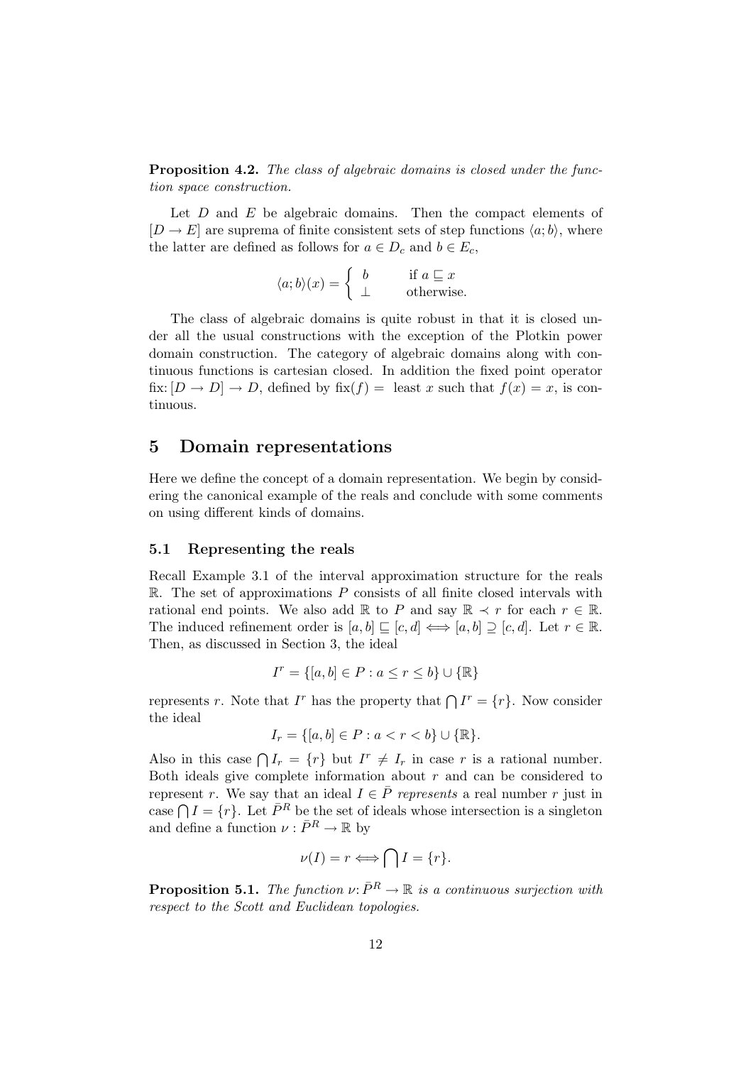**Proposition 4.2.** *The class of algebraic domains is closed under the function space construction.*

Let $D$ and $E$ be algebraic domains. Then the compact elements of $[D \to E]$ are suprema of finite consistent sets of step functions $\langle a; b \rangle$, where the latter are defined as follows for $a \in D_c$ and $b \in E_c$,

$$\langle a; b \rangle(x) = \begin{cases} b & \text{if } a \sqsubseteq x \\ \perp & \text{otherwise.} \end{cases}$$

The class of algebraic domains is quite robust in that it is closed under all the usual constructions with the exception of the Plotkin power domain construction. The category of algebraic domains along with continuous functions is cartesian closed. In addition the fixed point operator $\text{fix}\colon [D \to D] \to D$, defined by $\text{fix}(f) =$ least $x$ such that $f(x) = x$, is continuous.

# 5 Domain representations

Here we define the concept of a domain representation. We begin by considering the canonical example of the reals and conclude with some comments on using different kinds of domains.

## 5.1 Representing the reals

Recall Example 3.1 of the interval approximation structure for the reals $\mathbb{R}$. The set of approximations $P$ consists of all finite closed intervals with rational end points. We also add $\mathbb{R}$ to $P$ and say $\mathbb{R} \prec r$ for each $r \in \mathbb{R}$. The induced refinement order is $[a, b] \sqsubseteq [c, d] \iff [a, b] \supseteq [c, d]$. Let $r \in \mathbb{R}$. Then, as discussed in Section 3, the ideal

$$I^r = \{[a, b] \in P : a \leq r \leq b\} \cup \{\mathbb{R}\}$$

represents $r$. Note that $I^r$ has the property that $\bigcap I^r = \{r\}$. Now consider the ideal

$$I_r = \{[a, b] \in P : a < r < b\} \cup \{\mathbb{R}\}.$$

Also in this case $\bigcap I_r = \{r\}$ but $I^r \neq I_r$ in case $r$ is a rational number. Both ideals give complete information about $r$ and can be considered to represent $r$. We say that an ideal $I \in \bar{P}$ *represents* a real number $r$ just in case $\bigcap I = \{r\}$. Let $\bar{P}^R$ be the set of ideals whose intersection is a singleton and define a function $\nu : \bar{P}^R \to \mathbb{R}$ by

$$\nu(I) = r \iff \bigcap I = \{r\}.$$

**Proposition 5.1.** *The function $\nu\colon \bar{P}^R \to \mathbb{R}$ is a continuous surjection with respect to the Scott and Euclidean topologies.*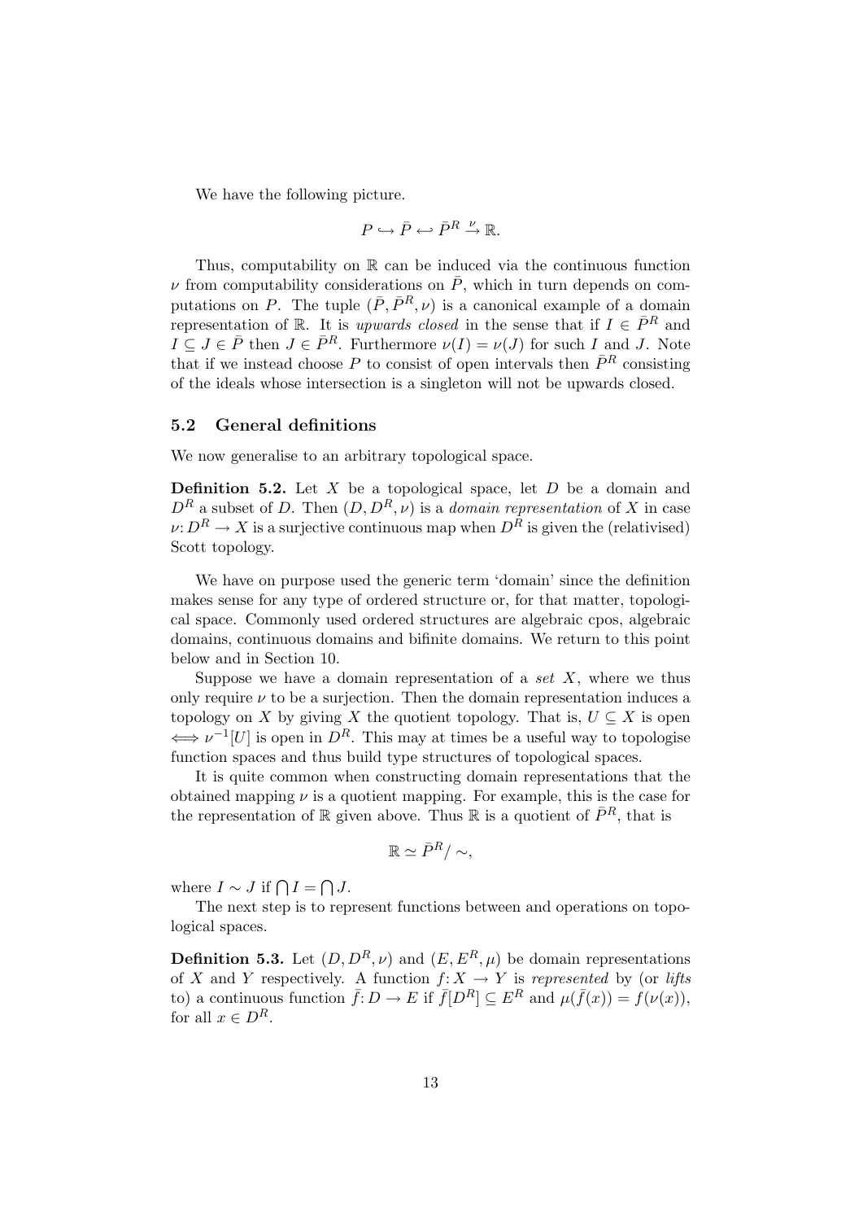We have the following picture.

$$P \hookrightarrow \bar{P} \hookleftarrow \bar{P}^R \xrightarrow{\nu} \mathbb{R}.$$

Thus, computability on $\mathbb{R}$ can be induced via the continuous function $\nu$ from computability considerations on $\bar{P}$, which in turn depends on computations on $P$. The tuple $(\bar{P}, \bar{P}^R, \nu)$ is a canonical example of a domain representation of $\mathbb{R}$. It is *upwards closed* in the sense that if $I \in \bar{P}^R$ and $I \subseteq J \in \bar{P}$ then $J \in \bar{P}^R$. Furthermore $\nu(I) = \nu(J)$ for such $I$ and $J$. Note that if we instead choose $P$ to consist of open intervals then $\bar{P}^R$ consisting of the ideals whose intersection is a singleton will not be upwards closed.

### 5.2 General definitions

We now generalise to an arbitrary topological space.

**Definition 5.2.** Let $X$ be a topological space, let $D$ be a domain and $D^R$ a subset of $D$. Then $(D, D^R, \nu)$ is a *domain representation* of $X$ in case $\nu\colon D^R \to X$ is a surjective continuous map when $D^R$ is given the (relativised) Scott topology.

We have on purpose used the generic term 'domain' since the definition makes sense for any type of ordered structure or, for that matter, topological space. Commonly used ordered structures are algebraic cpos, algebraic domains, continuous domains and bifinite domains. We return to this point below and in Section 10.

Suppose we have a domain representation of a *set* $X$, where we thus only require $\nu$ to be a surjection. Then the domain representation induces a topology on $X$ by giving $X$ the quotient topology. That is, $U \subseteq X$ is open $\iff \nu^{-1}[U]$ is open in $D^R$. This may at times be a useful way to topologise function spaces and thus build type structures of topological spaces.

It is quite common when constructing domain representations that the obtained mapping $\nu$ is a quotient mapping. For example, this is the case for the representation of $\mathbb{R}$ given above. Thus $\mathbb{R}$ is a quotient of $\bar{P}^R$, that is

$$\mathbb{R} \simeq \bar{P}^R/\sim,$$

where $I \sim J$ if $\bigcap I = \bigcap J$.

The next step is to represent functions between and operations on topological spaces.

**Definition 5.3.** Let $(D, D^R, \nu)$ and $(E, E^R, \mu)$ be domain representations of $X$ and $Y$ respectively. A function $f\colon X \to Y$ is *represented* by (or *lifts* to) a continuous function $\bar{f}\colon D \to E$ if $\bar{f}[D^R] \subseteq E^R$ and $\mu(\bar{f}(x)) = f(\nu(x))$, for all $x \in D^R$.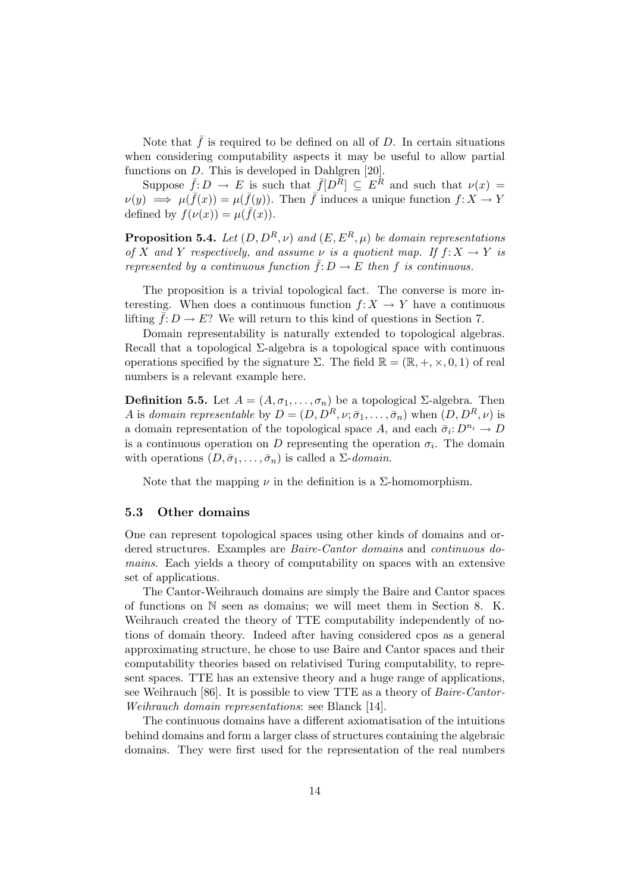Note that $\bar{f}$ is required to be defined on all of $D$. In certain situations when considering computability aspects it may be useful to allow partial functions on $D$. This is developed in Dahlgren [20].

Suppose $\bar{f}: D \to E$ is such that $\bar{f}[D^R] \subseteq E^R$ and such that $\nu(x) = \nu(y) \implies \mu(\bar{f}(x)) = \mu(\bar{f}(y))$. Then $\bar{f}$ induces a unique function $f: X \to Y$ defined by $f(\nu(x)) = \mu(\bar{f}(x))$.

**Proposition 5.4.** *Let $(D, D^R, \nu)$ and $(E, E^R, \mu)$ be domain representations of $X$ and $Y$ respectively, and assume $\nu$ is a quotient map. If $f: X \to Y$ is represented by a continuous function $\bar{f}: D \to E$ then $f$ is continuous.*

The proposition is a trivial topological fact. The converse is more interesting. When does a continuous function $f: X \to Y$ have a continuous lifting $\bar{f}: D \to E$? We will return to this kind of questions in Section 7.

Domain representability is naturally extended to topological algebras. Recall that a topological $\Sigma$-algebra is a topological space with continuous operations specified by the signature $\Sigma$. The field $\mathbb{R} = (\mathbb{R}, +, \times, 0, 1)$ of real numbers is a relevant example here.

**Definition 5.5.** Let $A = (A, \sigma_1, \ldots, \sigma_n)$ be a topological $\Sigma$-algebra. Then $A$ is *domain representable* by $D = (D, D^R, \nu; \bar{\sigma}_1, \ldots, \bar{\sigma}_n)$ when $(D, D^R, \nu)$ is a domain representation of the topological space $A$, and each $\bar{\sigma}_i: D^{n_i} \to D$ is a continuous operation on $D$ representing the operation $\sigma_i$. The domain with operations $(D, \bar{\sigma}_1, \ldots, \bar{\sigma}_n)$ is called a *$\Sigma$-domain*.

Note that the mapping $\nu$ in the definition is a $\Sigma$-homomorphism.

### 5.3 Other domains

One can represent topological spaces using other kinds of domains and ordered structures. Examples are *Baire-Cantor domains* and *continuous domains*. Each yields a theory of computability on spaces with an extensive set of applications.

The Cantor-Weihrauch domains are simply the Baire and Cantor spaces of functions on $\mathbb{N}$ seen as domains; we will meet them in Section 8. K. Weihrauch created the theory of TTE computability independently of notions of domain theory. Indeed after having considered cpos as a general approximating structure, he chose to use Baire and Cantor spaces and their computability theories based on relativised Turing computability, to represent spaces. TTE has an extensive theory and a huge range of applications, see Weihrauch [86]. It is possible to view TTE as a theory of *Baire-Cantor-Weihrauch domain representations*: see Blanck [14].

The continuous domains have a different axiomatisation of the intuitions behind domains and form a larger class of structures containing the algebraic domains. They were first used for the representation of the real numbers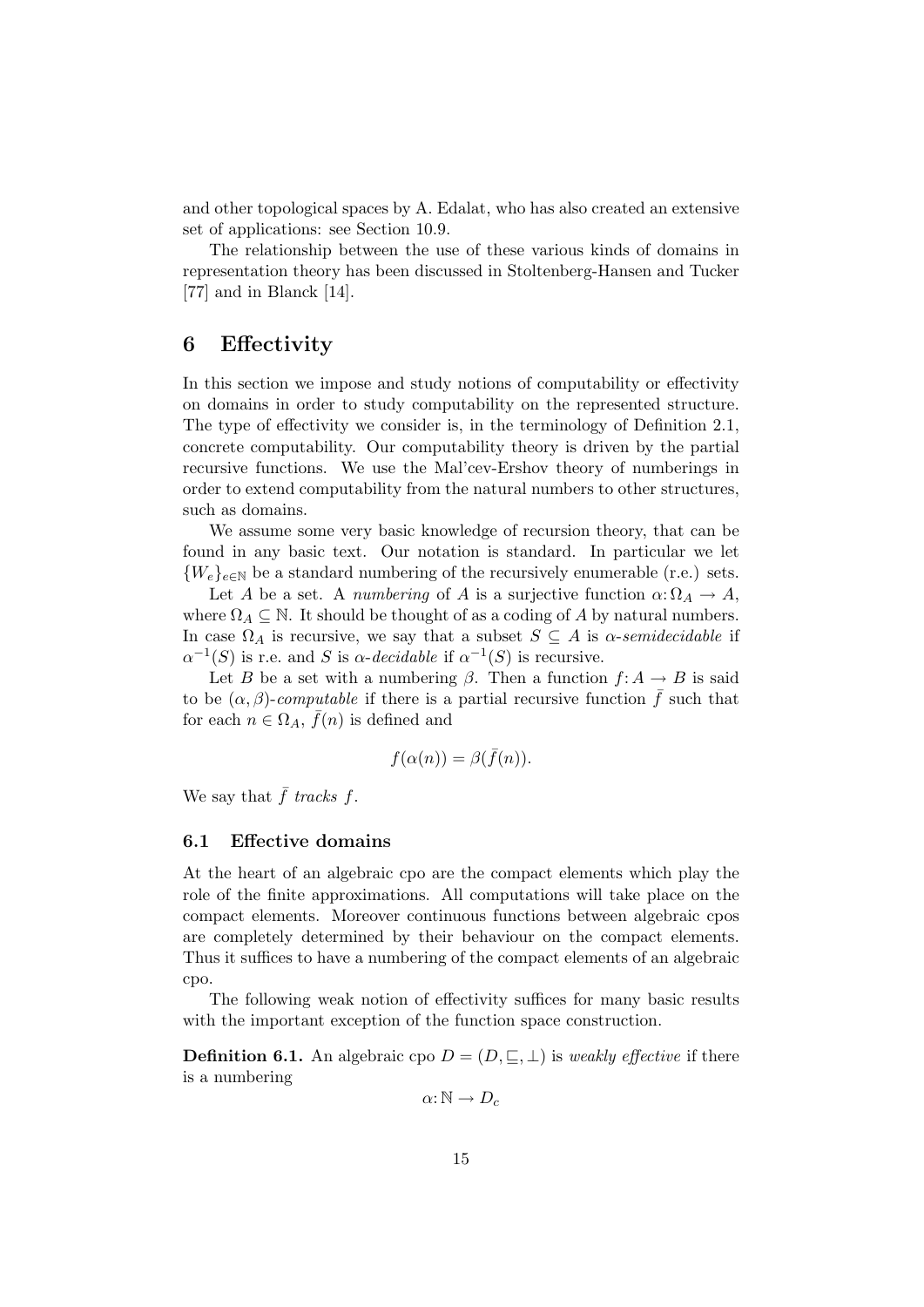and other topological spaces by A. Edalat, who has also created an extensive set of applications: see Section 10.9.

The relationship between the use of these various kinds of domains in representation theory has been discussed in Stoltenberg-Hansen and Tucker [77] and in Blanck [14].

# 6 Effectivity

In this section we impose and study notions of computability or effectivity on domains in order to study computability on the represented structure. The type of effectivity we consider is, in the terminology of Definition 2.1, concrete computability. Our computability theory is driven by the partial recursive functions. We use the Mal'cev-Ershov theory of numberings in order to extend computability from the natural numbers to other structures, such as domains.

We assume some very basic knowledge of recursion theory, that can be found in any basic text. Our notation is standard. In particular we let $\{W_e\}_{e\in\mathbb{N}}$ be a standard numbering of the recursively enumerable (r.e.) sets.

Let $A$ be a set. A *numbering* of $A$ is a surjective function $\alpha\colon \Omega_A \to A$, where $\Omega_A \subseteq \mathbb{N}$. It should be thought of as a coding of $A$ by natural numbers. In case $\Omega_A$ is recursive, we say that a subset $S \subseteq A$ is $\alpha$-*semidecidable* if $\alpha^{-1}(S)$ is r.e. and $S$ is $\alpha$-*decidable* if $\alpha^{-1}(S)$ is recursive.

Let $B$ be a set with a numbering $\beta$. Then a function $f\colon A \to B$ is said to be $(\alpha, \beta)$-*computable* if there is a partial recursive function $\bar{f}$ such that for each $n \in \Omega_A$, $\bar{f}(n)$ is defined and

$$f(\alpha(n)) = \beta(\bar{f}(n)).$$

We say that $\bar{f}$ *tracks* $f$.

## 6.1 Effective domains

At the heart of an algebraic cpo are the compact elements which play the role of the finite approximations. All computations will take place on the compact elements. Moreover continuous functions between algebraic cpos are completely determined by their behaviour on the compact elements. Thus it suffices to have a numbering of the compact elements of an algebraic cpo.

The following weak notion of effectivity suffices for many basic results with the important exception of the function space construction.

**Definition 6.1.** An algebraic cpo $D = (D, \sqsubseteq, \bot)$ is *weakly effective* if there is a numbering

$$\alpha\colon \mathbb{N} \to D_c$$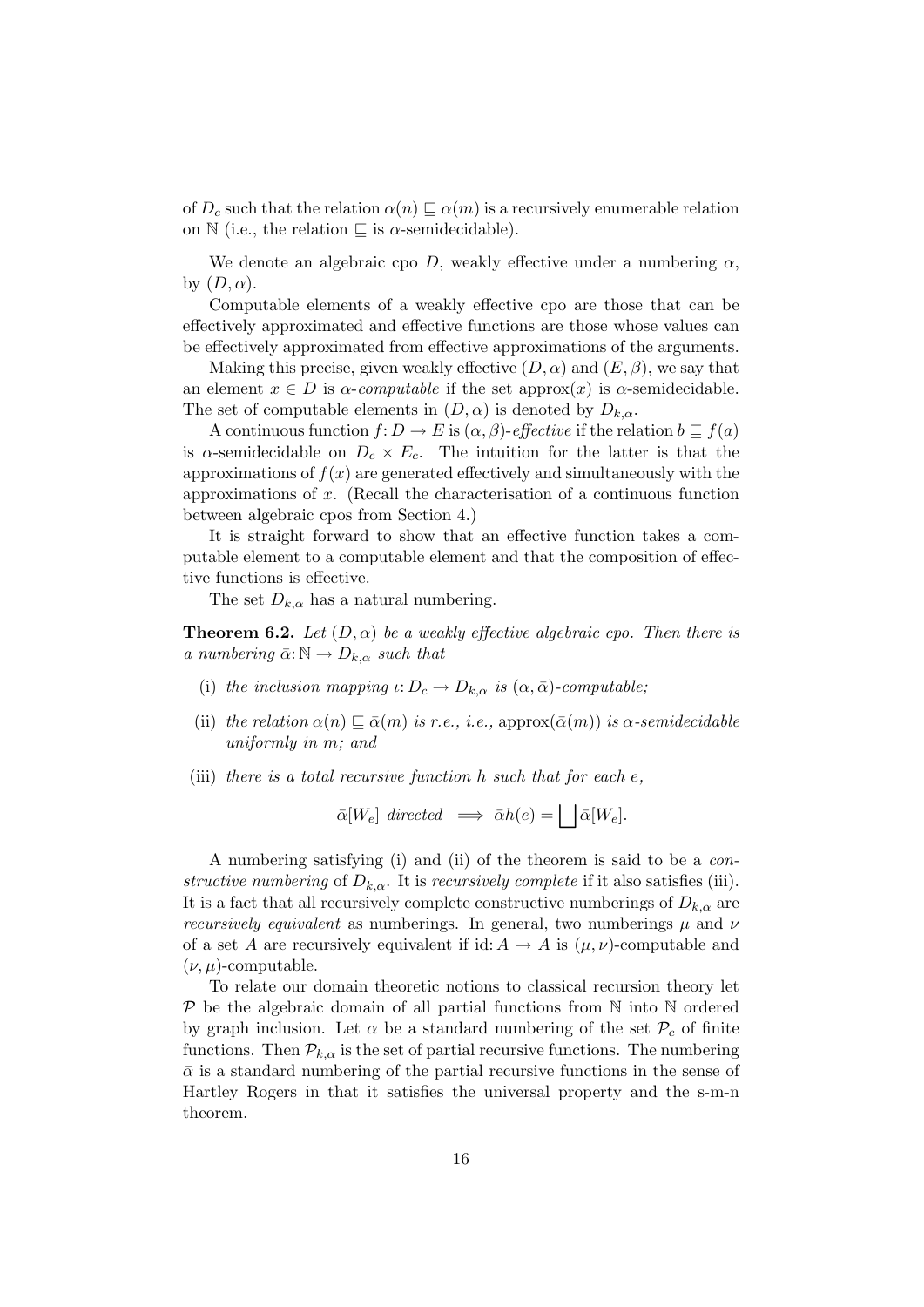of $D_c$ such that the relation $\alpha(n) \sqsubseteq \alpha(m)$ is a recursively enumerable relation on $\mathbb{N}$ (i.e., the relation $\sqsubseteq$ is $\alpha$-semidecidable).

We denote an algebraic cpo $D$, weakly effective under a numbering $\alpha$, by $(D, \alpha)$.

Computable elements of a weakly effective cpo are those that can be effectively approximated and effective functions are those whose values can be effectively approximated from effective approximations of the arguments.

Making this precise, given weakly effective $(D, \alpha)$ and $(E, \beta)$, we say that an element $x \in D$ is *$\alpha$-computable* if the set $\text{approx}(x)$ is $\alpha$-semidecidable. The set of computable elements in $(D, \alpha)$ is denoted by $D_{k,\alpha}$.

A continuous function $f\colon D \to E$ is *$(\alpha, \beta)$-effective* if the relation $b \sqsubseteq f(a)$ is $\alpha$-semidecidable on $D_c \times E_c$. The intuition for the latter is that the approximations of $f(x)$ are generated effectively and simultaneously with the approximations of $x$. (Recall the characterisation of a continuous function between algebraic cpos from Section 4.)

It is straight forward to show that an effective function takes a computable element to a computable element and that the composition of effective functions is effective.

The set $D_{k,\alpha}$ has a natural numbering.

**Theorem 6.2.** *Let $(D, \alpha)$ be a weakly effective algebraic cpo. Then there is a numbering $\bar{\alpha}\colon \mathbb{N} \to D_{k,\alpha}$ such that*

(i) *the inclusion mapping $\iota\colon D_c \to D_{k,\alpha}$ is $(\alpha, \bar{\alpha})$-computable;*

(ii) *the relation $\alpha(n) \sqsubseteq \bar{\alpha}(m)$ is r.e., i.e., $\text{approx}(\bar{\alpha}(m))$ is $\alpha$-semidecidable uniformly in $m$; and*

(iii) *there is a total recursive function $h$ such that for each $e$,*

$$\bar{\alpha}[W_e] \textit{ directed } \implies \bar{\alpha}h(e) = \bigsqcup \bar{\alpha}[W_e].$$

A numbering satisfying (i) and (ii) of the theorem is said to be a *constructive numbering* of $D_{k,\alpha}$. It is *recursively complete* if it also satisfies (iii). It is a fact that all recursively complete constructive numberings of $D_{k,\alpha}$ are *recursively equivalent* as numberings. In general, two numberings $\mu$ and $\nu$ of a set $A$ are recursively equivalent if $\text{id}\colon A \to A$ is $(\mu, \nu)$-computable and $(\nu, \mu)$-computable.

To relate our domain theoretic notions to classical recursion theory let $\mathcal{P}$ be the algebraic domain of all partial functions from $\mathbb{N}$ into $\mathbb{N}$ ordered by graph inclusion. Let $\alpha$ be a standard numbering of the set $\mathcal{P}_c$ of finite functions. Then $\mathcal{P}_{k,\alpha}$ is the set of partial recursive functions. The numbering $\bar{\alpha}$ is a standard numbering of the partial recursive functions in the sense of Hartley Rogers in that it satisfies the universal property and the s-m-n theorem.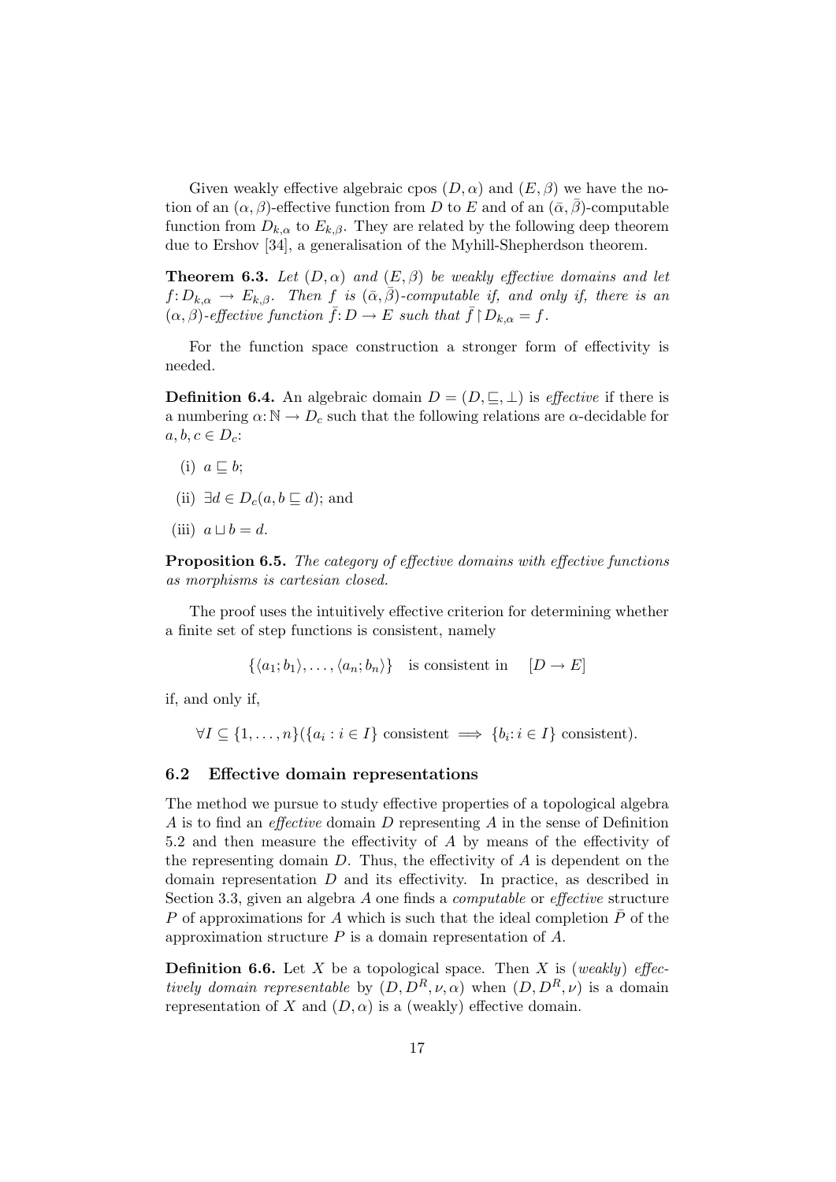Given weakly effective algebraic cpos $(D, \alpha)$ and $(E, \beta)$ we have the notion of an $(\alpha, \beta)$-effective function from $D$ to $E$ and of an $(\bar{\alpha}, \bar{\beta})$-computable function from $D_{k,\alpha}$ to $E_{k,\beta}$. They are related by the following deep theorem due to Ershov [34], a generalisation of the Myhill-Shepherdson theorem.

**Theorem 6.3.** *Let $(D, \alpha)$ and $(E, \beta)$ be weakly effective domains and let $f\colon D_{k,\alpha} \to E_{k,\beta}$. Then $f$ is $(\bar{\alpha}, \bar{\beta})$-computable if, and only if, there is an $(\alpha, \beta)$-effective function $\bar{f}\colon D \to E$ such that $\bar{f} \upharpoonright D_{k,\alpha} = f$.*

For the function space construction a stronger form of effectivity is needed.

**Definition 6.4.** An algebraic domain $D = (D, \sqsubseteq, \perp)$ is *effective* if there is a numbering $\alpha\colon \mathbb{N} \to D_c$ such that the following relations are $\alpha$-decidable for $a, b, c \in D_c$:

(i) $a \sqsubseteq b$;

(ii) $\exists d \in D_c(a, b \sqsubseteq d)$; and

(iii) $a \sqcup b = d$.

**Proposition 6.5.** *The category of effective domains with effective functions as morphisms is cartesian closed.*

The proof uses the intuitively effective criterion for determining whether a finite set of step functions is consistent, namely

$$\{\langle a_1; b_1\rangle, \ldots, \langle a_n; b_n\rangle\} \quad \text{is consistent in} \quad [D \to E]$$

if, and only if,

$$\forall I \subseteq \{1, \ldots, n\}(\{a_i : i \in I\} \text{ consistent} \implies \{b_i : i \in I\} \text{ consistent}).$$

### 6.2 Effective domain representations

The method we pursue to study effective properties of a topological algebra $A$ is to find an *effective* domain $D$ representing $A$ in the sense of Definition 5.2 and then measure the effectivity of $A$ by means of the effectivity of the representing domain $D$. Thus, the effectivity of $A$ is dependent on the domain representation $D$ and its effectivity. In practice, as described in Section 3.3, given an algebra $A$ one finds a *computable* or *effective* structure $P$ of approximations for $A$ which is such that the ideal completion $\bar{P}$ of the approximation structure $P$ is a domain representation of $A$.

**Definition 6.6.** Let $X$ be a topological space. Then $X$ is (*weakly*) *effectively domain representable* by $(D, D^R, \nu, \alpha)$ when $(D, D^R, \nu)$ is a domain representation of $X$ and $(D, \alpha)$ is a (weakly) effective domain.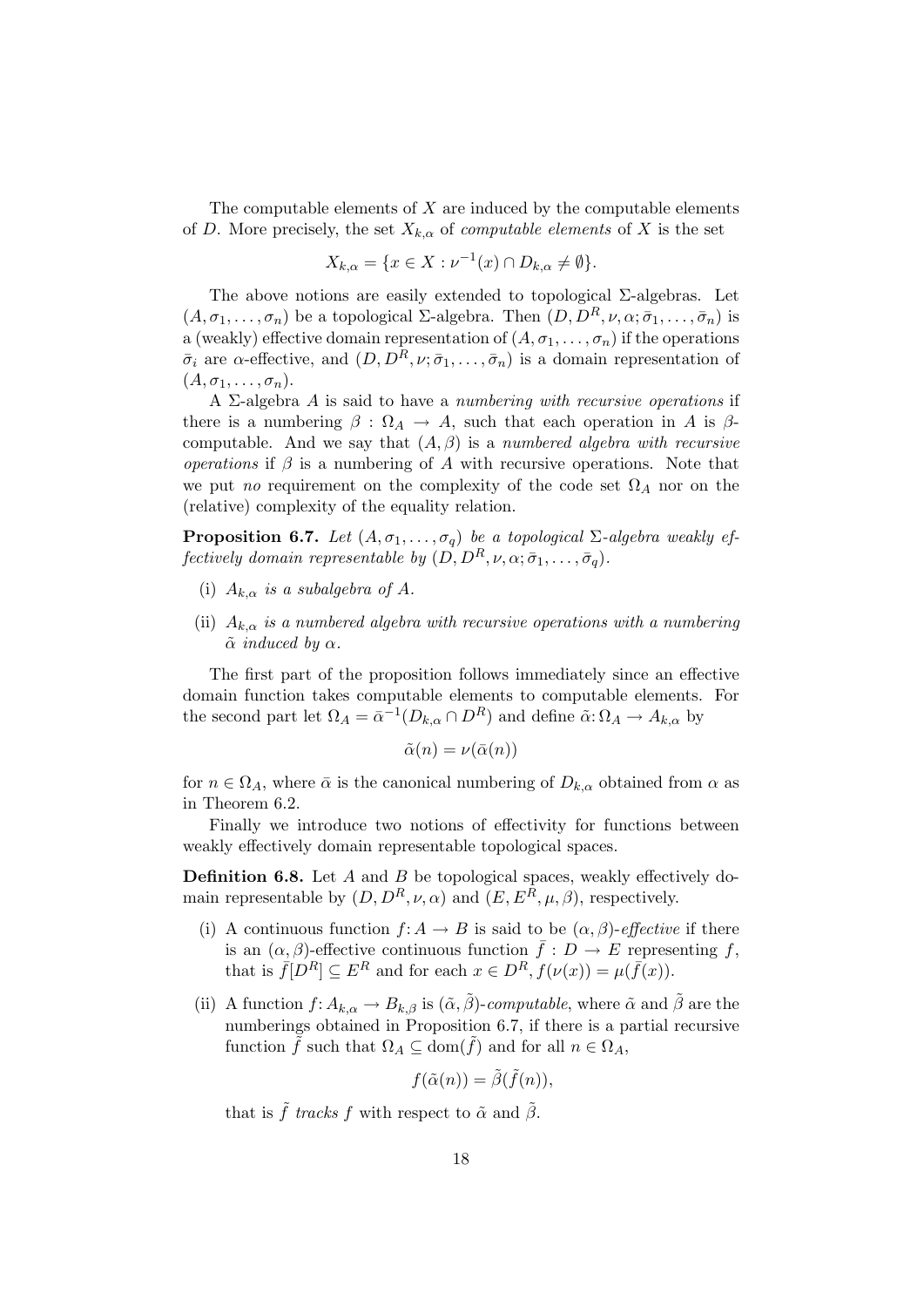The computable elements of $X$ are induced by the computable elements of $D$. More precisely, the set $X_{k,\alpha}$ of *computable elements* of $X$ is the set

$$X_{k,\alpha} = \{x \in X : \nu^{-1}(x) \cap D_{k,\alpha} \neq \emptyset\}.$$

The above notions are easily extended to topological $\Sigma$-algebras. Let $(A, \sigma_1, \ldots, \sigma_n)$ be a topological $\Sigma$-algebra. Then $(D, D^R, \nu, \alpha; \bar{\sigma}_1, \ldots, \bar{\sigma}_n)$ is a (weakly) effective domain representation of $(A, \sigma_1, \ldots, \sigma_n)$ if the operations $\bar{\sigma}_i$ are $\alpha$-effective, and $(D, D^R, \nu; \bar{\sigma}_1, \ldots, \bar{\sigma}_n)$ is a domain representation of $(A, \sigma_1, \ldots, \sigma_n)$.

A $\Sigma$-algebra $A$ is said to have a *numbering with recursive operations* if there is a numbering $\beta : \Omega_A \to A$, such that each operation in $A$ is $\beta$-computable. And we say that $(A, \beta)$ is a *numbered algebra with recursive operations* if $\beta$ is a numbering of $A$ with recursive operations. Note that we put *no* requirement on the complexity of the code set $\Omega_A$ nor on the (relative) complexity of the equality relation.

**Proposition 6.7.** *Let $(A, \sigma_1, \ldots, \sigma_q)$ be a topological $\Sigma$-algebra weakly effectively domain representable by $(D, D^R, \nu, \alpha; \bar{\sigma}_1, \ldots, \bar{\sigma}_q)$.*

(i) *$A_{k,\alpha}$ is a subalgebra of $A$.*

(ii) *$A_{k,\alpha}$ is a numbered algebra with recursive operations with a numbering $\tilde{\alpha}$ induced by $\alpha$.*

The first part of the proposition follows immediately since an effective domain function takes computable elements to computable elements. For the second part let $\Omega_A = \bar{\alpha}^{-1}(D_{k,\alpha} \cap D^R)$ and define $\tilde{\alpha} \colon \Omega_A \to A_{k,\alpha}$ by

$$\tilde{\alpha}(n) = \nu(\bar{\alpha}(n))$$

for $n \in \Omega_A$, where $\bar{\alpha}$ is the canonical numbering of $D_{k,\alpha}$ obtained from $\alpha$ as in Theorem 6.2.

Finally we introduce two notions of effectivity for functions between weakly effectively domain representable topological spaces.

**Definition 6.8.** Let $A$ and $B$ be topological spaces, weakly effectively domain representable by $(D, D^R, \nu, \alpha)$ and $(E, E^R, \mu, \beta)$, respectively.

(i) A continuous function $f \colon A \to B$ is said to be $(\alpha, \beta)$-*effective* if there is an $(\alpha, \beta)$-effective continuous function $\bar{f} : D \to E$ representing $f$, that is $\bar{f}[D^R] \subseteq E^R$ and for each $x \in D^R$, $f(\nu(x)) = \mu(\bar{f}(x))$.

(ii) A function $f \colon A_{k,\alpha} \to B_{k,\beta}$ is $(\tilde{\alpha}, \tilde{\beta})$-*computable*, where $\tilde{\alpha}$ and $\tilde{\beta}$ are the numberings obtained in Proposition 6.7, if there is a partial recursive function $\tilde{f}$ such that $\Omega_A \subseteq \mathrm{dom}(\tilde{f})$ and for all $n \in \Omega_A$,

$$f(\tilde{\alpha}(n)) = \tilde{\beta}(\tilde{f}(n)),$$

that is $\tilde{f}$ *tracks* $f$ with respect to $\tilde{\alpha}$ and $\tilde{\beta}$.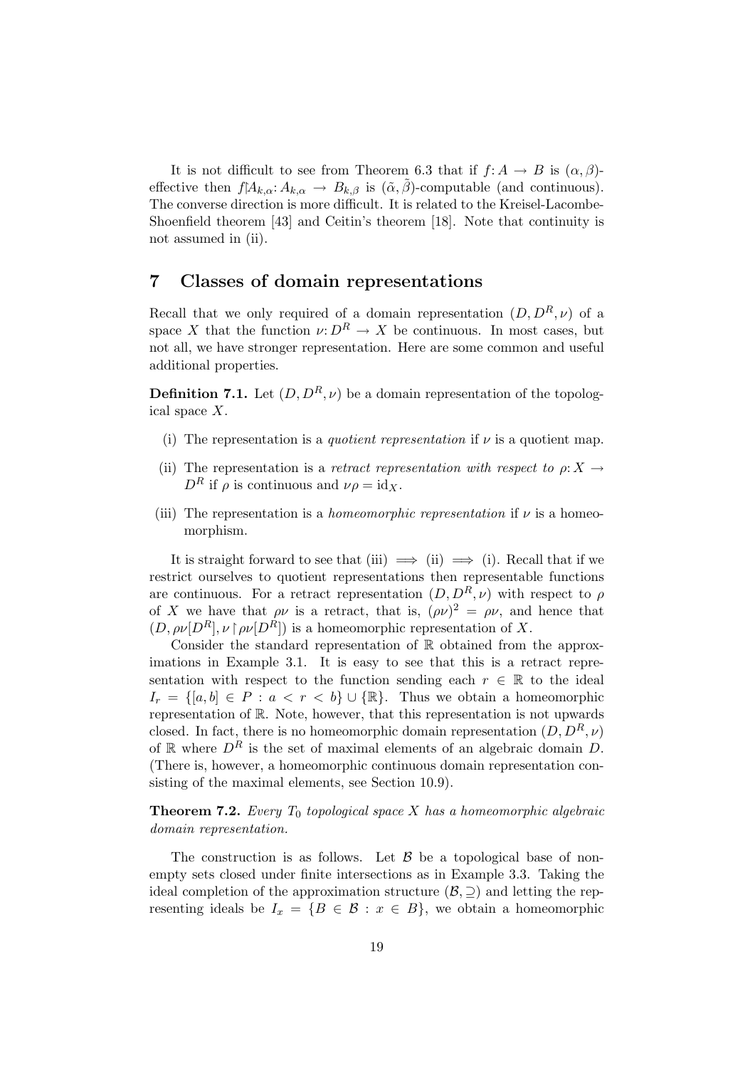It is not difficult to see from Theorem 6.3 that if $f: A \to B$ is $(\alpha, \beta)$-effective then $f|A_{k,\alpha}: A_{k,\alpha} \to B_{k,\beta}$ is $(\tilde{\alpha}, \tilde{\beta})$-computable (and continuous). The converse direction is more difficult. It is related to the Kreisel-Lacombe-Shoenfield theorem [43] and Ceitin's theorem [18]. Note that continuity is not assumed in (ii).

# 7 Classes of domain representations

Recall that we only required of a domain representation $(D, D^R, \nu)$ of a space $X$ that the function $\nu: D^R \to X$ be continuous. In most cases, but not all, we have stronger representation. Here are some common and useful additional properties.

**Definition 7.1.** Let $(D, D^R, \nu)$ be a domain representation of the topological space $X$.

(i) The representation is a *quotient representation* if $\nu$ is a quotient map.

(ii) The representation is a *retract representation with respect to* $\rho: X \to D^R$ if $\rho$ is continuous and $\nu\rho = \mathrm{id}_X$.

(iii) The representation is a *homeomorphic representation* if $\nu$ is a homeomorphism.

It is straight forward to see that (iii) $\implies$ (ii) $\implies$ (i). Recall that if we restrict ourselves to quotient representations then representable functions are continuous. For a retract representation $(D, D^R, \nu)$ with respect to $\rho$ of $X$ we have that $\rho\nu$ is a retract, that is, $(\rho\nu)^2 = \rho\nu$, and hence that $(D, \rho\nu[D^R], \nu \restriction \rho\nu[D^R])$ is a homeomorphic representation of $X$.

Consider the standard representation of $\mathbb{R}$ obtained from the approximations in Example 3.1. It is easy to see that this is a retract representation with respect to the function sending each $r \in \mathbb{R}$ to the ideal $I_r = \{[a, b] \in P : a < r < b\} \cup \{\mathbb{R}\}$. Thus we obtain a homeomorphic representation of $\mathbb{R}$. Note, however, that this representation is not upwards closed. In fact, there is no homeomorphic domain representation $(D, D^R, \nu)$ of $\mathbb{R}$ where $D^R$ is the set of maximal elements of an algebraic domain $D$. (There is, however, a homeomorphic continuous domain representation consisting of the maximal elements, see Section 10.9).

**Theorem 7.2.** *Every $T_0$ topological space $X$ has a homeomorphic algebraic domain representation.*

The construction is as follows. Let $\mathcal{B}$ be a topological base of non-empty sets closed under finite intersections as in Example 3.3. Taking the ideal completion of the approximation structure $(\mathcal{B}, \supseteq)$ and letting the representing ideals be $I_x = \{B \in \mathcal{B} : x \in B\}$, we obtain a homeomorphic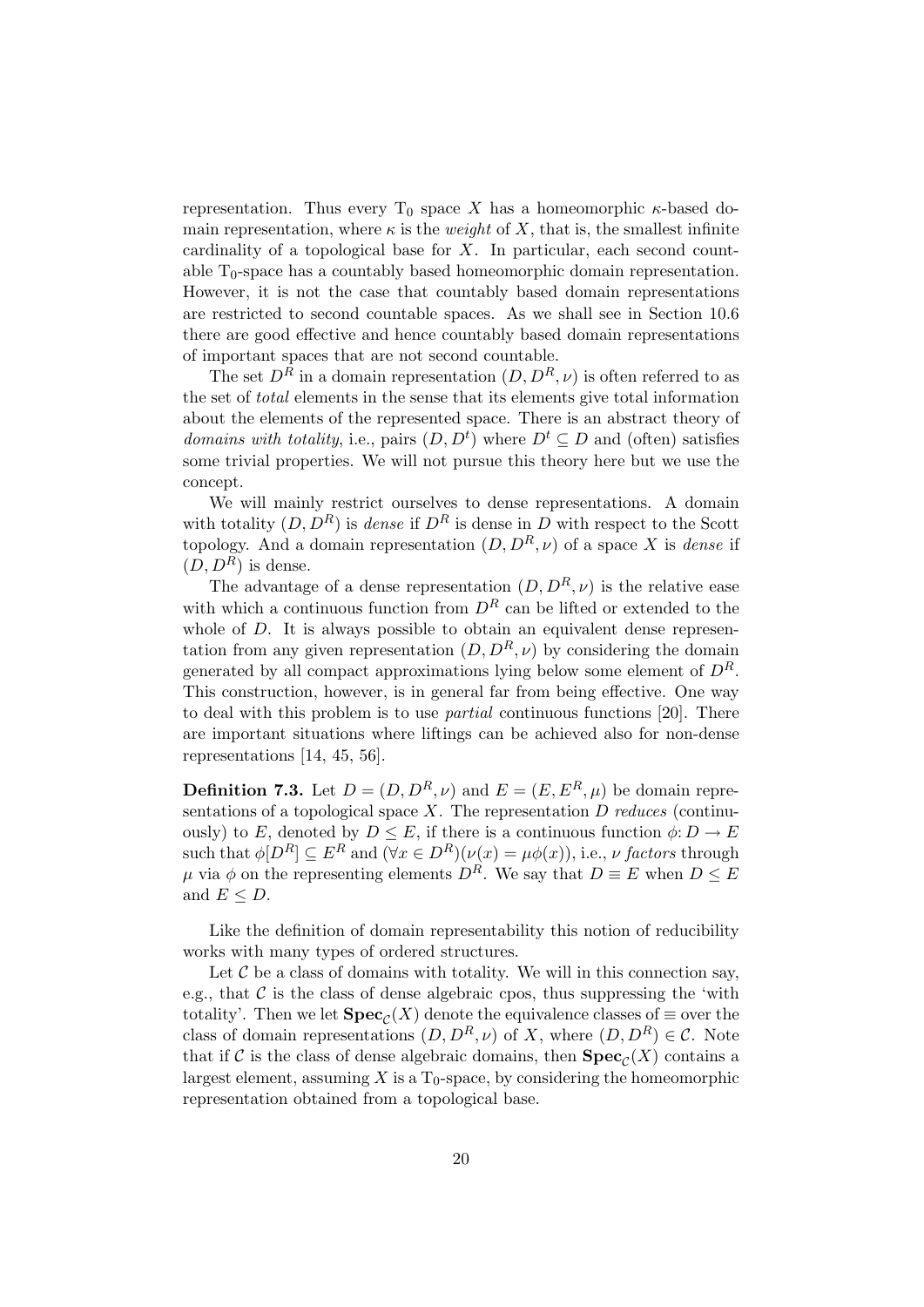representation. Thus every $T_0$ space $X$ has a homeomorphic $\kappa$-based domain representation, where $\kappa$ is the *weight* of $X$, that is, the smallest infinite cardinality of a topological base for $X$. In particular, each second countable $T_0$-space has a countably based homeomorphic domain representation. However, it is not the case that countably based domain representations are restricted to second countable spaces. As we shall see in Section 10.6 there are good effective and hence countably based domain representations of important spaces that are not second countable.

The set $D^R$ in a domain representation $(D, D^R, \nu)$ is often referred to as the set of *total* elements in the sense that its elements give total information about the elements of the represented space. There is an abstract theory of *domains with totality*, i.e., pairs $(D, D^t)$ where $D^t \subseteq D$ and (often) satisfies some trivial properties. We will not pursue this theory here but we use the concept.

We will mainly restrict ourselves to dense representations. A domain with totality $(D, D^R)$ is *dense* if $D^R$ is dense in $D$ with respect to the Scott topology. And a domain representation $(D, D^R, \nu)$ of a space $X$ is *dense* if $(D, D^R)$ is dense.

The advantage of a dense representation $(D, D^R, \nu)$ is the relative ease with which a continuous function from $D^R$ can be lifted or extended to the whole of $D$. It is always possible to obtain an equivalent dense representation from any given representation $(D, D^R, \nu)$ by considering the domain generated by all compact approximations lying below some element of $D^R$. This construction, however, is in general far from being effective. One way to deal with this problem is to use *partial* continuous functions [20]. There are important situations where liftings can be achieved also for non-dense representations [14, 45, 56].

**Definition 7.3.** Let $D = (D, D^R, \nu)$ and $E = (E, E^R, \mu)$ be domain representations of a topological space $X$. The representation $D$ *reduces* (continuously) to $E$, denoted by $D \leq E$, if there is a continuous function $\phi\colon D \to E$ such that $\phi[D^R] \subseteq E^R$ and $(\forall x \in D^R)(\nu(x) = \mu\phi(x))$, i.e., $\nu$ *factors* through $\mu$ via $\phi$ on the representing elements $D^R$. We say that $D \equiv E$ when $D \leq E$ and $E \leq D$.

Like the definition of domain representability this notion of reducibility works with many types of ordered structures.

Let $\mathcal{C}$ be a class of domains with totality. We will in this connection say, e.g., that $\mathcal{C}$ is the class of dense algebraic cpos, thus suppressing the 'with totality'. Then we let $\mathbf{Spec}_{\mathcal{C}}(X)$ denote the equivalence classes of $\equiv$ over the class of domain representations $(D, D^R, \nu)$ of $X$, where $(D, D^R) \in \mathcal{C}$. Note that if $\mathcal{C}$ is the class of dense algebraic domains, then $\mathbf{Spec}_{\mathcal{C}}(X)$ contains a largest element, assuming $X$ is a $T_0$-space, by considering the homeomorphic representation obtained from a topological base.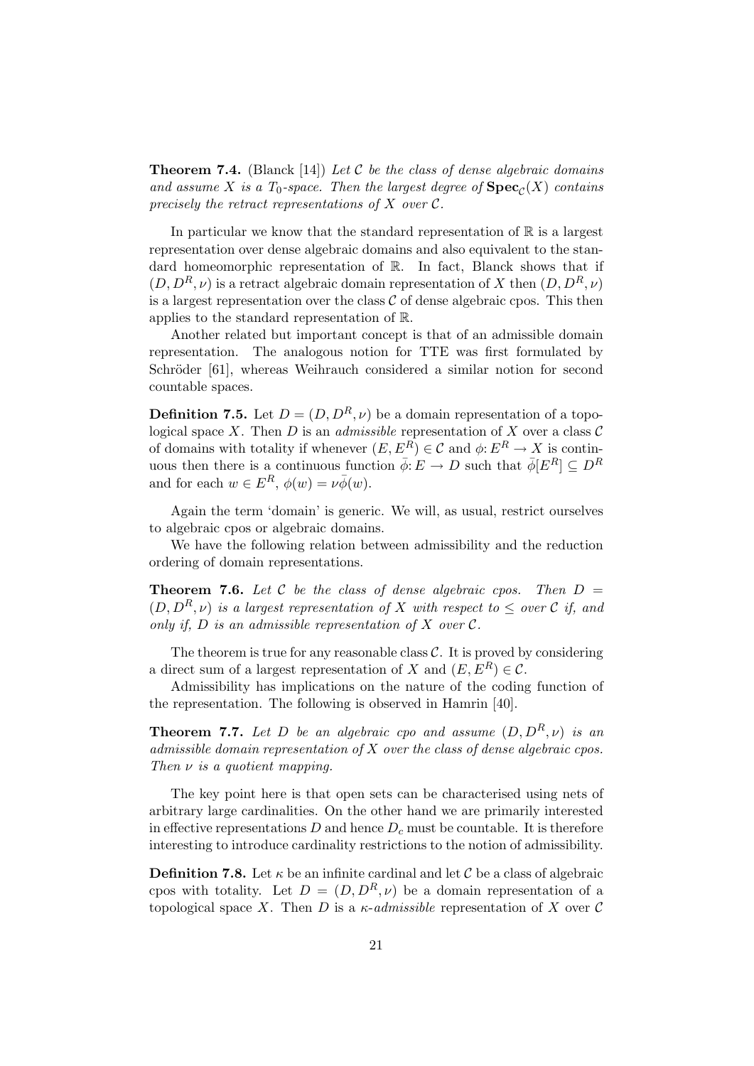**Theorem 7.4.** (Blanck [14]) *Let $\mathcal{C}$ be the class of dense algebraic domains and assume $X$ is a $T_0$-space. Then the largest degree of $\mathbf{Spec}_{\mathcal{C}}(X)$ contains precisely the retract representations of $X$ over $\mathcal{C}$.*

In particular we know that the standard representation of $\mathbb{R}$ is a largest representation over dense algebraic domains and also equivalent to the standard homeomorphic representation of $\mathbb{R}$. In fact, Blanck shows that if $(D, D^R, \nu)$ is a retract algebraic domain representation of $X$ then $(D, D^R, \nu)$ is a largest representation over the class $\mathcal{C}$ of dense algebraic cpos. This then applies to the standard representation of $\mathbb{R}$.

Another related but important concept is that of an admissible domain representation. The analogous notion for TTE was first formulated by Schröder [61], whereas Weihrauch considered a similar notion for second countable spaces.

**Definition 7.5.** Let $D = (D, D^R, \nu)$ be a domain representation of a topological space $X$. Then $D$ is an *admissible* representation of $X$ over a class $\mathcal{C}$ of domains with totality if whenever $(E, E^R) \in \mathcal{C}$ and $\phi \colon E^R \to X$ is continuous then there is a continuous function $\bar{\phi} \colon E \to D$ such that $\bar{\phi}[E^R] \subseteq D^R$ and for each $w \in E^R$, $\phi(w) = \nu\bar{\phi}(w)$.

Again the term 'domain' is generic. We will, as usual, restrict ourselves to algebraic cpos or algebraic domains.

We have the following relation between admissibility and the reduction ordering of domain representations.

**Theorem 7.6.** *Let $\mathcal{C}$ be the class of dense algebraic cpos. Then $D = (D, D^R, \nu)$ is a largest representation of $X$ with respect to $\leq$ over $\mathcal{C}$ if, and only if, $D$ is an admissible representation of $X$ over $\mathcal{C}$.*

The theorem is true for any reasonable class $\mathcal{C}$. It is proved by considering a direct sum of a largest representation of $X$ and $(E, E^R) \in \mathcal{C}$.

Admissibility has implications on the nature of the coding function of the representation. The following is observed in Hamrin [40].

**Theorem 7.7.** *Let $D$ be an algebraic cpo and assume $(D, D^R, \nu)$ is an admissible domain representation of $X$ over the class of dense algebraic cpos. Then $\nu$ is a quotient mapping.*

The key point here is that open sets can be characterised using nets of arbitrary large cardinalities. On the other hand we are primarily interested in effective representations $D$ and hence $D_c$ must be countable. It is therefore interesting to introduce cardinality restrictions to the notion of admissibility.

**Definition 7.8.** Let $\kappa$ be an infinite cardinal and let $\mathcal{C}$ be a class of algebraic cpos with totality. Let $D = (D, D^R, \nu)$ be a domain representation of a topological space $X$. Then $D$ is a $\kappa$-*admissible* representation of $X$ over $\mathcal{C}$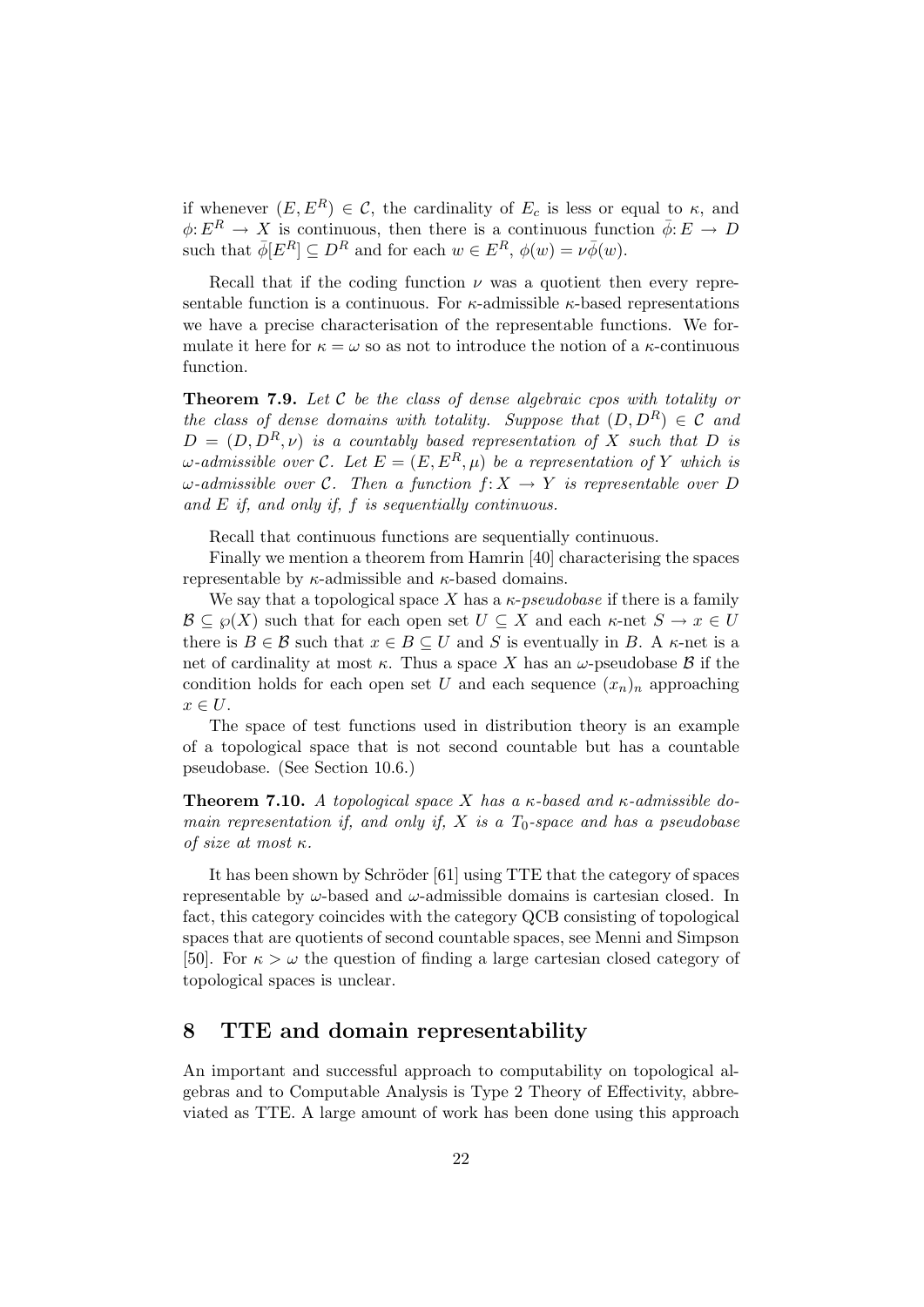if whenever $(E, E^R) \in \mathcal{C}$, the cardinality of $E_c$ is less or equal to $\kappa$, and $\phi\colon E^R \to X$ is continuous, then there is a continuous function $\bar{\phi}\colon E \to D$ such that $\bar{\phi}[E^R] \subseteq D^R$ and for each $w \in E^R$, $\phi(w) = \nu\bar{\phi}(w)$.

Recall that if the coding function $\nu$ was a quotient then every representable function is a continuous. For $\kappa$-admissible $\kappa$-based representations we have a precise characterisation of the representable functions. We formulate it here for $\kappa = \omega$ so as not to introduce the notion of a $\kappa$-continuous function.

**Theorem 7.9.** *Let $\mathcal{C}$ be the class of dense algebraic cpos with totality or the class of dense domains with totality. Suppose that $(D, D^R) \in \mathcal{C}$ and $D = (D, D^R, \nu)$ is a countably based representation of $X$ such that $D$ is $\omega$-admissible over $\mathcal{C}$. Let $E = (E, E^R, \mu)$ be a representation of $Y$ which is $\omega$-admissible over $\mathcal{C}$. Then a function $f\colon X \to Y$ is representable over $D$ and $E$ if, and only if, $f$ is sequentially continuous.*

Recall that continuous functions are sequentially continuous.

Finally we mention a theorem from Hamrin [40] characterising the spaces representable by $\kappa$-admissible and $\kappa$-based domains.

We say that a topological space $X$ has a *$\kappa$-pseudobase* if there is a family $\mathcal{B} \subseteq \wp(X)$ such that for each open set $U \subseteq X$ and each $\kappa$-net $S \to x \in U$ there is $B \in \mathcal{B}$ such that $x \in B \subseteq U$ and $S$ is eventually in $B$. A $\kappa$-net is a net of cardinality at most $\kappa$. Thus a space $X$ has an $\omega$-pseudobase $\mathcal{B}$ if the condition holds for each open set $U$ and each sequence $(x_n)_n$ approaching $x \in U$.

The space of test functions used in distribution theory is an example of a topological space that is not second countable but has a countable pseudobase. (See Section 10.6.)

**Theorem 7.10.** *A topological space $X$ has a $\kappa$-based and $\kappa$-admissible domain representation if, and only if, $X$ is a $T_0$-space and has a pseudobase of size at most $\kappa$.*

It has been shown by Schröder [61] using TTE that the category of spaces representable by $\omega$-based and $\omega$-admissible domains is cartesian closed. In fact, this category coincides with the category QCB consisting of topological spaces that are quotients of second countable spaces, see Menni and Simpson [50]. For $\kappa > \omega$ the question of finding a large cartesian closed category of topological spaces is unclear.

## 8 TTE and domain representability

An important and successful approach to computability on topological algebras and to Computable Analysis is Type 2 Theory of Effectivity, abbreviated as TTE. A large amount of work has been done using this approach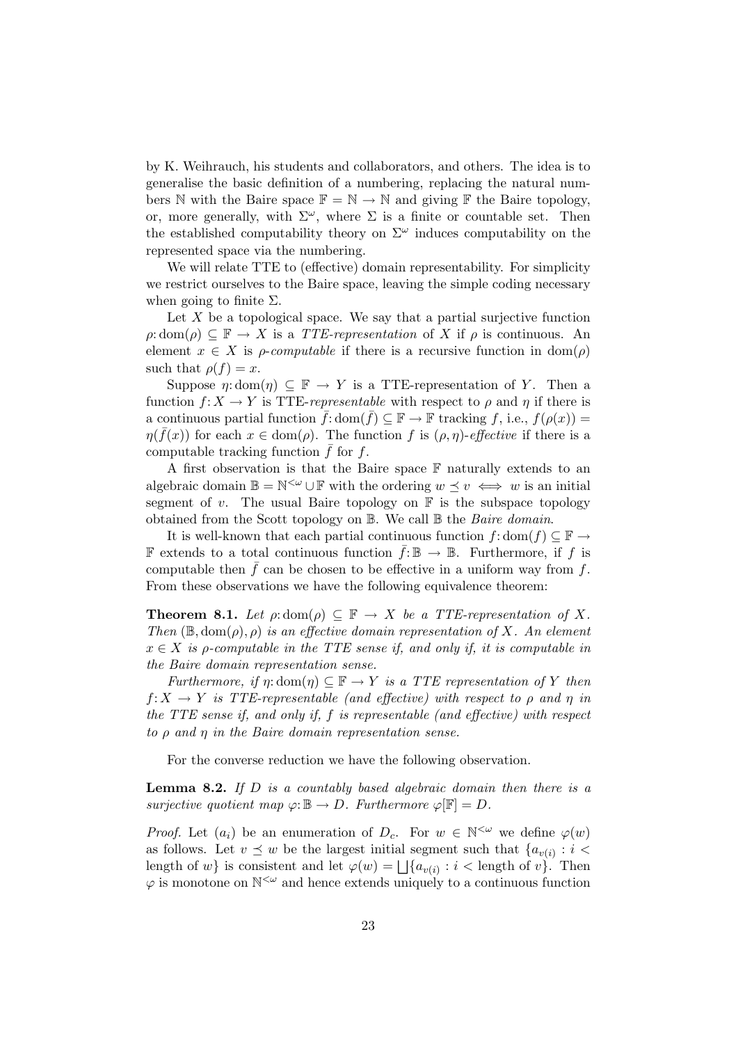by K. Weihrauch, his students and collaborators, and others. The idea is to generalise the basic definition of a numbering, replacing the natural numbers $\mathbb{N}$ with the Baire space $\mathbb{F} = \mathbb{N} \to \mathbb{N}$ and giving $\mathbb{F}$ the Baire topology, or, more generally, with $\Sigma^\omega$, where $\Sigma$ is a finite or countable set. Then the established computability theory on $\Sigma^\omega$ induces computability on the represented space via the numbering.

We will relate TTE to (effective) domain representability. For simplicity we restrict ourselves to the Baire space, leaving the simple coding necessary when going to finite $\Sigma$.

Let $X$ be a topological space. We say that a partial surjective function $\rho\colon \mathrm{dom}(\rho) \subseteq \mathbb{F} \to X$ is a *TTE-representation* of $X$ if $\rho$ is continuous. An element $x \in X$ is *$\rho$-computable* if there is a recursive function in $\mathrm{dom}(\rho)$ such that $\rho(f) = x$.

Suppose $\eta\colon \mathrm{dom}(\eta) \subseteq \mathbb{F} \to Y$ is a TTE-representation of $Y$. Then a function $f\colon X \to Y$ is TTE-*representable* with respect to $\rho$ and $\eta$ if there is a continuous partial function $\bar{f}\colon \mathrm{dom}(\bar{f}) \subseteq \mathbb{F} \to \mathbb{F}$ tracking $f$, i.e., $f(\rho(x)) = \eta(\bar{f}(x))$ for each $x \in \mathrm{dom}(\rho)$. The function $f$ is $(\rho, \eta)$-*effective* if there is a computable tracking function $\bar{f}$ for $f$.

A first observation is that the Baire space $\mathbb{F}$ naturally extends to an algebraic domain $\mathbb{B} = \mathbb{N}^{<\omega} \cup \mathbb{F}$ with the ordering $w \preceq v \iff w$ is an initial segment of $v$. The usual Baire topology on $\mathbb{F}$ is the subspace topology obtained from the Scott topology on $\mathbb{B}$. We call $\mathbb{B}$ the *Baire domain*.

It is well-known that each partial continuous function $f\colon \mathrm{dom}(f) \subseteq \mathbb{F} \to \mathbb{F}$ extends to a total continuous function $\bar{f}\colon \mathbb{B} \to \mathbb{B}$. Furthermore, if $f$ is computable then $\bar{f}$ can be chosen to be effective in a uniform way from $f$. From these observations we have the following equivalence theorem:

**Theorem 8.1.** *Let $\rho\colon \mathrm{dom}(\rho) \subseteq \mathbb{F} \to X$ be a TTE-representation of $X$. Then $(\mathbb{B}, \mathrm{dom}(\rho), \rho)$ is an effective domain representation of $X$. An element $x \in X$ is $\rho$-computable in the TTE sense if, and only if, it is computable in the Baire domain representation sense.*

*Furthermore, if $\eta\colon \mathrm{dom}(\eta) \subseteq \mathbb{F} \to Y$ is a TTE representation of $Y$ then $f\colon X \to Y$ is TTE-representable (and effective) with respect to $\rho$ and $\eta$ in the TTE sense if, and only if, $f$ is representable (and effective) with respect to $\rho$ and $\eta$ in the Baire domain representation sense.*

For the converse reduction we have the following observation.

**Lemma 8.2.** *If $D$ is a countably based algebraic domain then there is a surjective quotient map $\varphi\colon \mathbb{B} \to D$. Furthermore $\varphi[\mathbb{F}] = D$.*

*Proof.* Let $(a_i)$ be an enumeration of $D_c$. For $w \in \mathbb{N}^{<\omega}$ we define $\varphi(w)$ as follows. Let $v \preceq w$ be the largest initial segment such that $\{a_{v(i)} : i <$ length of $w\}$ is consistent and let $\varphi(w) = \bigsqcup\{a_{v(i)} : i <$ length of $v\}$. Then $\varphi$ is monotone on $\mathbb{N}^{<\omega}$ and hence extends uniquely to a continuous function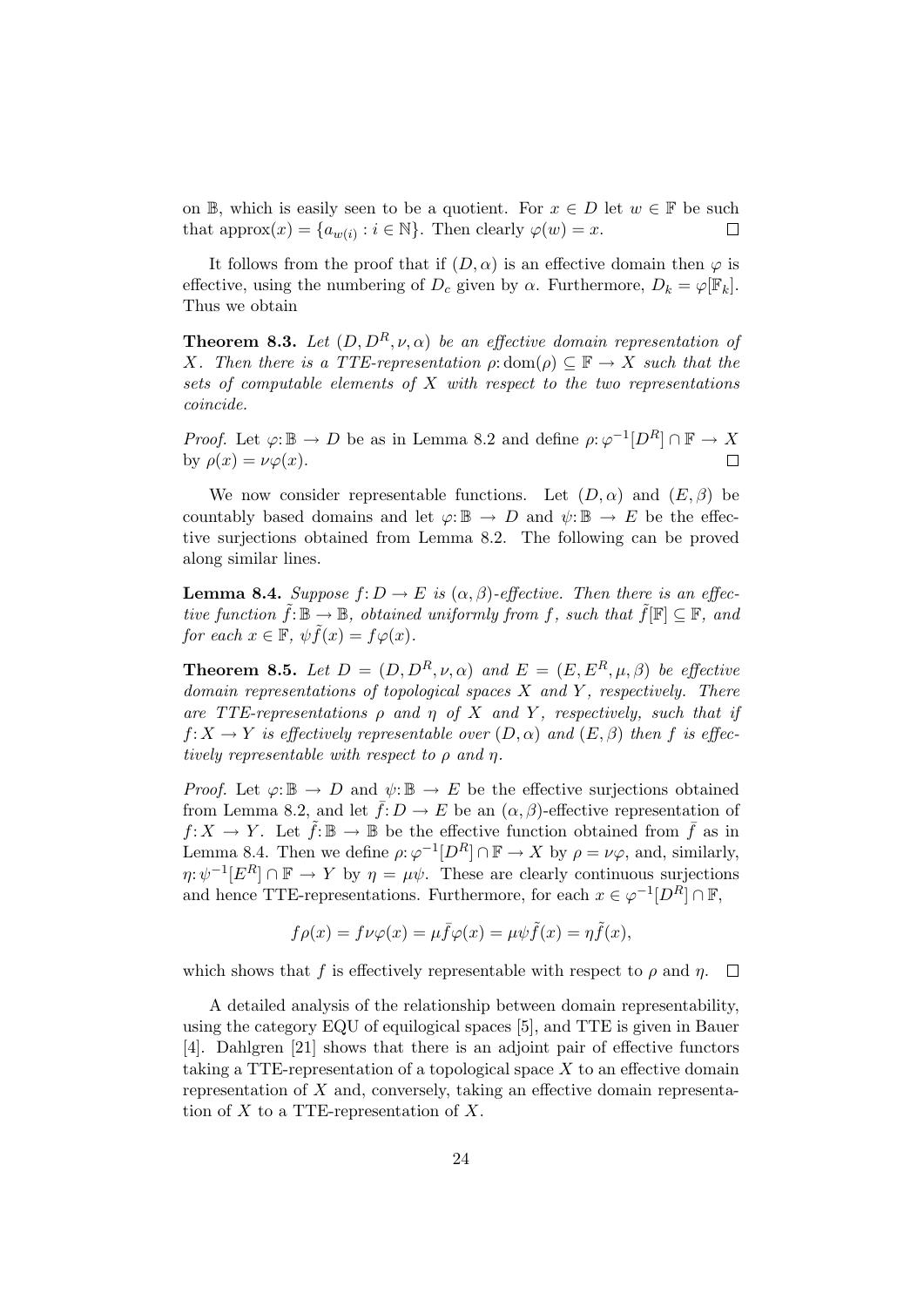on $\mathbb{B}$, which is easily seen to be a quotient. For $x \in D$ let $w \in \mathbb{F}$ be such that $\text{approx}(x) = \{a_{w(i)} : i \in \mathbb{N}\}$. Then clearly $\varphi(w) = x$. $\square$

It follows from the proof that if $(D, \alpha)$ is an effective domain then $\varphi$ is effective, using the numbering of $D_c$ given by $\alpha$. Furthermore, $D_k = \varphi[\mathbb{F}_k]$. Thus we obtain

**Theorem 8.3.** *Let $(D, D^R, \nu, \alpha)$ be an effective domain representation of $X$. Then there is a TTE-representation $\rho: \text{dom}(\rho) \subseteq \mathbb{F} \to X$ such that the sets of computable elements of $X$ with respect to the two representations coincide.*

*Proof.* Let $\varphi: \mathbb{B} \to D$ be as in Lemma 8.2 and define $\rho: \varphi^{-1}[D^R] \cap \mathbb{F} \to X$ by $\rho(x) = \nu\varphi(x)$. $\square$

We now consider representable functions. Let $(D, \alpha)$ and $(E, \beta)$ be countably based domains and let $\varphi: \mathbb{B} \to D$ and $\psi: \mathbb{B} \to E$ be the effective surjections obtained from Lemma 8.2. The following can be proved along similar lines.

**Lemma 8.4.** *Suppose $f: D \to E$ is $(\alpha, \beta)$-effective. Then there is an effective function $\tilde{f}: \mathbb{B} \to \mathbb{B}$, obtained uniformly from $f$, such that $\tilde{f}[\mathbb{F}] \subseteq \mathbb{F}$, and for each $x \in \mathbb{F}$, $\psi\tilde{f}(x) = f\varphi(x)$.*

**Theorem 8.5.** *Let $D = (D, D^R, \nu, \alpha)$ and $E = (E, E^R, \mu, \beta)$ be effective domain representations of topological spaces $X$ and $Y$, respectively. There are TTE-representations $\rho$ and $\eta$ of $X$ and $Y$, respectively, such that if $f: X \to Y$ is effectively representable over $(D, \alpha)$ and $(E, \beta)$ then $f$ is effectively representable with respect to $\rho$ and $\eta$.*

*Proof.* Let $\varphi: \mathbb{B} \to D$ and $\psi: \mathbb{B} \to E$ be the effective surjections obtained from Lemma 8.2, and let $\bar{f}: D \to E$ be an $(\alpha, \beta)$-effective representation of $f: X \to Y$. Let $\tilde{f}: \mathbb{B} \to \mathbb{B}$ be the effective function obtained from $\bar{f}$ as in Lemma 8.4. Then we define $\rho: \varphi^{-1}[D^R] \cap \mathbb{F} \to X$ by $\rho = \nu\varphi$, and, similarly, $\eta: \psi^{-1}[E^R] \cap \mathbb{F} \to Y$ by $\eta = \mu\psi$. These are clearly continuous surjections and hence TTE-representations. Furthermore, for each $x \in \varphi^{-1}[D^R] \cap \mathbb{F}$,

$$f\rho(x) = f\nu\varphi(x) = \mu\bar{f}\varphi(x) = \mu\psi\tilde{f}(x) = \eta\tilde{f}(x),$$

which shows that $f$ is effectively representable with respect to $\rho$ and $\eta$. $\square$

A detailed analysis of the relationship between domain representability, using the category EQU of equilogical spaces [5], and TTE is given in Bauer [4]. Dahlgren [21] shows that there is an adjoint pair of effective functors taking a TTE-representation of a topological space $X$ to an effective domain representation of $X$ and, conversely, taking an effective domain representation of $X$ to a TTE-representation of $X$.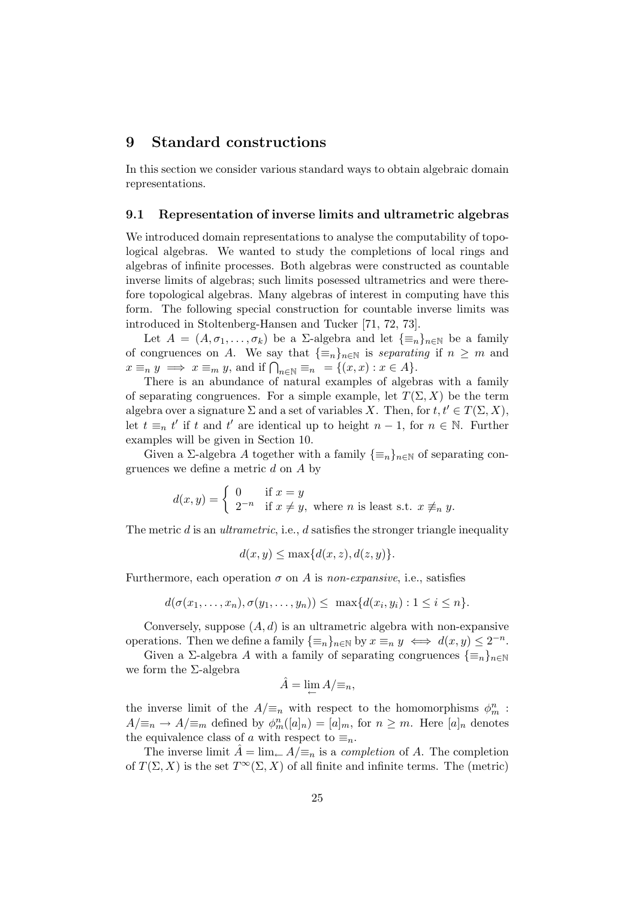## 9 Standard constructions

In this section we consider various standard ways to obtain algebraic domain representations.

### 9.1 Representation of inverse limits and ultrametric algebras

We introduced domain representations to analyse the computability of topological algebras. We wanted to study the completions of local rings and algebras of infinite processes. Both algebras were constructed as countable inverse limits of algebras; such limits posessed ultrametrics and were therefore topological algebras. Many algebras of interest in computing have this form. The following special construction for countable inverse limits was introduced in Stoltenberg-Hansen and Tucker [71, 72, 73].

Let $A = (A, \sigma_1, \dots, \sigma_k)$ be a $\Sigma$-algebra and let $\{\equiv_n\}_{n\in\mathbb{N}}$ be a family of congruences on $A$. We say that $\{\equiv_n\}_{n\in\mathbb{N}}$ is *separating* if $n \geq m$ and $x \equiv_n y \implies x \equiv_m y$, and if $\bigcap_{n\in\mathbb{N}} \equiv_n \; = \{(x, x) : x \in A\}$.

There is an abundance of natural examples of algebras with a family of separating congruences. For a simple example, let $T(\Sigma, X)$ be the term algebra over a signature $\Sigma$ and a set of variables $X$. Then, for $t, t' \in T(\Sigma, X)$, let $t \equiv_n t'$ if $t$ and $t'$ are identical up to height $n - 1$, for $n \in \mathbb{N}$. Further examples will be given in Section 10.

Given a $\Sigma$-algebra $A$ together with a family $\{\equiv_n\}_{n\in\mathbb{N}}$ of separating congruences we define a metric $d$ on $A$ by

$$d(x, y) = \begin{cases} 0 & \text{if } x = y \\ 2^{-n} & \text{if } x \neq y, \text{ where } n \text{ is least s.t. } x \not\equiv_n y. \end{cases}$$

The metric $d$ is an *ultrametric*, i.e., $d$ satisfies the stronger triangle inequality

$$d(x, y) \leq \max\{d(x, z), d(z, y)\}.$$

Furthermore, each operation $\sigma$ on $A$ is *non-expansive*, i.e., satisfies

$$d(\sigma(x_1, \dots, x_n), \sigma(y_1, \dots, y_n)) \leq \max\{d(x_i, y_i) : 1 \leq i \leq n\}.$$

Conversely, suppose $(A, d)$ is an ultrametric algebra with non-expansive operations. Then we define a family $\{\equiv_n\}_{n\in\mathbb{N}}$ by $x \equiv_n y \iff d(x, y) \leq 2^{-n}$.

Given a $\Sigma$-algebra $A$ with a family of separating congruences $\{\equiv_n\}_{n\in\mathbb{N}}$ we form the $\Sigma$-algebra

$$\hat{A} = \varprojlim A/{\equiv_n},$$

the inverse limit of the $A/{\equiv_n}$ with respect to the homomorphisms $\phi^n_m : A/{\equiv_n} \to A/{\equiv_m}$ defined by $\phi^n_m([a]_n) = [a]_m$, for $n \geq m$. Here $[a]_n$ denotes the equivalence class of $a$ with respect to $\equiv_n$.

The inverse limit $\hat{A} = \lim_{\leftarrow} A/{\equiv_n}$ is a *completion* of $A$. The completion of $T(\Sigma, X)$ is the set $T^\infty(\Sigma, X)$ of all finite and infinite terms. The (metric)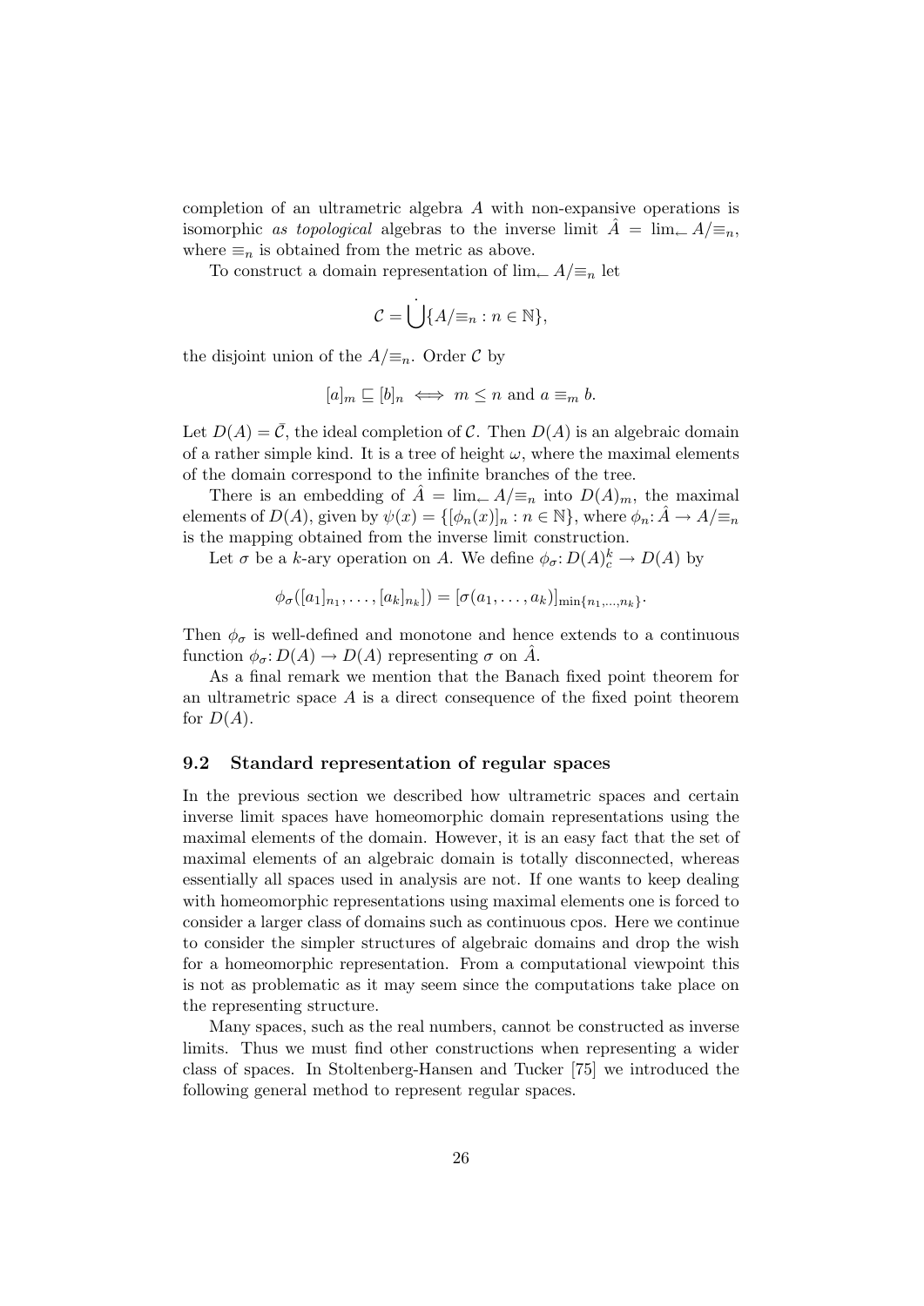completion of an ultrametric algebra $A$ with non-expansive operations is isomorphic *as topological* algebras to the inverse limit $\hat{A} = \lim_{\leftarrow} A/{\equiv_n}$, where $\equiv_n$ is obtained from the metric as above.

To construct a domain representation of $\lim_{\leftarrow} A/{\equiv_n}$ let

$$\mathcal{C} = \dot{\bigcup}\{A/{\equiv_n} : n \in \mathbb{N}\},$$

the disjoint union of the $A/{\equiv_n}$. Order $\mathcal{C}$ by

$$[a]_m \sqsubseteq [b]_n \iff m \leq n \text{ and } a \equiv_m b.$$

Let $D(A) = \bar{\mathcal{C}}$, the ideal completion of $\mathcal{C}$. Then $D(A)$ is an algebraic domain of a rather simple kind. It is a tree of height $\omega$, where the maximal elements of the domain correspond to the infinite branches of the tree.

There is an embedding of $\hat{A} = \lim_{\leftarrow} A/{\equiv_n}$ into $D(A)_m$, the maximal elements of $D(A)$, given by $\psi(x) = \{[\phi_n(x)]_n : n \in \mathbb{N}\}$, where $\phi_n \colon \hat{A} \to A/{\equiv_n}$ is the mapping obtained from the inverse limit construction.

Let $\sigma$ be a $k$-ary operation on $A$. We define $\phi_\sigma \colon D(A)_c^k \to D(A)$ by

$$\phi_\sigma([a_1]_{n_1}, \ldots, [a_k]_{n_k}) = [\sigma(a_1, \ldots, a_k)]_{\min\{n_1, \ldots, n_k\}}.$$

Then $\phi_\sigma$ is well-defined and monotone and hence extends to a continuous function $\phi_\sigma \colon D(A) \to D(A)$ representing $\sigma$ on $\hat{A}$.

As a final remark we mention that the Banach fixed point theorem for an ultrametric space $A$ is a direct consequence of the fixed point theorem for $D(A)$.

### 9.2 Standard representation of regular spaces

In the previous section we described how ultrametric spaces and certain inverse limit spaces have homeomorphic domain representations using the maximal elements of the domain. However, it is an easy fact that the set of maximal elements of an algebraic domain is totally disconnected, whereas essentially all spaces used in analysis are not. If one wants to keep dealing with homeomorphic representations using maximal elements one is forced to consider a larger class of domains such as continuous cpos. Here we continue to consider the simpler structures of algebraic domains and drop the wish for a homeomorphic representation. From a computational viewpoint this is not as problematic as it may seem since the computations take place on the representing structure.

Many spaces, such as the real numbers, cannot be constructed as inverse limits. Thus we must find other constructions when representing a wider class of spaces. In Stoltenberg-Hansen and Tucker [75] we introduced the following general method to represent regular spaces.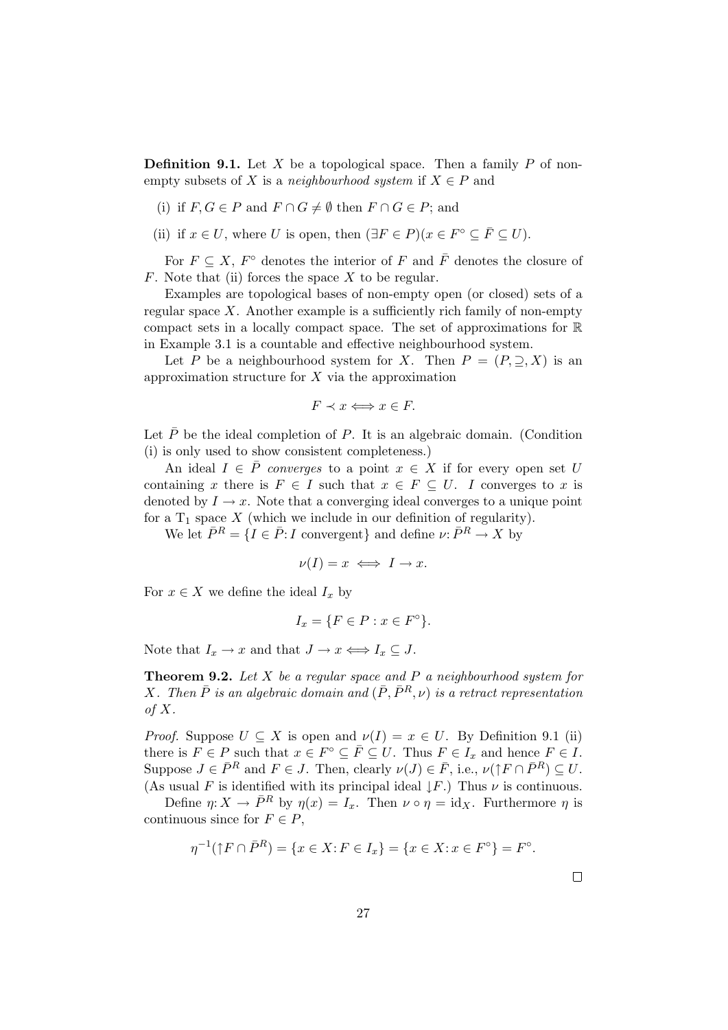**Definition 9.1.** Let $X$ be a topological space. Then a family $P$ of non-empty subsets of $X$ is a *neighbourhood system* if $X \in P$ and

(i) if $F, G \in P$ and $F \cap G \neq \emptyset$ then $F \cap G \in P$; and

(ii) if $x \in U$, where $U$ is open, then $(\exists F \in P)(x \in F^\circ \subseteq \bar{F} \subseteq U)$.

For $F \subseteq X$, $F^\circ$ denotes the interior of $F$ and $\bar{F}$ denotes the closure of $F$. Note that (ii) forces the space $X$ to be regular.

Examples are topological bases of non-empty open (or closed) sets of a regular space $X$. Another example is a sufficiently rich family of non-empty compact sets in a locally compact space. The set of approximations for $\mathbb{R}$ in Example 3.1 is a countable and effective neighbourhood system.

Let $P$ be a neighbourhood system for $X$. Then $P = (P, \supseteq, X)$ is an approximation structure for $X$ via the approximation

$$F \prec x \Longleftrightarrow x \in F.$$

Let $\bar{P}$ be the ideal completion of $P$. It is an algebraic domain. (Condition (i) is only used to show consistent completeness.)

An ideal $I \in \bar{P}$ *converges* to a point $x \in X$ if for every open set $U$ containing $x$ there is $F \in I$ such that $x \in F \subseteq U$. $I$ converges to $x$ is denoted by $I \to x$. Note that a converging ideal converges to a unique point for a $\mathrm{T}_1$ space $X$ (which we include in our definition of regularity).

We let $\bar{P}^R = \{I \in \bar{P} \colon I \text{ convergent}\}$ and define $\nu \colon \bar{P}^R \to X$ by

$$\nu(I) = x \iff I \to x.$$

For $x \in X$ we define the ideal $I_x$ by

$$I_x = \{F \in P : x \in F^\circ\}.$$

Note that $I_x \to x$ and that $J \to x \Longleftrightarrow I_x \subseteq J$.

**Theorem 9.2.** *Let $X$ be a regular space and $P$ a neighbourhood system for $X$. Then $\bar{P}$ is an algebraic domain and $(\bar{P}, \bar{P}^R, \nu)$ is a retract representation of $X$.*

*Proof.* Suppose $U \subseteq X$ is open and $\nu(I) = x \in U$. By Definition 9.1 (ii) there is $F \in P$ such that $x \in F^\circ \subseteq \bar{F} \subseteq U$. Thus $F \in I_x$ and hence $F \in I$. Suppose $J \in \bar{P}^R$ and $F \in J$. Then, clearly $\nu(J) \in \bar{F}$, i.e., $\nu(\uparrow F \cap \bar{P}^R) \subseteq U$. (As usual $F$ is identified with its principal ideal $\downarrow F$.) Thus $\nu$ is continuous.

Define $\eta \colon X \to \bar{P}^R$ by $\eta(x) = I_x$. Then $\nu \circ \eta = \mathrm{id}_X$. Furthermore $\eta$ is continuous since for $F \in P$,

$$\eta^{-1}(\uparrow F \cap \bar{P}^R) = \{x \in X \colon F \in I_x\} = \{x \in X \colon x \in F^\circ\} = F^\circ.$$

□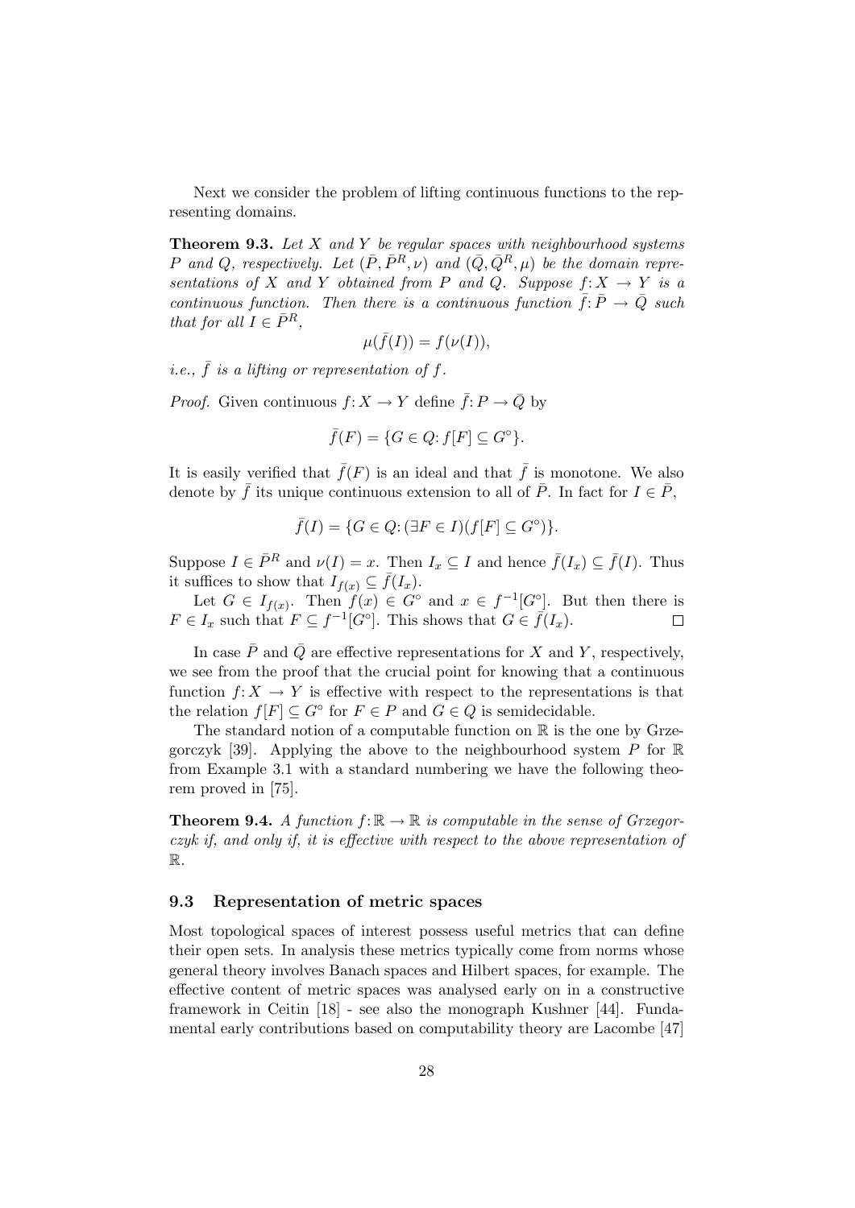Next we consider the problem of lifting continuous functions to the representing domains.

**Theorem 9.3.** *Let $X$ and $Y$ be regular spaces with neighbourhood systems $P$ and $Q$, respectively. Let $(\bar{P}, \bar{P}^R, \nu)$ and $(\bar{Q}, \bar{Q}^R, \mu)$ be the domain representations of $X$ and $Y$ obtained from $P$ and $Q$. Suppose $f: X \to Y$ is a continuous function. Then there is a continuous function $\bar{f}: \bar{P} \to \bar{Q}$ such that for all $I \in \bar{P}^R$,*

$$\mu(\bar{f}(I)) = f(\nu(I)),$$

*i.e., $\bar{f}$ is a lifting or representation of $f$.*

*Proof.* Given continuous $f: X \to Y$ define $\bar{f}: P \to \bar{Q}$ by

$$\bar{f}(F) = \{G \in Q: f[F] \subseteq G^\circ\}.$$

It is easily verified that $\bar{f}(F)$ is an ideal and that $\bar{f}$ is monotone. We also denote by $\bar{f}$ its unique continuous extension to all of $\bar{P}$. In fact for $I \in \bar{P}$,

$$\bar{f}(I) = \{G \in Q: (\exists F \in I)(f[F] \subseteq G^\circ)\}.$$

Suppose $I \in \bar{P}^R$ and $\nu(I) = x$. Then $I_x \subseteq I$ and hence $\bar{f}(I_x) \subseteq \bar{f}(I)$. Thus it suffices to show that $I_{f(x)} \subseteq \bar{f}(I_x)$.

Let $G \in I_{f(x)}$. Then $f(x) \in G^\circ$ and $x \in f^{-1}[G^\circ]$. But then there is $F \in I_x$ such that $F \subseteq f^{-1}[G^\circ]$. This shows that $G \in \bar{f}(I_x)$. $\square$

In case $\bar{P}$ and $\bar{Q}$ are effective representations for $X$ and $Y$, respectively, we see from the proof that the crucial point for knowing that a continuous function $f: X \to Y$ is effective with respect to the representations is that the relation $f[F] \subseteq G^\circ$ for $F \in P$ and $G \in Q$ is semidecidable.

The standard notion of a computable function on $\mathbb{R}$ is the one by Grzegorczyk [39]. Applying the above to the neighbourhood system $P$ for $\mathbb{R}$ from Example 3.1 with a standard numbering we have the following theorem proved in [75].

**Theorem 9.4.** *A function $f: \mathbb{R} \to \mathbb{R}$ is computable in the sense of Grzegorczyk if, and only if, it is effective with respect to the above representation of $\mathbb{R}$.*

### 9.3 Representation of metric spaces

Most topological spaces of interest possess useful metrics that can define their open sets. In analysis these metrics typically come from norms whose general theory involves Banach spaces and Hilbert spaces, for example. The effective content of metric spaces was analysed early on in a constructive framework in Ceitin [18] - see also the monograph Kushner [44]. Fundamental early contributions based on computability theory are Lacombe [47]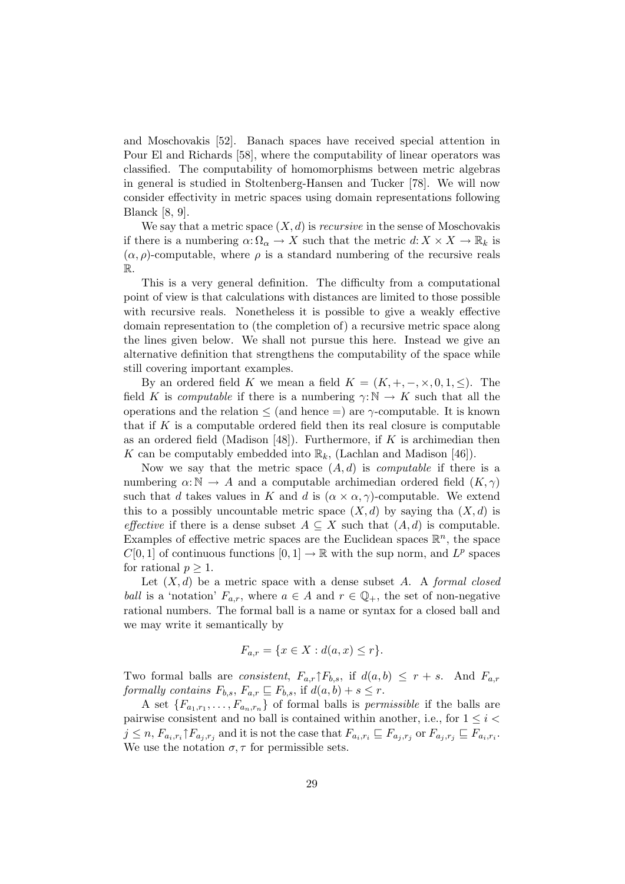and Moschovakis [52]. Banach spaces have received special attention in Pour El and Richards [58], where the computability of linear operators was classified. The computability of homomorphisms between metric algebras in general is studied in Stoltenberg-Hansen and Tucker [78]. We will now consider effectivity in metric spaces using domain representations following Blanck [8, 9].

We say that a metric space $(X, d)$ is *recursive* in the sense of Moschovakis if there is a numbering $\alpha\colon \Omega_\alpha \to X$ such that the metric $d\colon X \times X \to \mathbb{R}_k$ is $(\alpha, \rho)$-computable, where $\rho$ is a standard numbering of the recursive reals $\mathbb{R}$.

This is a very general definition. The difficulty from a computational point of view is that calculations with distances are limited to those possible with recursive reals. Nonetheless it is possible to give a weakly effective domain representation to (the completion of) a recursive metric space along the lines given below. We shall not pursue this here. Instead we give an alternative definition that strengthens the computability of the space while still covering important examples.

By an ordered field $K$ we mean a field $K = (K, +, -, \times, 0, 1, \leq)$. The field $K$ is *computable* if there is a numbering $\gamma\colon \mathbb{N} \to K$ such that all the operations and the relation $\leq$ (and hence $=$) are $\gamma$-computable. It is known that if $K$ is a computable ordered field then its real closure is computable as an ordered field (Madison [48]). Furthermore, if $K$ is archimedian then $K$ can be computably embedded into $\mathbb{R}_k$, (Lachlan and Madison [46]).

Now we say that the metric space $(A, d)$ is *computable* if there is a numbering $\alpha\colon \mathbb{N} \to A$ and a computable archimedian ordered field $(K, \gamma)$ such that $d$ takes values in $K$ and $d$ is $(\alpha \times \alpha, \gamma)$-computable. We extend this to a possibly uncountable metric space $(X, d)$ by saying tha $(X, d)$ is *effective* if there is a dense subset $A \subseteq X$ such that $(A, d)$ is computable. Examples of effective metric spaces are the Euclidean spaces $\mathbb{R}^n$, the space $C[0, 1]$ of continuous functions $[0, 1] \to \mathbb{R}$ with the sup norm, and $L^p$ spaces for rational $p \geq 1$.

Let $(X, d)$ be a metric space with a dense subset $A$. A *formal closed ball* is a 'notation' $F_{a,r}$, where $a \in A$ and $r \in \mathbb{Q}_+$, the set of non-negative rational numbers. The formal ball is a name or syntax for a closed ball and we may write it semantically by

$$F_{a,r} = \{x \in X : d(a, x) \leq r\}.$$

Two formal balls are *consistent*, $F_{a,r} \uparrow F_{b,s}$, if $d(a, b) \leq r + s$. And $F_{a,r}$ *formally contains* $F_{b,s}$, $F_{a,r} \sqsubseteq F_{b,s}$, if $d(a, b) + s \leq r$.

A set $\{F_{a_1,r_1}, \ldots, F_{a_n,r_n}\}$ of formal balls is *permissible* if the balls are pairwise consistent and no ball is contained within another, i.e., for $1 \leq i < j \leq n$, $F_{a_i,r_i} \uparrow F_{a_j,r_j}$ and it is not the case that $F_{a_i,r_i} \sqsubseteq F_{a_j,r_j}$ or $F_{a_j,r_j} \sqsubseteq F_{a_i,r_i}$. We use the notation $\sigma, \tau$ for permissible sets.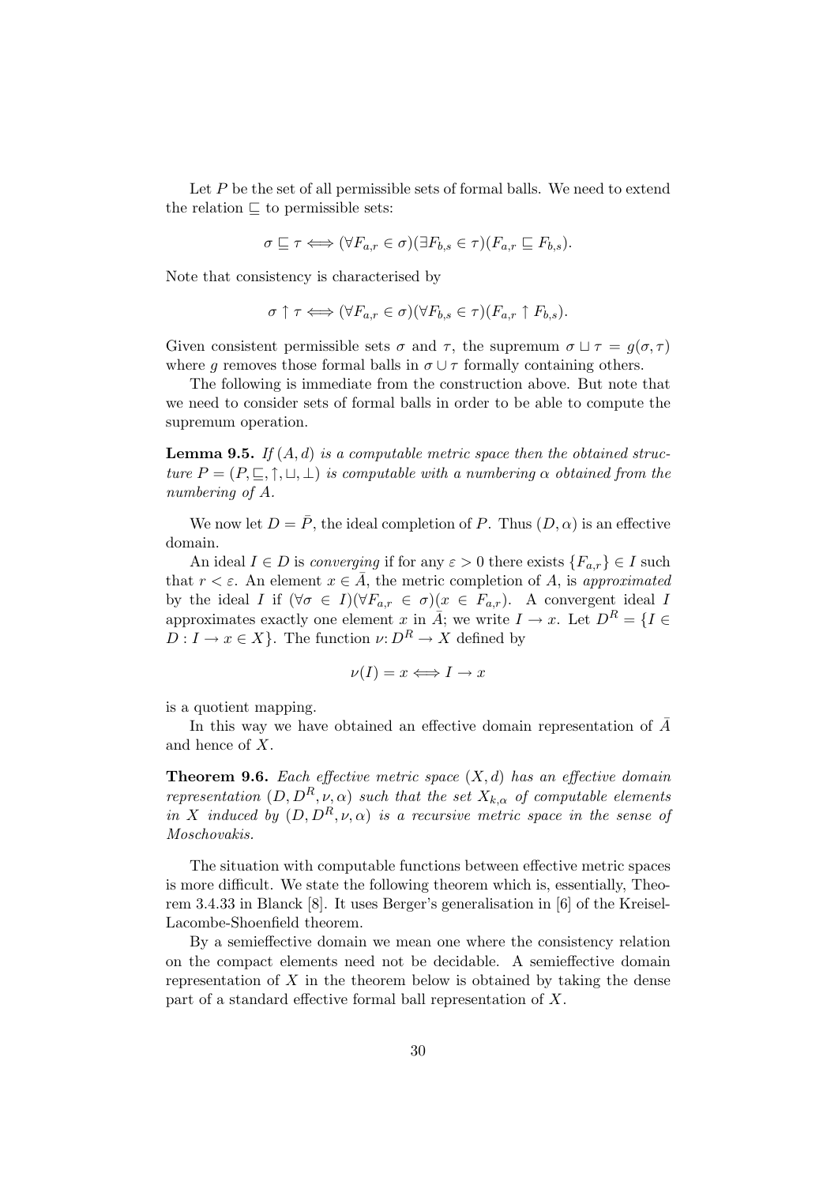Let $P$ be the set of all permissible sets of formal balls. We need to extend the relation $\sqsubseteq$ to permissible sets:

$$\sigma \sqsubseteq \tau \iff (\forall F_{a,r} \in \sigma)(\exists F_{b,s} \in \tau)(F_{a,r} \sqsubseteq F_{b,s}).$$

Note that consistency is characterised by

$$\sigma \uparrow \tau \iff (\forall F_{a,r} \in \sigma)(\forall F_{b,s} \in \tau)(F_{a,r} \uparrow F_{b,s}).$$

Given consistent permissible sets $\sigma$ and $\tau$, the supremum $\sigma \sqcup \tau = g(\sigma, \tau)$ where $g$ removes those formal balls in $\sigma \cup \tau$ formally containing others.

The following is immediate from the construction above. But note that we need to consider sets of formal balls in order to be able to compute the supremum operation.

**Lemma 9.5.** *If $(A, d)$ is a computable metric space then the obtained structure $P = (P, \sqsubseteq, \uparrow, \sqcup, \bot)$ is computable with a numbering $\alpha$ obtained from the numbering of $A$.*

We now let $D = \bar{P}$, the ideal completion of $P$. Thus $(D, \alpha)$ is an effective domain.

An ideal $I \in D$ is *converging* if for any $\varepsilon > 0$ there exists $\{F_{a,r}\} \in I$ such that $r < \varepsilon$. An element $x \in \bar{A}$, the metric completion of $A$, is *approximated* by the ideal $I$ if $(\forall \sigma \in I)(\forall F_{a,r} \in \sigma)(x \in F_{a,r})$. A convergent ideal $I$ approximates exactly one element $x$ in $\bar{A}$; we write $I \to x$. Let $D^R = \{I \in D : I \to x \in X\}$. The function $\nu \colon D^R \to X$ defined by

$$\nu(I) = x \iff I \to x$$

is a quotient mapping.

In this way we have obtained an effective domain representation of $\bar{A}$ and hence of $X$.

**Theorem 9.6.** *Each effective metric space $(X, d)$ has an effective domain representation $(D, D^R, \nu, \alpha)$ such that the set $X_{k,\alpha}$ of computable elements in $X$ induced by $(D, D^R, \nu, \alpha)$ is a recursive metric space in the sense of Moschovakis.*

The situation with computable functions between effective metric spaces is more difficult. We state the following theorem which is, essentially, Theorem 3.4.33 in Blanck [8]. It uses Berger's generalisation in [6] of the Kreisel-Lacombe-Shoenfield theorem.

By a semieffective domain we mean one where the consistency relation on the compact elements need not be decidable. A semieffective domain representation of $X$ in the theorem below is obtained by taking the dense part of a standard effective formal ball representation of $X$.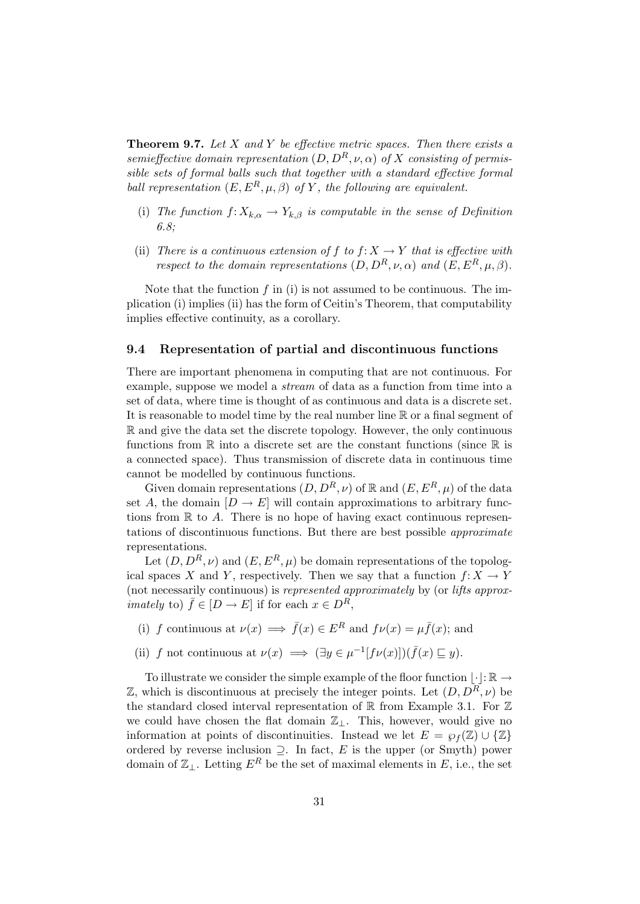**Theorem 9.7.** *Let $X$ and $Y$ be effective metric spaces. Then there exists a semieffective domain representation $(D, D^R, \nu, \alpha)$ of $X$ consisting of permissible sets of formal balls such that together with a standard effective formal ball representation $(E, E^R, \mu, \beta)$ of $Y$, the following are equivalent.*

(i) *The function $f\colon X_{k,\alpha} \to Y_{k,\beta}$ is computable in the sense of Definition 6.8;*

(ii) *There is a continuous extension of $f$ to $f\colon X \to Y$ that is effective with respect to the domain representations $(D, D^R, \nu, \alpha)$ and $(E, E^R, \mu, \beta)$.*

Note that the function $f$ in (i) is not assumed to be continuous. The implication (i) implies (ii) has the form of Ceitin's Theorem, that computability implies effective continuity, as a corollary.

### 9.4 Representation of partial and discontinuous functions

There are important phenomena in computing that are not continuous. For example, suppose we model a *stream* of data as a function from time into a set of data, where time is thought of as continuous and data is a discrete set. It is reasonable to model time by the real number line $\mathbb{R}$ or a final segment of $\mathbb{R}$ and give the data set the discrete topology. However, the only continuous functions from $\mathbb{R}$ into a discrete set are the constant functions (since $\mathbb{R}$ is a connected space). Thus transmission of discrete data in continuous time cannot be modelled by continuous functions.

Given domain representations $(D, D^R, \nu)$ of $\mathbb{R}$ and $(E, E^R, \mu)$ of the data set $A$, the domain $[D \to E]$ will contain approximations to arbitrary functions from $\mathbb{R}$ to $A$. There is no hope of having exact continuous representations of discontinuous functions. But there are best possible *approximate* representations.

Let $(D, D^R, \nu)$ and $(E, E^R, \mu)$ be domain representations of the topological spaces $X$ and $Y$, respectively. Then we say that a function $f\colon X \to Y$ (not necessarily continuous) is *represented approximately* by (or *lifts approximately* to) $\bar{f} \in [D \to E]$ if for each $x \in D^R$,

(i) $f$ continuous at $\nu(x) \implies \bar{f}(x) \in E^R$ and $f\nu(x) = \mu\bar{f}(x)$; and

(ii) $f$ not continuous at $\nu(x) \implies (\exists y \in \mu^{-1}[f\nu(x)])(\bar{f}(x) \sqsubseteq y)$.

To illustrate we consider the simple example of the floor function $\lfloor\cdot\rfloor\colon \mathbb{R} \to \mathbb{Z}$, which is discontinuous at precisely the integer points. Let $(D, D^R, \nu)$ be the standard closed interval representation of $\mathbb{R}$ from Example 3.1. For $\mathbb{Z}$ we could have chosen the flat domain $\mathbb{Z}_\perp$. This, however, would give no information at points of discontinuities. Instead we let $E = \wp_f(\mathbb{Z}) \cup \{\mathbb{Z}\}$ ordered by reverse inclusion $\supseteq$. In fact, $E$ is the upper (or Smyth) power domain of $\mathbb{Z}_\perp$. Letting $E^R$ be the set of maximal elements in $E$, i.e., the set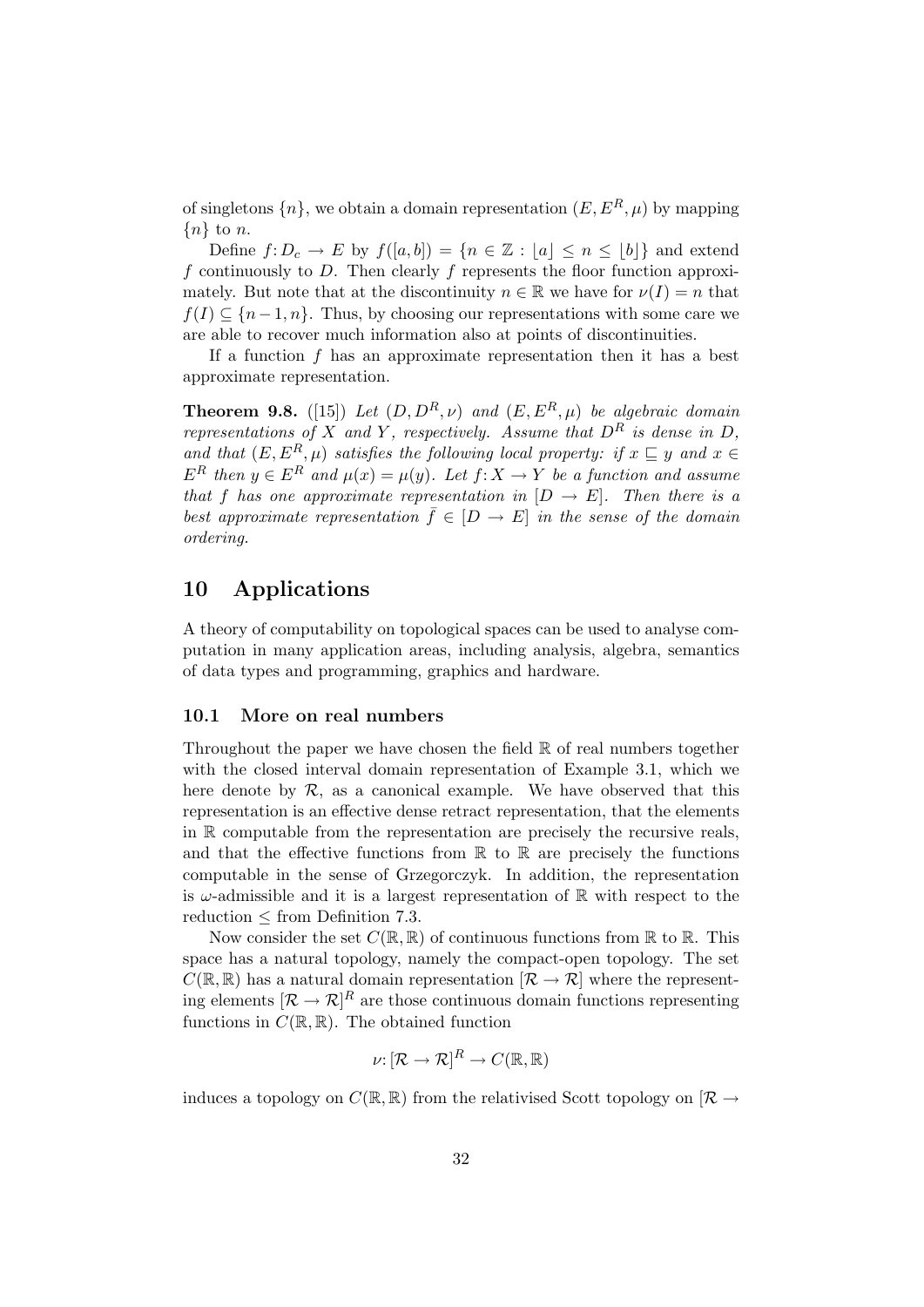of singletons $\{n\}$, we obtain a domain representation $(E, E^R, \mu)$ by mapping $\{n\}$ to $n$.

Define $f: D_c \to E$ by $f([a,b]) = \{n \in \mathbb{Z} : \lfloor a \rfloor \leq n \leq \lfloor b \rfloor\}$ and extend $f$ continuously to $D$. Then clearly $f$ represents the floor function approximately. But note that at the discontinuity $n \in \mathbb{R}$ we have for $\nu(I) = n$ that $f(I) \subseteq \{n-1, n\}$. Thus, by choosing our representations with some care we are able to recover much information also at points of discontinuities.

If a function $f$ has an approximate representation then it has a best approximate representation.

**Theorem 9.8.** ([15]) *Let $(D, D^R, \nu)$ and $(E, E^R, \mu)$ be algebraic domain representations of $X$ and $Y$, respectively. Assume that $D^R$ is dense in $D$, and that $(E, E^R, \mu)$ satisfies the following local property: if $x \sqsubseteq y$ and $x \in E^R$ then $y \in E^R$ and $\mu(x) = \mu(y)$. Let $f: X \to Y$ be a function and assume that $f$ has one approximate representation in $[D \to E]$. Then there is a best approximate representation $\bar{f} \in [D \to E]$ in the sense of the domain ordering.*

# 10 Applications

A theory of computability on topological spaces can be used to analyse computation in many application areas, including analysis, algebra, semantics of data types and programming, graphics and hardware.

## 10.1 More on real numbers

Throughout the paper we have chosen the field $\mathbb{R}$ of real numbers together with the closed interval domain representation of Example 3.1, which we here denote by $\mathcal{R}$, as a canonical example. We have observed that this representation is an effective dense retract representation, that the elements in $\mathbb{R}$ computable from the representation are precisely the recursive reals, and that the effective functions from $\mathbb{R}$ to $\mathbb{R}$ are precisely the functions computable in the sense of Grzegorczyk. In addition, the representation is $\omega$-admissible and it is a largest representation of $\mathbb{R}$ with respect to the reduction $\leq$ from Definition 7.3.

Now consider the set $C(\mathbb{R}, \mathbb{R})$ of continuous functions from $\mathbb{R}$ to $\mathbb{R}$. This space has a natural topology, namely the compact-open topology. The set $C(\mathbb{R}, \mathbb{R})$ has a natural domain representation $[\mathcal{R} \to \mathcal{R}]$ where the representing elements $[\mathcal{R} \to \mathcal{R}]^R$ are those continuous domain functions representing functions in $C(\mathbb{R}, \mathbb{R})$. The obtained function

$$\nu: [\mathcal{R} \to \mathcal{R}]^R \to C(\mathbb{R}, \mathbb{R})$$

induces a topology on $C(\mathbb{R}, \mathbb{R})$ from the relativised Scott topology on $[\mathcal{R} \to$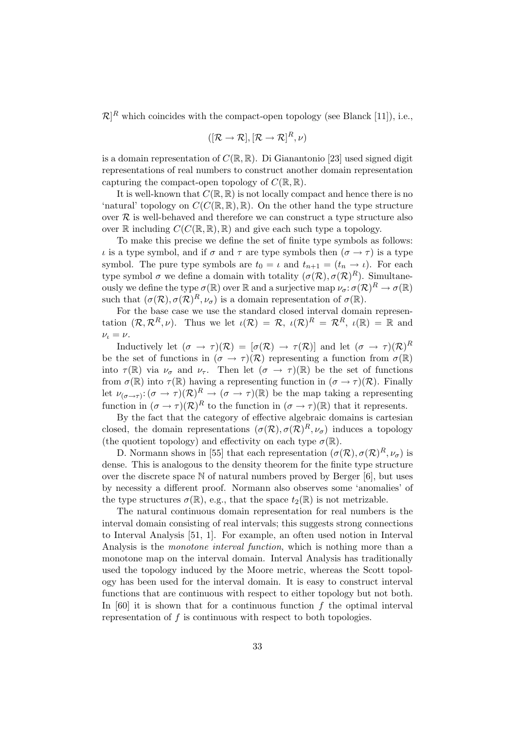$\mathcal{R}]^R$ which coincides with the compact-open topology (see Blanck [11]), i.e.,

$$([\mathcal{R} \to \mathcal{R}], [\mathcal{R} \to \mathcal{R}]^R, \nu)$$

is a domain representation of $C(\mathbb{R}, \mathbb{R})$. Di Gianantonio [23] used signed digit representations of real numbers to construct another domain representation capturing the compact-open topology of $C(\mathbb{R}, \mathbb{R})$.

It is well-known that $C(\mathbb{R}, \mathbb{R})$ is not locally compact and hence there is no 'natural' topology on $C(C(\mathbb{R}, \mathbb{R}), \mathbb{R})$. On the other hand the type structure over $\mathcal{R}$ is well-behaved and therefore we can construct a type structure also over $\mathbb{R}$ including $C(C(\mathbb{R}, \mathbb{R}), \mathbb{R})$ and give each such type a topology.

To make this precise we define the set of finite type symbols as follows: $\iota$ is a type symbol, and if $\sigma$ and $\tau$ are type symbols then $(\sigma \to \tau)$ is a type symbol. The pure type symbols are $t_0 = \iota$ and $t_{n+1} = (t_n \to \iota)$. For each type symbol $\sigma$ we define a domain with totality $(\sigma(\mathcal{R}), \sigma(\mathcal{R})^R)$. Simultaneously we define the type $\sigma(\mathbb{R})$ over $\mathbb{R}$ and a surjective map $\nu_\sigma \colon \sigma(\mathcal{R})^R \to \sigma(\mathbb{R})$ such that $(\sigma(\mathcal{R}), \sigma(\mathcal{R})^R, \nu_\sigma)$ is a domain representation of $\sigma(\mathbb{R})$.

For the base case we use the standard closed interval domain representation $(\mathcal{R}, \mathcal{R}^R, \nu)$. Thus we let $\iota(\mathcal{R}) = \mathcal{R}$, $\iota(\mathcal{R})^R = \mathcal{R}^R$, $\iota(\mathbb{R}) = \mathbb{R}$ and $\nu_\iota = \nu$.

Inductively let $(\sigma \to \tau)(\mathcal{R}) = [\sigma(\mathcal{R}) \to \tau(\mathcal{R})]$ and let $(\sigma \to \tau)(\mathcal{R})^R$ be the set of functions in $(\sigma \to \tau)(\mathcal{R})$ representing a function from $\sigma(\mathbb{R})$ into $\tau(\mathbb{R})$ via $\nu_\sigma$ and $\nu_\tau$. Then let $(\sigma \to \tau)(\mathbb{R})$ be the set of functions from $\sigma(\mathbb{R})$ into $\tau(\mathbb{R})$ having a representing function in $(\sigma \to \tau)(\mathcal{R})$. Finally let $\nu_{(\sigma \to \tau)} \colon (\sigma \to \tau)(\mathcal{R})^R \to (\sigma \to \tau)(\mathbb{R})$ be the map taking a representing function in $(\sigma \to \tau)(\mathcal{R})^R$ to the function in $(\sigma \to \tau)(\mathbb{R})$ that it represents.

By the fact that the category of effective algebraic domains is cartesian closed, the domain representations $(\sigma(\mathcal{R}), \sigma(\mathcal{R})^R, \nu_\sigma)$ induces a topology (the quotient topology) and effectivity on each type $\sigma(\mathbb{R})$.

D. Normann shows in [55] that each representation $(\sigma(\mathcal{R}), \sigma(\mathcal{R})^R, \nu_\sigma)$ is dense. This is analogous to the density theorem for the finite type structure over the discrete space $\mathbb{N}$ of natural numbers proved by Berger [6], but uses by necessity a different proof. Normann also observes some 'anomalies' of the type structures $\sigma(\mathbb{R})$, e.g., that the space $t_2(\mathbb{R})$ is not metrizable.

The natural continuous domain representation for real numbers is the interval domain consisting of real intervals; this suggests strong connections to Interval Analysis [51, 1]. For example, an often used notion in Interval Analysis is the *monotone interval function*, which is nothing more than a monotone map on the interval domain. Interval Analysis has traditionally used the topology induced by the Moore metric, whereas the Scott topology has been used for the interval domain. It is easy to construct interval functions that are continuous with respect to either topology but not both. In [60] it is shown that for a continuous function $f$ the optimal interval representation of $f$ is continuous with respect to both topologies.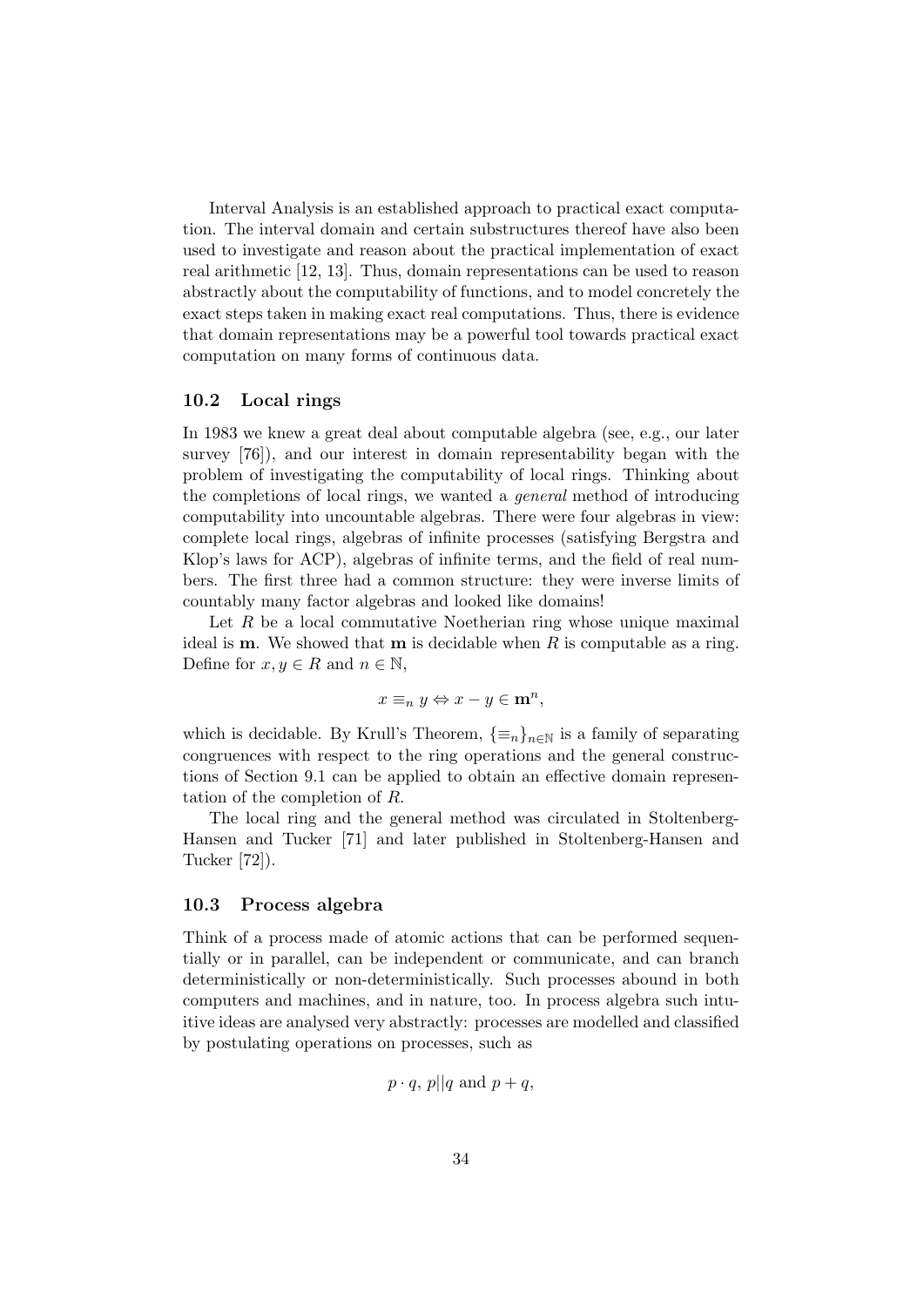Interval Analysis is an established approach to practical exact computation. The interval domain and certain substructures thereof have also been used to investigate and reason about the practical implementation of exact real arithmetic [12, 13]. Thus, domain representations can be used to reason abstractly about the computability of functions, and to model concretely the exact steps taken in making exact real computations. Thus, there is evidence that domain representations may be a powerful tool towards practical exact computation on many forms of continuous data.

### 10.2 Local rings

In 1983 we knew a great deal about computable algebra (see, e.g., our later survey [76]), and our interest in domain representability began with the problem of investigating the computability of local rings. Thinking about the completions of local rings, we wanted a *general* method of introducing computability into uncountable algebras. There were four algebras in view: complete local rings, algebras of infinite processes (satisfying Bergstra and Klop's laws for ACP), algebras of infinite terms, and the field of real numbers. The first three had a common structure: they were inverse limits of countably many factor algebras and looked like domains!

Let $R$ be a local commutative Noetherian ring whose unique maximal ideal is $\mathbf{m}$. We showed that $\mathbf{m}$ is decidable when $R$ is computable as a ring. Define for $x, y \in R$ and $n \in \mathbb{N}$,

$$x \equiv_n y \Leftrightarrow x - y \in \mathbf{m}^n,$$

which is decidable. By Krull's Theorem, $\{\equiv_n\}_{n\in\mathbb{N}}$ is a family of separating congruences with respect to the ring operations and the general constructions of Section 9.1 can be applied to obtain an effective domain representation of the completion of $R$.

The local ring and the general method was circulated in Stoltenberg-Hansen and Tucker [71] and later published in Stoltenberg-Hansen and Tucker [72]).

### 10.3 Process algebra

Think of a process made of atomic actions that can be performed sequentially or in parallel, can be independent or communicate, and can branch deterministically or non-deterministically. Such processes abound in both computers and machines, and in nature, too. In process algebra such intuitive ideas are analysed very abstractly: processes are modelled and classified by postulating operations on processes, such as

$$p \cdot q,\ p||q \text{ and } p + q,$$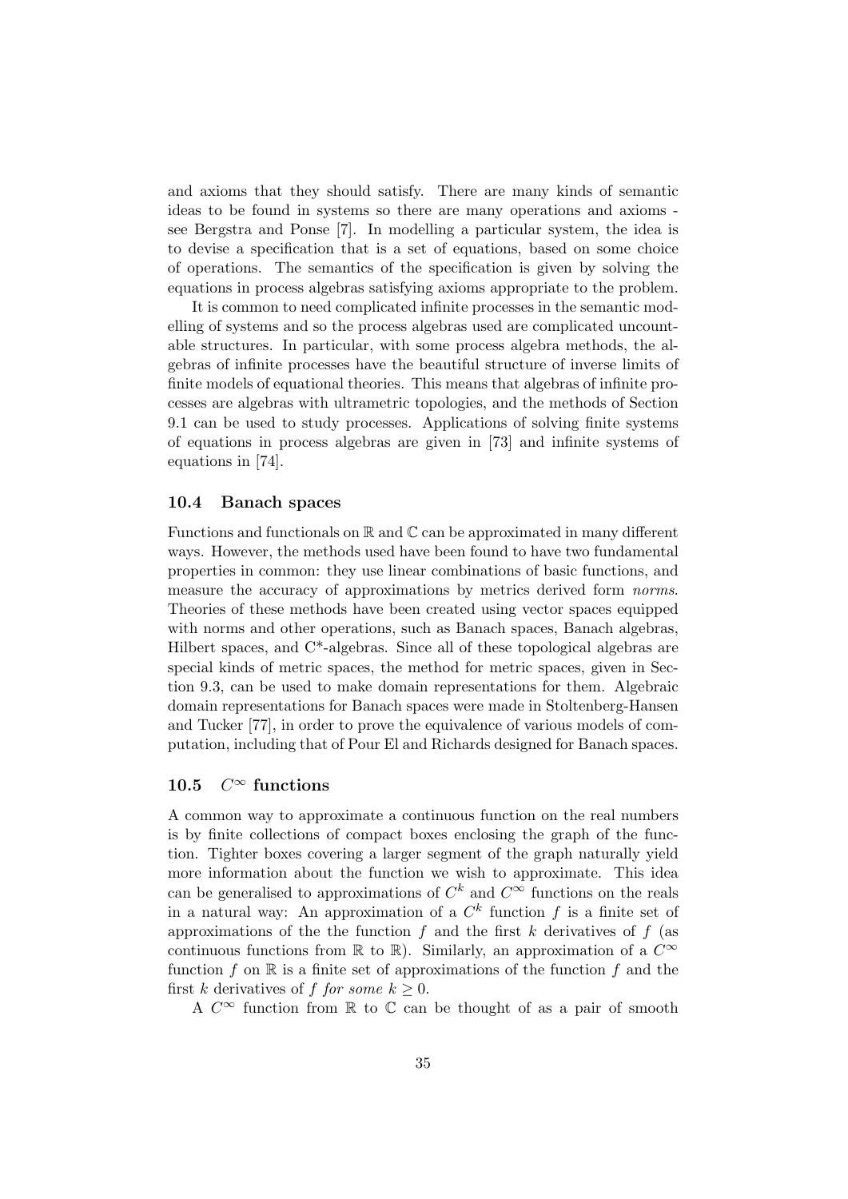and axioms that they should satisfy. There are many kinds of semantic ideas to be found in systems so there are many operations and axioms - see Bergstra and Ponse [7]. In modelling a particular system, the idea is to devise a specification that is a set of equations, based on some choice of operations. The semantics of the specification is given by solving the equations in process algebras satisfying axioms appropriate to the problem.

It is common to need complicated infinite processes in the semantic modelling of systems and so the process algebras used are complicated uncountable structures. In particular, with some process algebra methods, the algebras of infinite processes have the beautiful structure of inverse limits of finite models of equational theories. This means that algebras of infinite processes are algebras with ultrametric topologies, and the methods of Section 9.1 can be used to study processes. Applications of solving finite systems of equations in process algebras are given in [73] and infinite systems of equations in [74].

### 10.4 Banach spaces

Functions and functionals on $\mathbb{R}$ and $\mathbb{C}$ can be approximated in many different ways. However, the methods used have been found to have two fundamental properties in common: they use linear combinations of basic functions, and measure the accuracy of approximations by metrics derived form *norms*. Theories of these methods have been created using vector spaces equipped with norms and other operations, such as Banach spaces, Banach algebras, Hilbert spaces, and C*-algebras. Since all of these topological algebras are special kinds of metric spaces, the method for metric spaces, given in Section 9.3, can be used to make domain representations for them. Algebraic domain representations for Banach spaces were made in Stoltenberg-Hansen and Tucker [77], in order to prove the equivalence of various models of computation, including that of Pour El and Richards designed for Banach spaces.

### 10.5 $C^\infty$ functions

A common way to approximate a continuous function on the real numbers is by finite collections of compact boxes enclosing the graph of the function. Tighter boxes covering a larger segment of the graph naturally yield more information about the function we wish to approximate. This idea can be generalised to approximations of $C^k$ and $C^\infty$ functions on the reals in a natural way: An approximation of a $C^k$ function $f$ is a finite set of approximations of the the function $f$ and the first $k$ derivatives of $f$ (as continuous functions from $\mathbb{R}$ to $\mathbb{R}$). Similarly, an approximation of a $C^\infty$ function $f$ on $\mathbb{R}$ is a finite set of approximations of the function $f$ and the first $k$ derivatives of $f$ *for some* $k \geq 0$.

A $C^\infty$ function from $\mathbb{R}$ to $\mathbb{C}$ can be thought of as a pair of smooth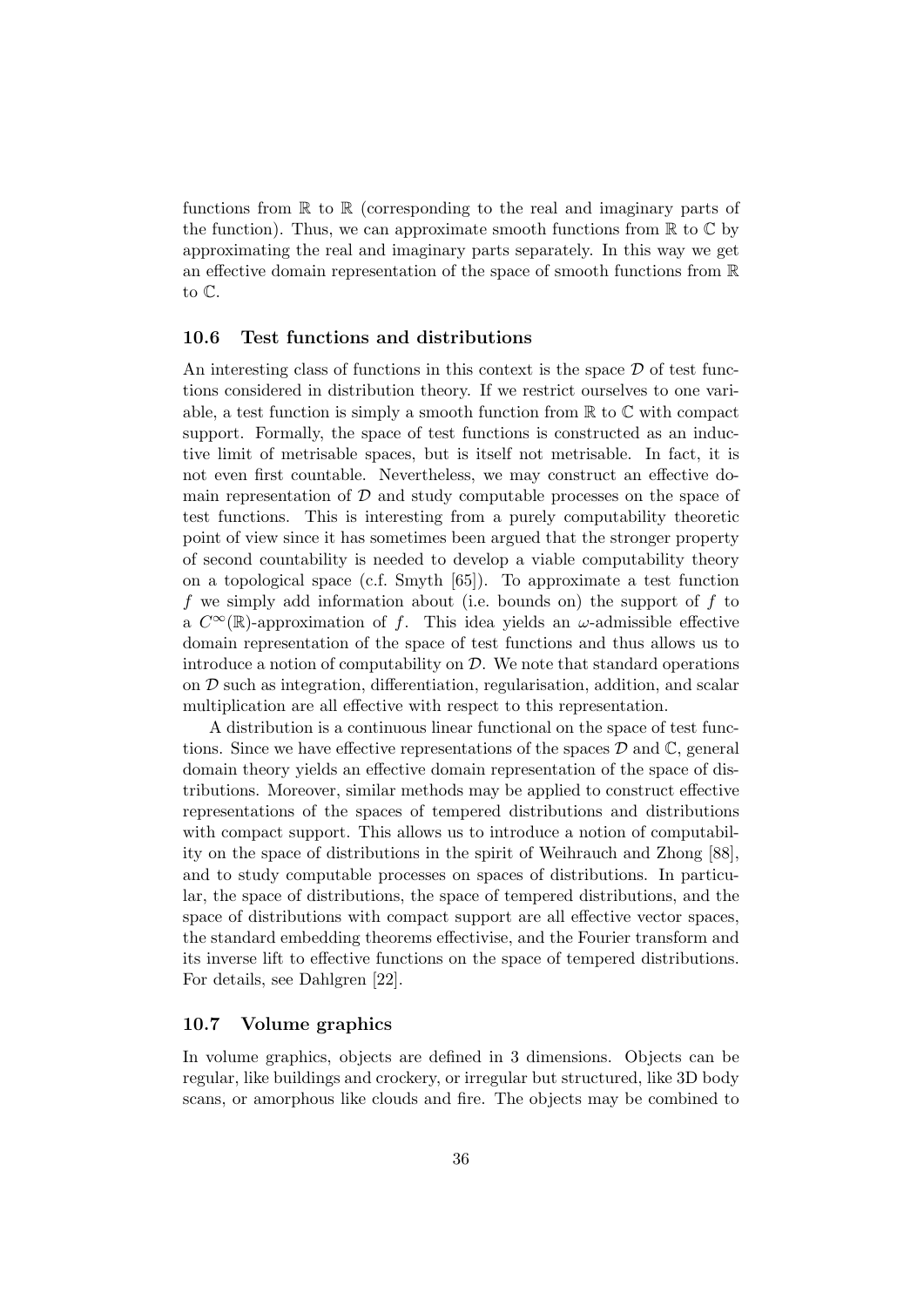functions from $\mathbb{R}$ to $\mathbb{R}$ (corresponding to the real and imaginary parts of the function). Thus, we can approximate smooth functions from $\mathbb{R}$ to $\mathbb{C}$ by approximating the real and imaginary parts separately. In this way we get an effective domain representation of the space of smooth functions from $\mathbb{R}$ to $\mathbb{C}$.

### 10.6 Test functions and distributions

An interesting class of functions in this context is the space $\mathcal{D}$ of test functions considered in distribution theory. If we restrict ourselves to one variable, a test function is simply a smooth function from $\mathbb{R}$ to $\mathbb{C}$ with compact support. Formally, the space of test functions is constructed as an inductive limit of metrisable spaces, but is itself not metrisable. In fact, it is not even first countable. Nevertheless, we may construct an effective domain representation of $\mathcal{D}$ and study computable processes on the space of test functions. This is interesting from a purely computability theoretic point of view since it has sometimes been argued that the stronger property of second countability is needed to develop a viable computability theory on a topological space (c.f. Smyth [65]). To approximate a test function $f$ we simply add information about (i.e. bounds on) the support of $f$ to a $C^\infty(\mathbb{R})$-approximation of $f$. This idea yields an $\omega$-admissible effective domain representation of the space of test functions and thus allows us to introduce a notion of computability on $\mathcal{D}$. We note that standard operations on $\mathcal{D}$ such as integration, differentiation, regularisation, addition, and scalar multiplication are all effective with respect to this representation.

A distribution is a continuous linear functional on the space of test functions. Since we have effective representations of the spaces $\mathcal{D}$ and $\mathbb{C}$, general domain theory yields an effective domain representation of the space of distributions. Moreover, similar methods may be applied to construct effective representations of the spaces of tempered distributions and distributions with compact support. This allows us to introduce a notion of computability on the space of distributions in the spirit of Weihrauch and Zhong [88], and to study computable processes on spaces of distributions. In particular, the space of distributions, the space of tempered distributions, and the space of distributions with compact support are all effective vector spaces, the standard embedding theorems effectivise, and the Fourier transform and its inverse lift to effective functions on the space of tempered distributions. For details, see Dahlgren [22].

### 10.7 Volume graphics

In volume graphics, objects are defined in 3 dimensions. Objects can be regular, like buildings and crockery, or irregular but structured, like 3D body scans, or amorphous like clouds and fire. The objects may be combined to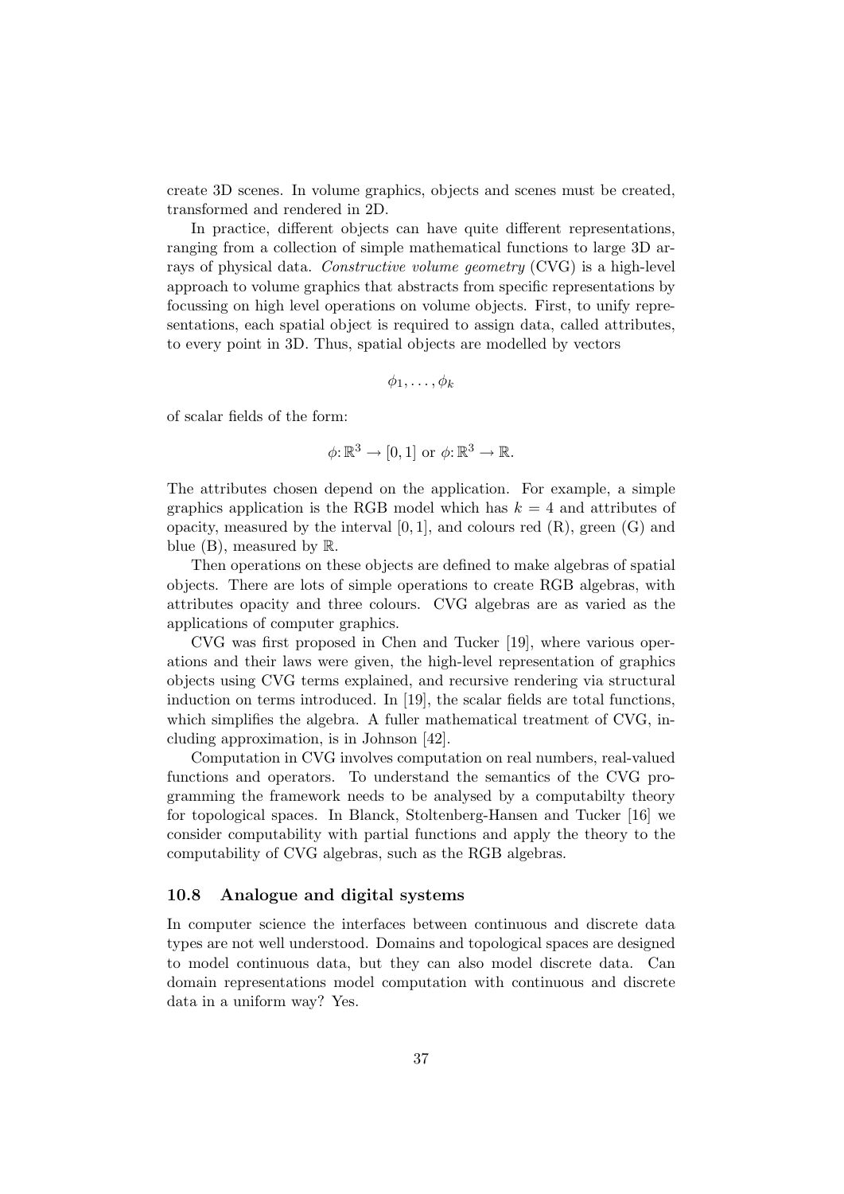create 3D scenes. In volume graphics, objects and scenes must be created, transformed and rendered in 2D.

In practice, different objects can have quite different representations, ranging from a collection of simple mathematical functions to large 3D arrays of physical data. *Constructive volume geometry* (CVG) is a high-level approach to volume graphics that abstracts from specific representations by focussing on high level operations on volume objects. First, to unify representations, each spatial object is required to assign data, called attributes, to every point in 3D. Thus, spatial objects are modelled by vectors

$$\phi_1, \ldots, \phi_k$$

of scalar fields of the form:

$$\phi \colon \mathbb{R}^3 \to [0,1] \text{ or } \phi \colon \mathbb{R}^3 \to \mathbb{R}.$$

The attributes chosen depend on the application. For example, a simple graphics application is the RGB model which has $k = 4$ and attributes of opacity, measured by the interval $[0,1]$, and colours red (R), green (G) and blue (B), measured by $\mathbb{R}$.

Then operations on these objects are defined to make algebras of spatial objects. There are lots of simple operations to create RGB algebras, with attributes opacity and three colours. CVG algebras are as varied as the applications of computer graphics.

CVG was first proposed in Chen and Tucker [19], where various operations and their laws were given, the high-level representation of graphics objects using CVG terms explained, and recursive rendering via structural induction on terms introduced. In [19], the scalar fields are total functions, which simplifies the algebra. A fuller mathematical treatment of CVG, including approximation, is in Johnson [42].

Computation in CVG involves computation on real numbers, real-valued functions and operators. To understand the semantics of the CVG programming the framework needs to be analysed by a computabilty theory for topological spaces. In Blanck, Stoltenberg-Hansen and Tucker [16] we consider computability with partial functions and apply the theory to the computability of CVG algebras, such as the RGB algebras.

### 10.8 Analogue and digital systems

In computer science the interfaces between continuous and discrete data types are not well understood. Domains and topological spaces are designed to model continuous data, but they can also model discrete data. Can domain representations model computation with continuous and discrete data in a uniform way? Yes.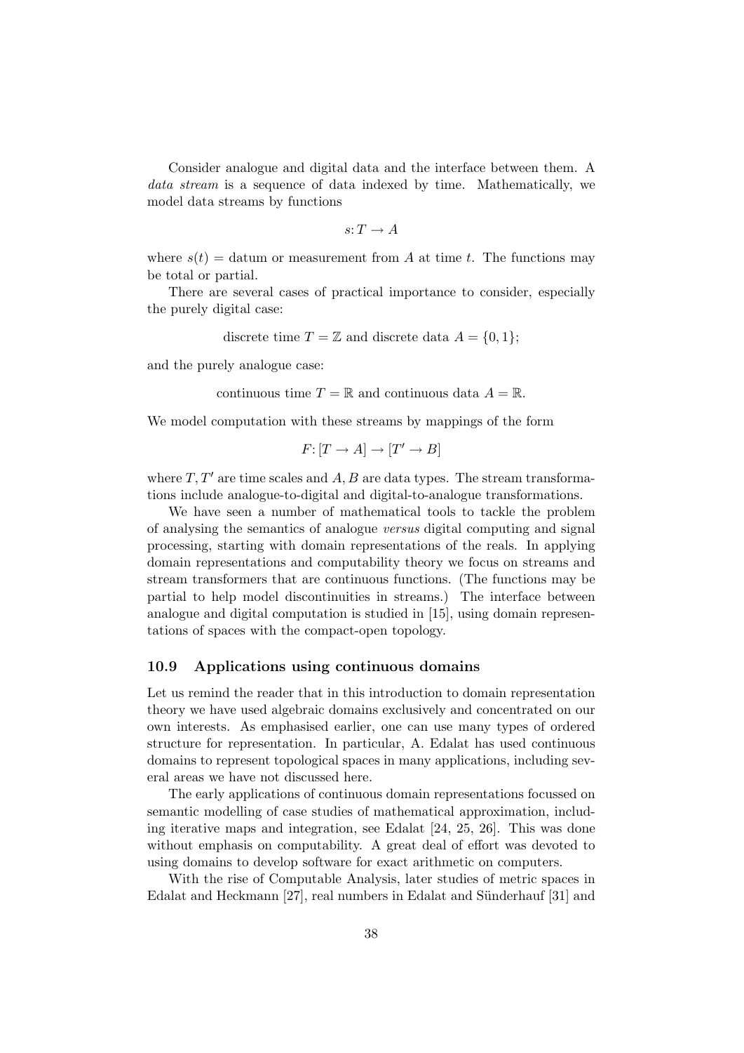Consider analogue and digital data and the interface between them. A *data stream* is a sequence of data indexed by time. Mathematically, we model data streams by functions

$$s: T \to A$$

where $s(t)$ = datum or measurement from $A$ at time $t$. The functions may be total or partial.

There are several cases of practical importance to consider, especially the purely digital case:

discrete time $T = \mathbb{Z}$ and discrete data $A = \{0, 1\}$;

and the purely analogue case:

continuous time $T = \mathbb{R}$ and continuous data $A = \mathbb{R}$.

We model computation with these streams by mappings of the form

$$F: [T \to A] \to [T' \to B]$$

where $T, T'$ are time scales and $A, B$ are data types. The stream transformations include analogue-to-digital and digital-to-analogue transformations.

We have seen a number of mathematical tools to tackle the problem of analysing the semantics of analogue *versus* digital computing and signal processing, starting with domain representations of the reals. In applying domain representations and computability theory we focus on streams and stream transformers that are continuous functions. (The functions may be partial to help model discontinuities in streams.) The interface between analogue and digital computation is studied in [15], using domain representations of spaces with the compact-open topology.

### 10.9 Applications using continuous domains

Let us remind the reader that in this introduction to domain representation theory we have used algebraic domains exclusively and concentrated on our own interests. As emphasised earlier, one can use many types of ordered structure for representation. In particular, A. Edalat has used continuous domains to represent topological spaces in many applications, including several areas we have not discussed here.

The early applications of continuous domain representations focussed on semantic modelling of case studies of mathematical approximation, including iterative maps and integration, see Edalat [24, 25, 26]. This was done without emphasis on computability. A great deal of effort was devoted to using domains to develop software for exact arithmetic on computers.

With the rise of Computable Analysis, later studies of metric spaces in Edalat and Heckmann [27], real numbers in Edalat and Sünderhauf [31] and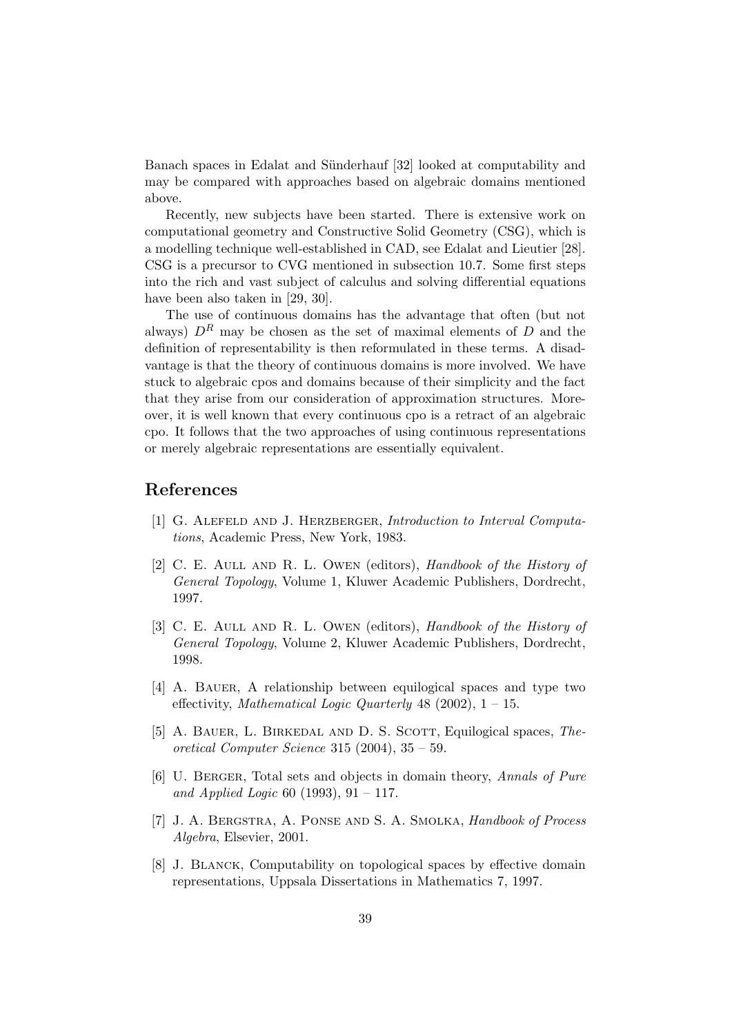Banach spaces in Edalat and Sünderhauf [32] looked at computability and may be compared with approaches based on algebraic domains mentioned above.

Recently, new subjects have been started. There is extensive work on computational geometry and Constructive Solid Geometry (CSG), which is a modelling technique well-established in CAD, see Edalat and Lieutier [28]. CSG is a precursor to CVG mentioned in subsection 10.7. Some first steps into the rich and vast subject of calculus and solving differential equations have been also taken in [29, 30].

The use of continuous domains has the advantage that often (but not always) $D^R$ may be chosen as the set of maximal elements of $D$ and the definition of representability is then reformulated in these terms. A disadvantage is that the theory of continuous domains is more involved. We have stuck to algebraic cpos and domains because of their simplicity and the fact that they arise from our consideration of approximation structures. Moreover, it is well known that every continuous cpo is a retract of an algebraic cpo. It follows that the two approaches of using continuous representations or merely algebraic representations are essentially equivalent.

## References

[1] G. Alefeld and J. Herzberger, *Introduction to Interval Computations*, Academic Press, New York, 1983.

[2] C. E. Aull and R. L. Owen (editors), *Handbook of the History of General Topology*, Volume 1, Kluwer Academic Publishers, Dordrecht, 1997.

[3] C. E. Aull and R. L. Owen (editors), *Handbook of the History of General Topology*, Volume 2, Kluwer Academic Publishers, Dordrecht, 1998.

[4] A. Bauer, A relationship between equilogical spaces and type two effectivity, *Mathematical Logic Quarterly* 48 (2002), 1 – 15.

[5] A. Bauer, L. Birkedal and D. S. Scott, Equilogical spaces, *Theoretical Computer Science* 315 (2004), 35 – 59.

[6] U. Berger, Total sets and objects in domain theory, *Annals of Pure and Applied Logic* 60 (1993), 91 – 117.

[7] J. A. Bergstra, A. Ponse and S. A. Smolka, *Handbook of Process Algebra*, Elsevier, 2001.

[8] J. Blanck, Computability on topological spaces by effective domain representations, Uppsala Dissertations in Mathematics 7, 1997.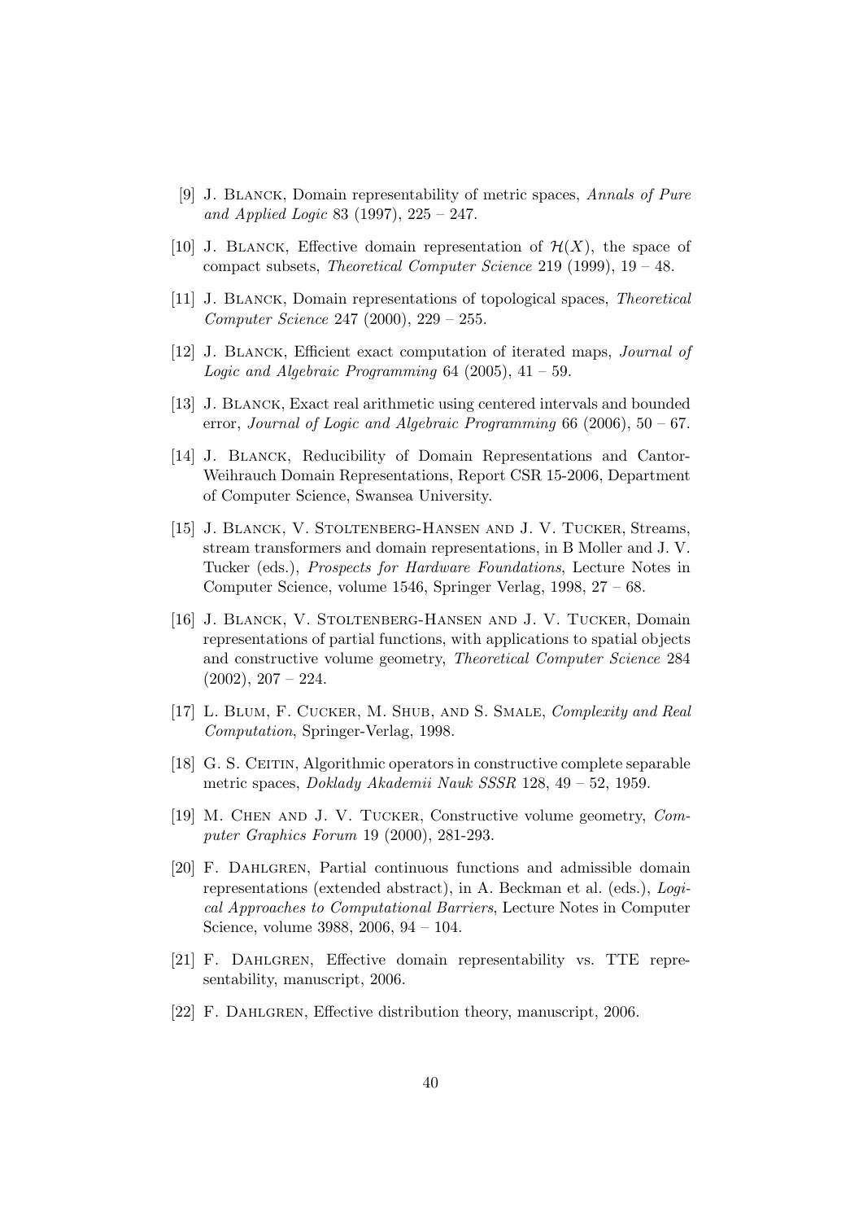[9] J. Blanck, Domain representability of metric spaces, *Annals of Pure and Applied Logic* 83 (1997), 225 – 247.

[10] J. Blanck, Effective domain representation of $\mathcal{H}(X)$, the space of compact subsets, *Theoretical Computer Science* 219 (1999), 19 – 48.

[11] J. Blanck, Domain representations of topological spaces, *Theoretical Computer Science* 247 (2000), 229 – 255.

[12] J. Blanck, Efficient exact computation of iterated maps, *Journal of Logic and Algebraic Programming* 64 (2005), 41 – 59.

[13] J. Blanck, Exact real arithmetic using centered intervals and bounded error, *Journal of Logic and Algebraic Programming* 66 (2006), 50 – 67.

[14] J. Blanck, Reducibility of Domain Representations and Cantor-Weihrauch Domain Representations, Report CSR 15-2006, Department of Computer Science, Swansea University.

[15] J. Blanck, V. Stoltenberg-Hansen and J. V. Tucker, Streams, stream transformers and domain representations, in B Moller and J. V. Tucker (eds.), *Prospects for Hardware Foundations*, Lecture Notes in Computer Science, volume 1546, Springer Verlag, 1998, 27 – 68.

[16] J. Blanck, V. Stoltenberg-Hansen and J. V. Tucker, Domain representations of partial functions, with applications to spatial objects and constructive volume geometry, *Theoretical Computer Science* 284 (2002), 207 – 224.

[17] L. Blum, F. Cucker, M. Shub, and S. Smale, *Complexity and Real Computation*, Springer-Verlag, 1998.

[18] G. S. Ceitin, Algorithmic operators in constructive complete separable metric spaces, *Doklady Akademii Nauk SSSR* 128, 49 – 52, 1959.

[19] M. Chen and J. V. Tucker, Constructive volume geometry, *Computer Graphics Forum* 19 (2000), 281-293.

[20] F. Dahlgren, Partial continuous functions and admissible domain representations (extended abstract), in A. Beckman et al. (eds.), *Logical Approaches to Computational Barriers*, Lecture Notes in Computer Science, volume 3988, 2006, 94 – 104.

[21] F. Dahlgren, Effective domain representability vs. TTE representability, manuscript, 2006.

[22] F. Dahlgren, Effective distribution theory, manuscript, 2006.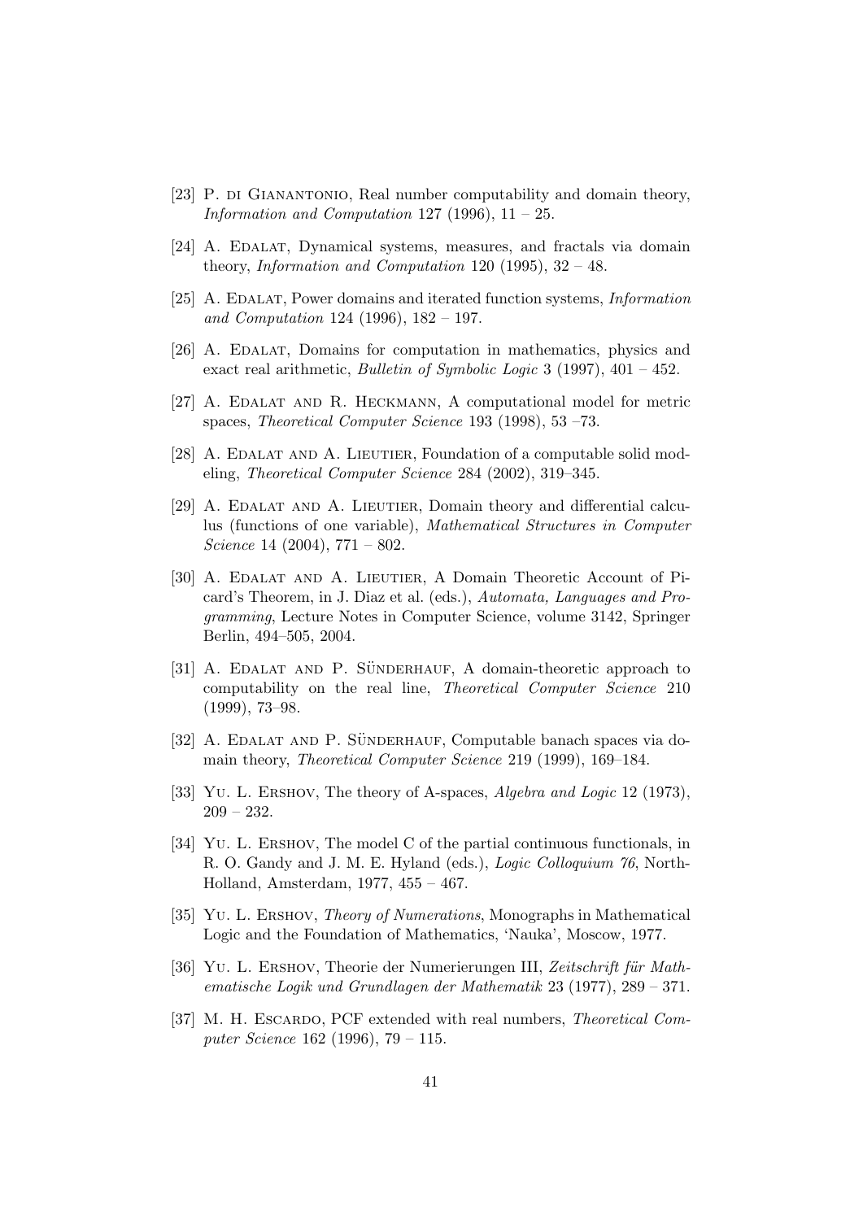[23] P. di Gianantonio, Real number computability and domain theory, *Information and Computation* 127 (1996), 11 – 25.

[24] A. Edalat, Dynamical systems, measures, and fractals via domain theory, *Information and Computation* 120 (1995), 32 – 48.

[25] A. Edalat, Power domains and iterated function systems, *Information and Computation* 124 (1996), 182 – 197.

[26] A. Edalat, Domains for computation in mathematics, physics and exact real arithmetic, *Bulletin of Symbolic Logic* 3 (1997), 401 – 452.

[27] A. Edalat and R. Heckmann, A computational model for metric spaces, *Theoretical Computer Science* 193 (1998), 53 –73.

[28] A. Edalat and A. Lieutier, Foundation of a computable solid modeling, *Theoretical Computer Science* 284 (2002), 319–345.

[29] A. Edalat and A. Lieutier, Domain theory and differential calculus (functions of one variable), *Mathematical Structures in Computer Science* 14 (2004), 771 – 802.

[30] A. Edalat and A. Lieutier, A Domain Theoretic Account of Picard's Theorem, in J. Diaz et al. (eds.), *Automata, Languages and Programming*, Lecture Notes in Computer Science, volume 3142, Springer Berlin, 494–505, 2004.

[31] A. Edalat and P. Sünderhauf, A domain-theoretic approach to computability on the real line, *Theoretical Computer Science* 210 (1999), 73–98.

[32] A. Edalat and P. Sünderhauf, Computable banach spaces via domain theory, *Theoretical Computer Science* 219 (1999), 169–184.

[33] Yu. L. Ershov, The theory of A-spaces, *Algebra and Logic* 12 (1973), 209 – 232.

[34] Yu. L. Ershov, The model C of the partial continuous functionals, in R. O. Gandy and J. M. E. Hyland (eds.), *Logic Colloquium 76*, North-Holland, Amsterdam, 1977, 455 – 467.

[35] Yu. L. Ershov, *Theory of Numerations*, Monographs in Mathematical Logic and the Foundation of Mathematics, 'Nauka', Moscow, 1977.

[36] Yu. L. Ershov, Theorie der Numerierungen III, *Zeitschrift für Mathematische Logik und Grundlagen der Mathematik* 23 (1977), 289 – 371.

[37] M. H. Escardo, PCF extended with real numbers, *Theoretical Computer Science* 162 (1996), 79 – 115.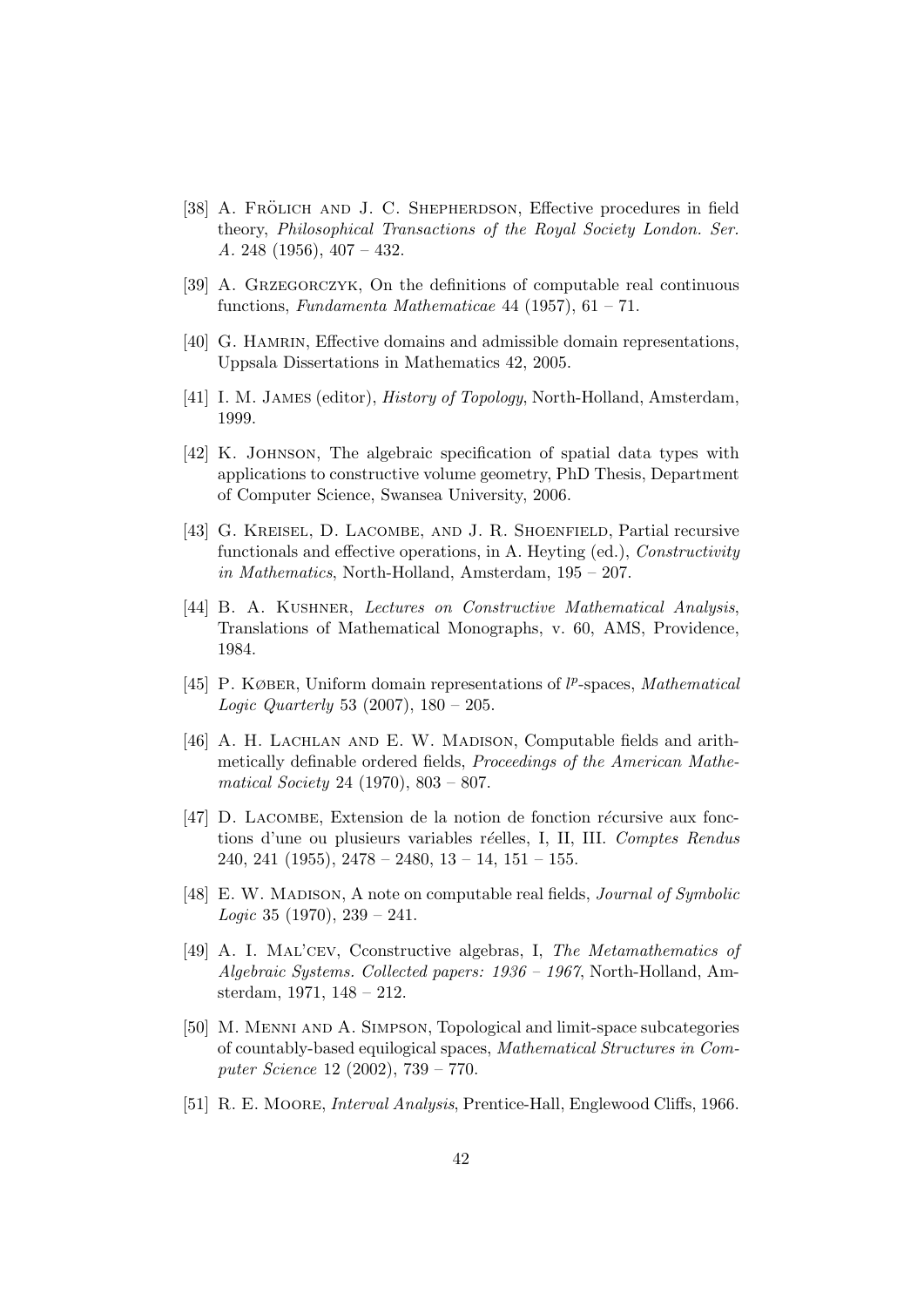[38] A. Frölich and J. C. Shepherdson, Effective procedures in field theory, *Philosophical Transactions of the Royal Society London. Ser. A*. 248 (1956), 407 – 432.

[39] A. Grzegorczyk, On the definitions of computable real continuous functions, *Fundamenta Mathematicae* 44 (1957), 61 – 71.

[40] G. Hamrin, Effective domains and admissible domain representations, Uppsala Dissertations in Mathematics 42, 2005.

[41] I. M. James (editor), *History of Topology*, North-Holland, Amsterdam, 1999.

[42] K. Johnson, The algebraic specification of spatial data types with applications to constructive volume geometry, PhD Thesis, Department of Computer Science, Swansea University, 2006.

[43] G. Kreisel, D. Lacombe, and J. R. Shoenfield, Partial recursive functionals and effective operations, in A. Heyting (ed.), *Constructivity in Mathematics*, North-Holland, Amsterdam, 195 – 207.

[44] B. A. Kushner, *Lectures on Constructive Mathematical Analysis*, Translations of Mathematical Monographs, v. 60, AMS, Providence, 1984.

[45] P. Køber, Uniform domain representations of $l^p$-spaces, *Mathematical Logic Quarterly* 53 (2007), 180 – 205.

[46] A. H. Lachlan and E. W. Madison, Computable fields and arithmetically definable ordered fields, *Proceedings of the American Mathematical Society* 24 (1970), 803 – 807.

[47] D. Lacombe, Extension de la notion de fonction récursive aux fonctions d'une ou plusieurs variables réelles, I, II, III. *Comptes Rendus* 240, 241 (1955), 2478 – 2480, 13 – 14, 151 – 155.

[48] E. W. Madison, A note on computable real fields, *Journal of Symbolic Logic* 35 (1970), 239 – 241.

[49] A. I. Mal'cev, Cconstructive algebras, I, *The Metamathematics of Algebraic Systems. Collected papers: 1936 – 1967*, North-Holland, Amsterdam, 1971, 148 – 212.

[50] M. Menni and A. Simpson, Topological and limit-space subcategories of countably-based equilogical spaces, *Mathematical Structures in Computer Science* 12 (2002), 739 – 770.

[51] R. E. Moore, *Interval Analysis*, Prentice-Hall, Englewood Cliffs, 1966.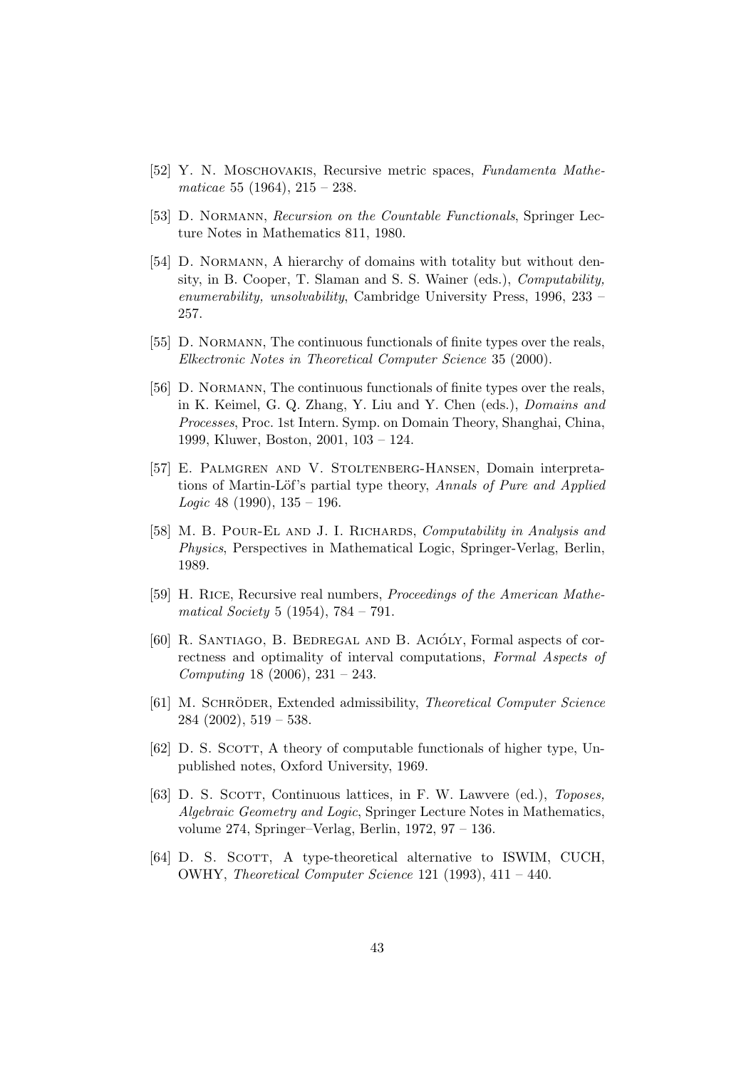[52] Y. N. Moschovakis, Recursive metric spaces, *Fundamenta Mathematicae* 55 (1964), 215 – 238.

[53] D. Normann, *Recursion on the Countable Functionals*, Springer Lecture Notes in Mathematics 811, 1980.

[54] D. Normann, A hierarchy of domains with totality but without density, in B. Cooper, T. Slaman and S. S. Wainer (eds.), *Computability, enumerability, unsolvability*, Cambridge University Press, 1996, 233 – 257.

[55] D. Normann, The continuous functionals of finite types over the reals, *Elkectronic Notes in Theoretical Computer Science* 35 (2000).

[56] D. Normann, The continuous functionals of finite types over the reals, in K. Keimel, G. Q. Zhang, Y. Liu and Y. Chen (eds.), *Domains and Processes*, Proc. 1st Intern. Symp. on Domain Theory, Shanghai, China, 1999, Kluwer, Boston, 2001, 103 – 124.

[57] E. Palmgren and V. Stoltenberg-Hansen, Domain interpretations of Martin-Löf's partial type theory, *Annals of Pure and Applied Logic* 48 (1990), 135 – 196.

[58] M. B. Pour-El and J. I. Richards, *Computability in Analysis and Physics*, Perspectives in Mathematical Logic, Springer-Verlag, Berlin, 1989.

[59] H. Rice, Recursive real numbers, *Proceedings of the American Mathematical Society* 5 (1954), 784 – 791.

[60] R. Santiago, B. Bedregal and B. Acióly, Formal aspects of correctness and optimality of interval computations, *Formal Aspects of Computing* 18 (2006), 231 – 243.

[61] M. Schröder, Extended admissibility, *Theoretical Computer Science* 284 (2002), 519 – 538.

[62] D. S. Scott, A theory of computable functionals of higher type, Unpublished notes, Oxford University, 1969.

[63] D. S. Scott, Continuous lattices, in F. W. Lawvere (ed.), *Toposes, Algebraic Geometry and Logic*, Springer Lecture Notes in Mathematics, volume 274, Springer–Verlag, Berlin, 1972, 97 – 136.

[64] D. S. Scott, A type-theoretical alternative to ISWIM, CUCH, OWHY, *Theoretical Computer Science* 121 (1993), 411 – 440.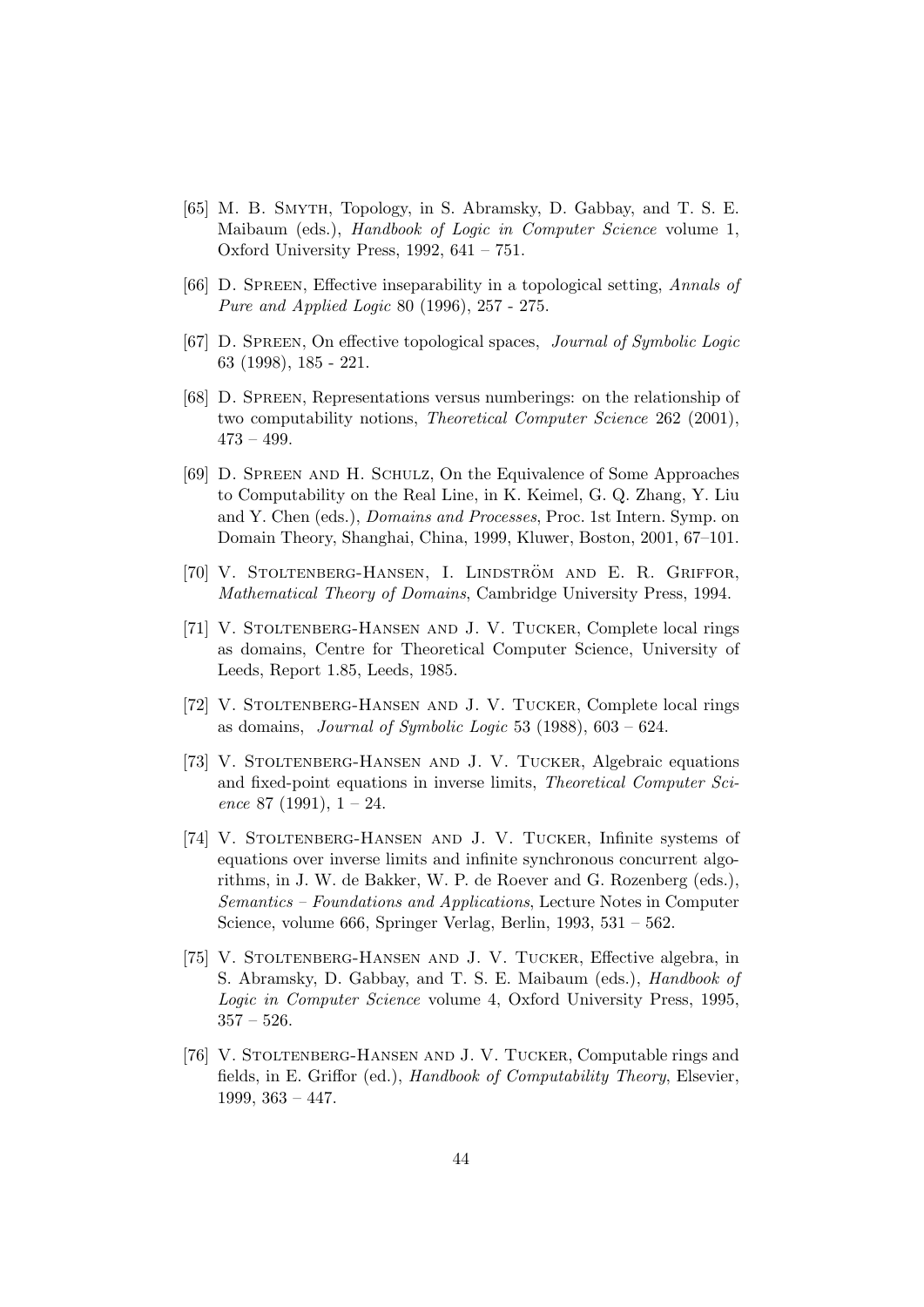[65] M. B. Smyth, Topology, in S. Abramsky, D. Gabbay, and T. S. E. Maibaum (eds.), *Handbook of Logic in Computer Science* volume 1, Oxford University Press, 1992, 641 – 751.

[66] D. Spreen, Effective inseparability in a topological setting, *Annals of Pure and Applied Logic* 80 (1996), 257 - 275.

[67] D. Spreen, On effective topological spaces, *Journal of Symbolic Logic* 63 (1998), 185 - 221.

[68] D. Spreen, Representations versus numberings: on the relationship of two computability notions, *Theoretical Computer Science* 262 (2001), 473 – 499.

[69] D. Spreen and H. Schulz, On the Equivalence of Some Approaches to Computability on the Real Line, in K. Keimel, G. Q. Zhang, Y. Liu and Y. Chen (eds.), *Domains and Processes*, Proc. 1st Intern. Symp. on Domain Theory, Shanghai, China, 1999, Kluwer, Boston, 2001, 67–101.

[70] V. Stoltenberg-Hansen, I. Lindström and E. R. Griffor, *Mathematical Theory of Domains*, Cambridge University Press, 1994.

[71] V. Stoltenberg-Hansen and J. V. Tucker, Complete local rings as domains, Centre for Theoretical Computer Science, University of Leeds, Report 1.85, Leeds, 1985.

[72] V. Stoltenberg-Hansen and J. V. Tucker, Complete local rings as domains, *Journal of Symbolic Logic* 53 (1988), 603 – 624.

[73] V. Stoltenberg-Hansen and J. V. Tucker, Algebraic equations and fixed-point equations in inverse limits, *Theoretical Computer Science* 87 (1991), 1 – 24.

[74] V. Stoltenberg-Hansen and J. V. Tucker, Infinite systems of equations over inverse limits and infinite synchronous concurrent algorithms, in J. W. de Bakker, W. P. de Roever and G. Rozenberg (eds.), *Semantics – Foundations and Applications*, Lecture Notes in Computer Science, volume 666, Springer Verlag, Berlin, 1993, 531 – 562.

[75] V. Stoltenberg-Hansen and J. V. Tucker, Effective algebra, in S. Abramsky, D. Gabbay, and T. S. E. Maibaum (eds.), *Handbook of Logic in Computer Science* volume 4, Oxford University Press, 1995, 357 – 526.

[76] V. Stoltenberg-Hansen and J. V. Tucker, Computable rings and fields, in E. Griffor (ed.), *Handbook of Computability Theory*, Elsevier, 1999, 363 – 447.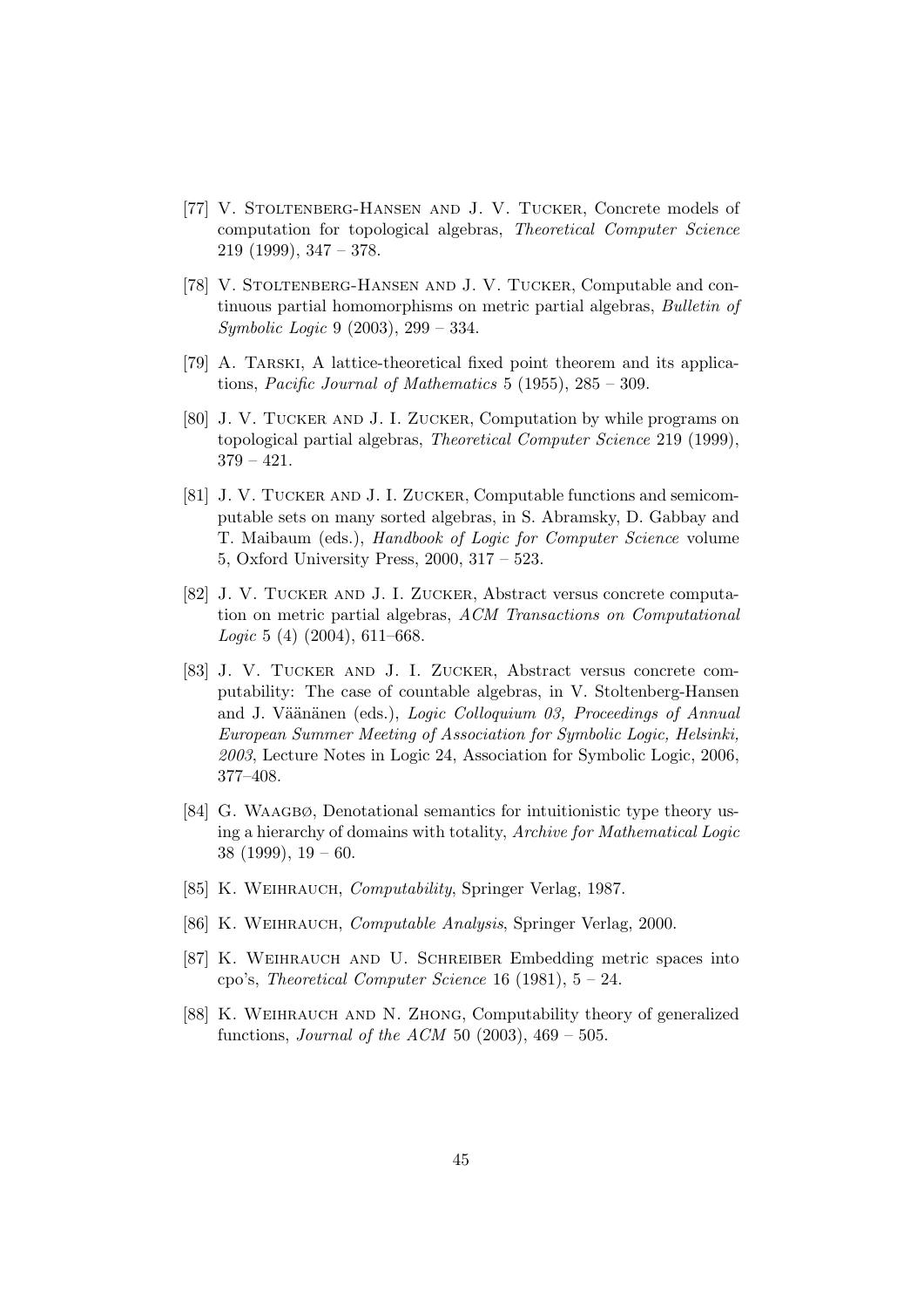[77] V. Stoltenberg-Hansen and J. V. Tucker, Concrete models of computation for topological algebras, *Theoretical Computer Science* 219 (1999), 347 – 378.

[78] V. Stoltenberg-Hansen and J. V. Tucker, Computable and continuous partial homomorphisms on metric partial algebras, *Bulletin of Symbolic Logic* 9 (2003), 299 – 334.

[79] A. Tarski, A lattice-theoretical fixed point theorem and its applications, *Pacific Journal of Mathematics* 5 (1955), 285 – 309.

[80] J. V. Tucker and J. I. Zucker, Computation by while programs on topological partial algebras, *Theoretical Computer Science* 219 (1999), 379 – 421.

[81] J. V. Tucker and J. I. Zucker, Computable functions and semicomputable sets on many sorted algebras, in S. Abramsky, D. Gabbay and T. Maibaum (eds.), *Handbook of Logic for Computer Science* volume 5, Oxford University Press, 2000, 317 – 523.

[82] J. V. Tucker and J. I. Zucker, Abstract versus concrete computation on metric partial algebras, *ACM Transactions on Computational Logic* 5 (4) (2004), 611–668.

[83] J. V. Tucker and J. I. Zucker, Abstract versus concrete computability: The case of countable algebras, in V. Stoltenberg-Hansen and J. Väänänen (eds.), *Logic Colloquium 03, Proceedings of Annual European Summer Meeting of Association for Symbolic Logic, Helsinki, 2003*, Lecture Notes in Logic 24, Association for Symbolic Logic, 2006, 377–408.

[84] G. Waagbø, Denotational semantics for intuitionistic type theory using a hierarchy of domains with totality, *Archive for Mathematical Logic* 38 (1999), 19 – 60.

[85] K. Weihrauch, *Computability*, Springer Verlag, 1987.

[86] K. Weihrauch, *Computable Analysis*, Springer Verlag, 2000.

[87] K. Weihrauch and U. Schreiber Embedding metric spaces into cpo's, *Theoretical Computer Science* 16 (1981), 5 – 24.

[88] K. Weihrauch and N. Zhong, Computability theory of generalized functions, *Journal of the ACM* 50 (2003), 469 – 505.